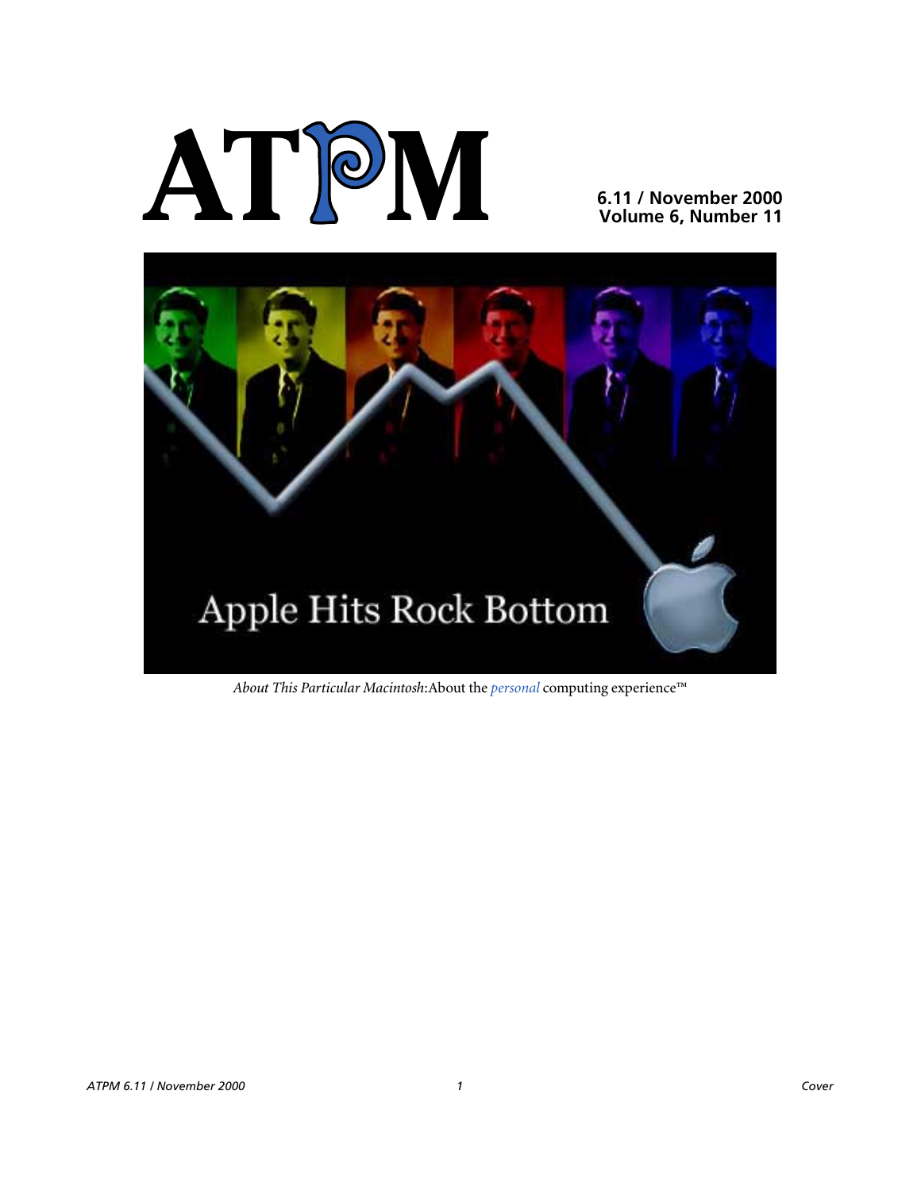# ATPM

**6.11 / November 2000**
**Volume 6, Number 11**

Apple Hits Rock Bottom

*About This Particular Macintosh*: About the *personal* computing experience™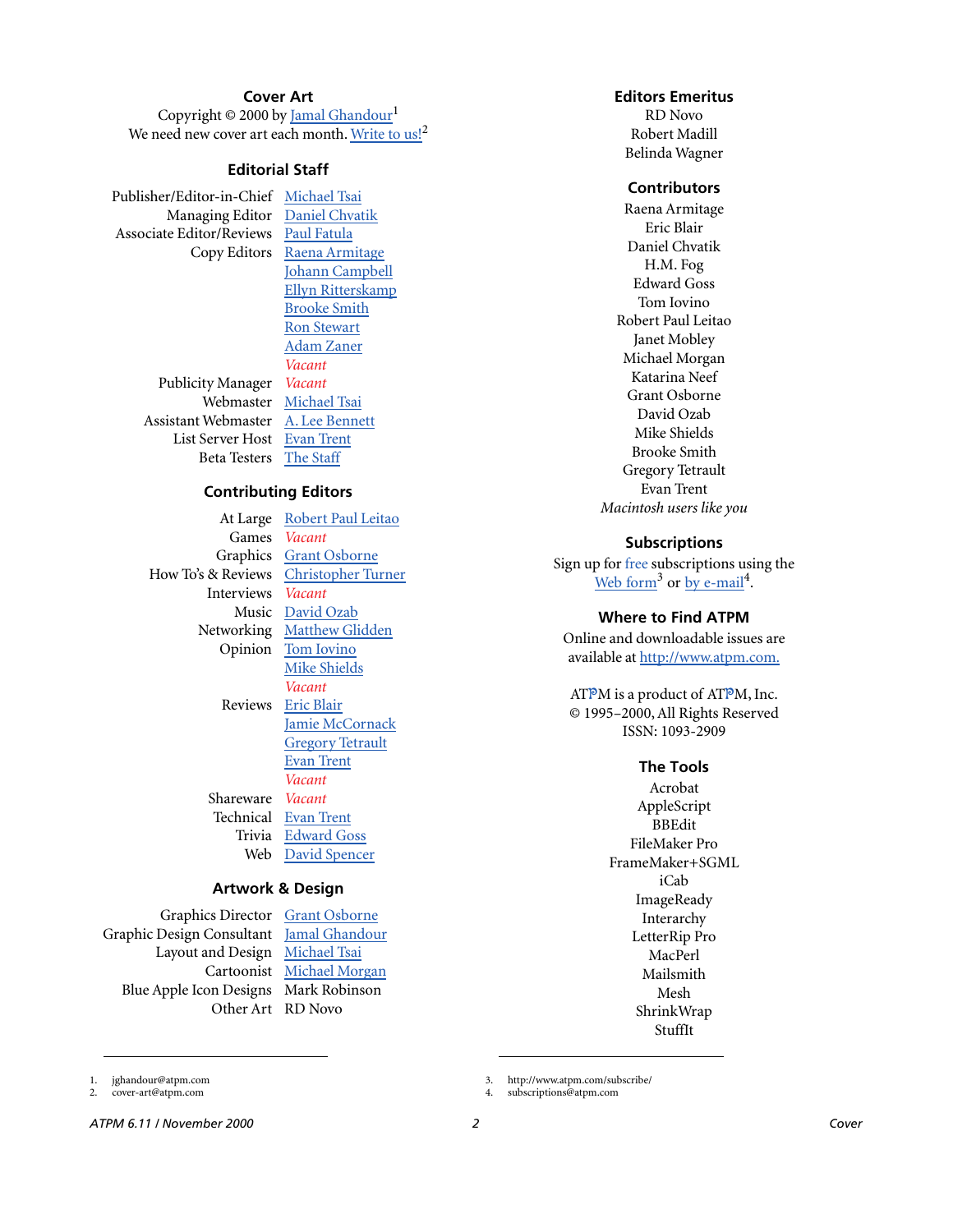## Cover Art

Copyright © 2000 by Jamal Ghandour[1]
We need new cover art each month. Write to us![2]

## Editorial Staff

| | |
|---|---|
| Publisher/Editor-in-Chief | Michael Tsai |
| Managing Editor | Daniel Chvatik |
| Associate Editor/Reviews | Paul Fatula |
| Copy Editors | Raena Armitage |
| | Johann Campbell |
| | Ellyn Ritterskamp |
| | Brooke Smith |
| | Ron Stewart |
| | Adam Zaner |
| | *Vacant* |
| Publicity Manager | *Vacant* |
| Webmaster | Michael Tsai |
| Assistant Webmaster | A. Lee Bennett |
| List Server Host | Evan Trent |
| Beta Testers | The Staff |

## Contributing Editors

| | |
|---|---|
| At Large | Robert Paul Leitao |
| Games | *Vacant* |
| Graphics | Grant Osborne |
| How To's & Reviews | Christopher Turner |
| Interviews | *Vacant* |
| Music | David Ozab |
| Networking | Matthew Glidden |
| Opinion | Tom Iovino |
| | Mike Shields |
| | *Vacant* |
| Reviews | Eric Blair |
| | Jamie McCornack |
| | Gregory Tetrault |
| | Evan Trent |
| | *Vacant* |
| Shareware | *Vacant* |
| Technical | Evan Trent |
| Trivia | Edward Goss |
| Web | David Spencer |

## Artwork & Design

| | |
|---|---|
| Graphics Director | Grant Osborne |
| Graphic Design Consultant | Jamal Ghandour |
| Layout and Design | Michael Tsai |
| Cartoonist | Michael Morgan |
| Blue Apple Icon Designs | Mark Robinson |
| Other Art | RD Novo |

## Editors Emeritus

RD Novo
Robert Madill
Belinda Wagner

## Contributors

Raena Armitage
Eric Blair
Daniel Chvatik
H.M. Fog
Edward Goss
Tom Iovino
Robert Paul Leitao
Janet Mobley
Michael Morgan
Katarina Neef
Grant Osborne
David Ozab
Mike Shields
Brooke Smith
Gregory Tetrault
Evan Trent
*Macintosh users like you*

## Subscriptions

Sign up for free subscriptions using the Web form[3] or by e-mail[4].

## Where to Find ATPM

Online and downloadable issues are available at http://www.atpm.com.

ATPM is a product of ATPM, Inc.
© 1995–2000, All Rights Reserved
ISSN: 1093-2909

## The Tools

Acrobat
AppleScript
BBEdit
FileMaker Pro
FrameMaker+SGML
iCab
ImageReady
Interarchy
LetterRip Pro
MacPerl
Mailsmith
Mesh
ShrinkWrap
StuffIt

---

1. jghandour@atpm.com
2. cover-art@atpm.com
3. http://www.atpm.com/subscribe/
4. subscriptions@atpm.com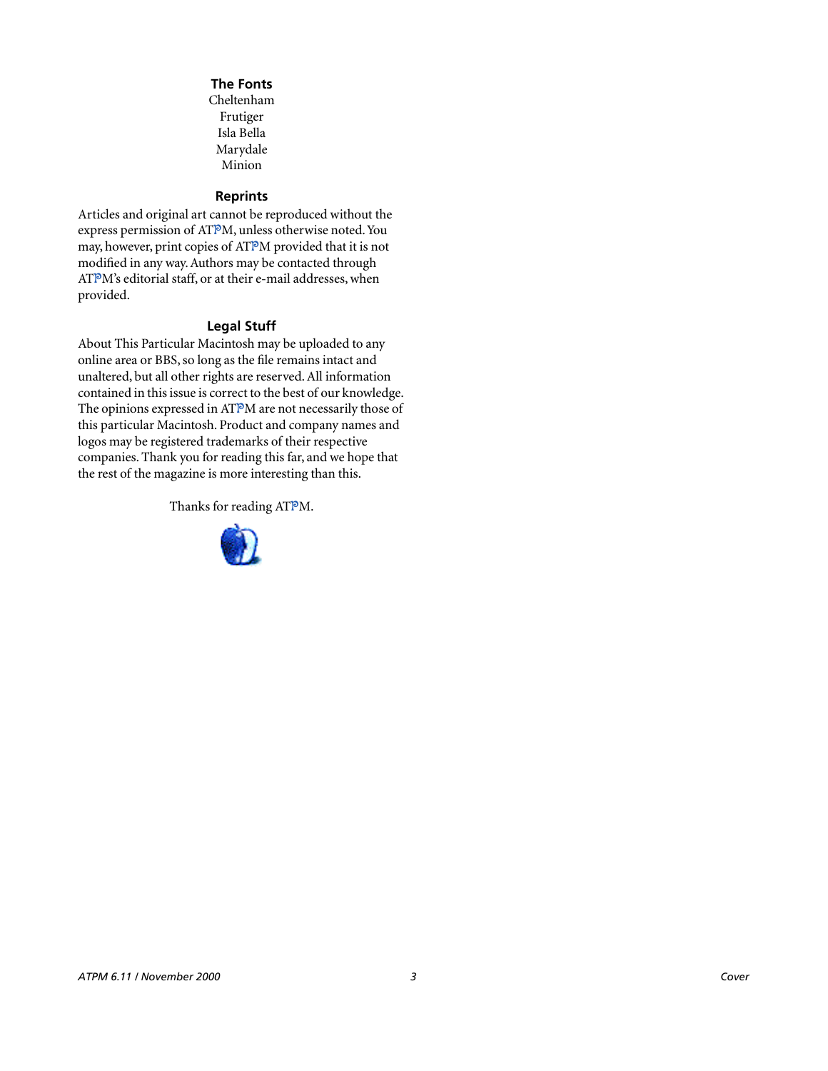## The Fonts

Cheltenham
Frutiger
Isla Bella
Marydale
Minion

## Reprints

Articles and original art cannot be reproduced without the express permission of ATPM, unless otherwise noted. You may, however, print copies of ATPM provided that it is not modified in any way. Authors may be contacted through ATPM's editorial staff, or at their e-mail addresses, when provided.

## Legal Stuff

About This Particular Macintosh may be uploaded to any online area or BBS, so long as the file remains intact and unaltered, but all other rights are reserved. All information contained in this issue is correct to the best of our knowledge. The opinions expressed in ATPM are not necessarily those of this particular Macintosh. Product and company names and logos may be registered trademarks of their respective companies. Thank you for reading this far, and we hope that the rest of the magazine is more interesting than this.

Thanks for reading ATPM.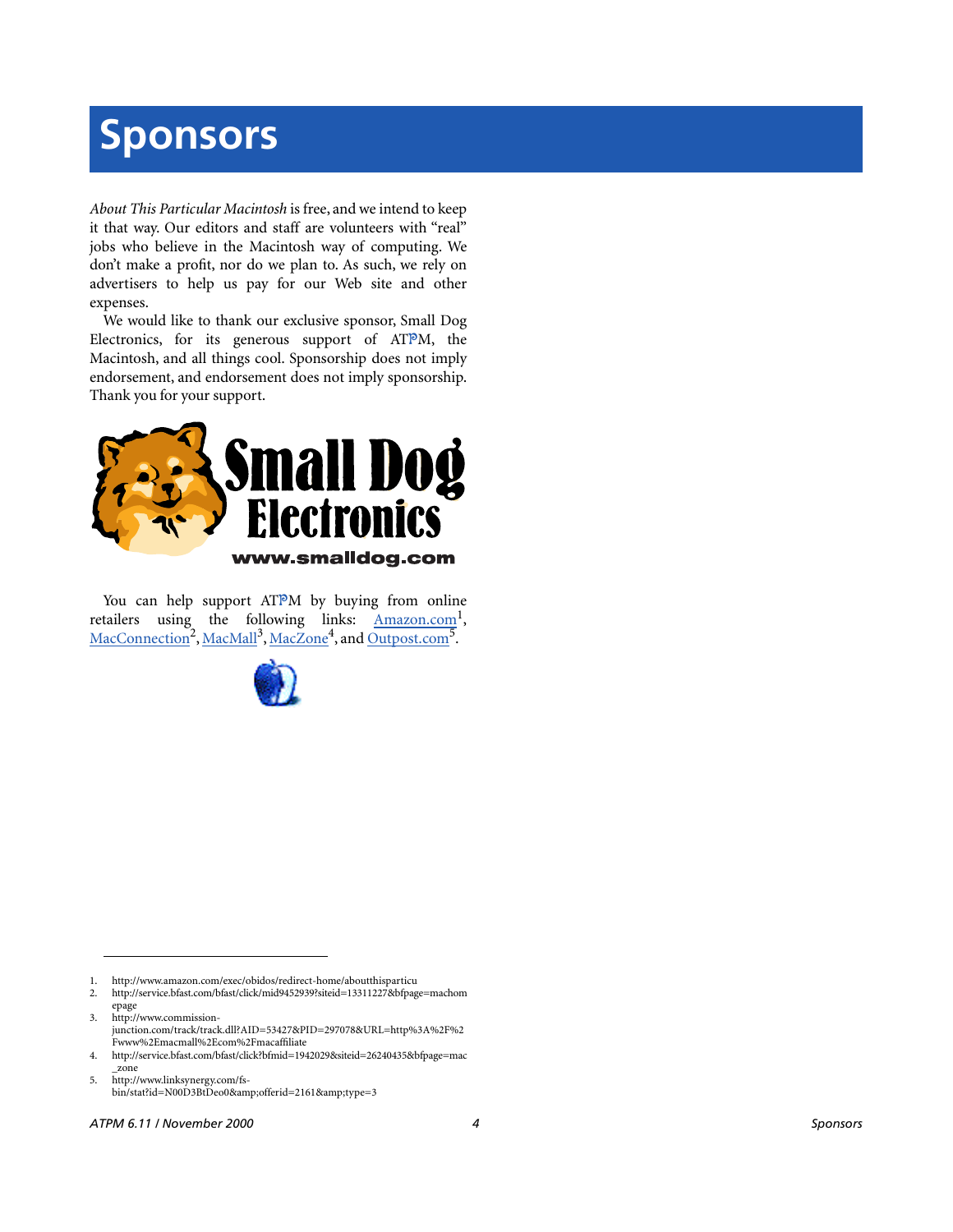# Sponsors

*About This Particular Macintosh* is free, and we intend to keep it that way. Our editors and staff are volunteers with "real" jobs who believe in the Macintosh way of computing. We don't make a profit, nor do we plan to. As such, we rely on advertisers to help us pay for our Web site and other expenses.

We would like to thank our exclusive sponsor, Small Dog Electronics, for its generous support of ATPM, the Macintosh, and all things cool. Sponsorship does not imply endorsement, and endorsement does not imply sponsorship. Thank you for your support.

Small Dog Electronics
www.smalldog.com

You can help support ATPM by buying from online retailers using the following links: Amazon.com[1], MacConnection[2], MacMall[3], MacZone[4], and Outpost.com[5].

---

1. http://www.amazon.com/exec/obidos/redirect-home/aboutthisparticu
2. http://service.bfast.com/bfast/click/mid9452939?siteid=13311227&bfpage=machomepage
3. http://www.commission-junction.com/track/track.dll?AID=53427&PID=297078&URL=http%3A%2F%2Fwww%2Emacmall%2Ecom%2Fmacaffiliate
4. http://service.bfast.com/bfast/click?bfmid=1942029&siteid=26240435&bfpage=mac_zone
5. http://www.linksynergy.com/fs-bin/stat?id=N00D3BtDeo0&amp;offerid=2161&amp;type=3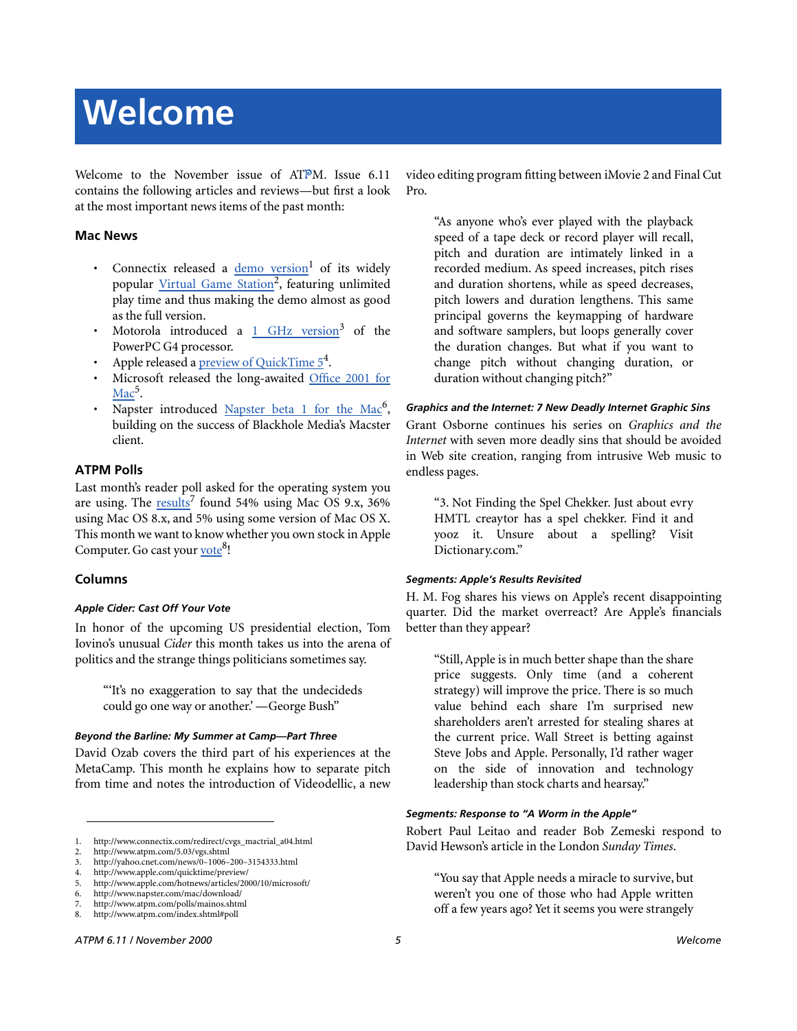# Welcome

Welcome to the November issue of ATPM. Issue 6.11 contains the following articles and reviews—but first a look at the most important news items of the past month:

### Mac News

- Connectix released a demo version[1] of its widely popular Virtual Game Station[2], featuring unlimited play time and thus making the demo almost as good as the full version.
- Motorola introduced a 1 GHz version[3] of the PowerPC G4 processor.
- Apple released a preview of QuickTime 5[4].
- Microsoft released the long-awaited Office 2001 for Mac[5].
- Napster introduced Napster beta 1 for the Mac[6], building on the success of Blackhole Media's Macster client.

### ATPM Polls

Last month's reader poll asked for the operating system you are using. The results[7] found 54% using Mac OS 9.x, 36% using Mac OS 8.x, and 5% using some version of Mac OS X. This month we want to know whether you own stock in Apple Computer. Go cast your vote[8]!

### Columns

#### *Apple Cider: Cast Off Your Vote*

In honor of the upcoming US presidential election, Tom Iovino's unusual *Cider* this month takes us into the arena of politics and the strange things politicians sometimes say.

> "'It's no exaggeration to say that the undecideds could go one way or another.' —George Bush"

#### *Beyond the Barline: My Summer at Camp—Part Three*

David Ozab covers the third part of his experiences at the MetaCamp. This month he explains how to separate pitch from time and notes the introduction of Videodellic, a new video editing program fitting between iMovie 2 and Final Cut Pro.

> "As anyone who's ever played with the playback speed of a tape deck or record player will recall, pitch and duration are intimately linked in a recorded medium. As speed increases, pitch rises and duration shortens, while as speed decreases, pitch lowers and duration lengthens. This same principal governs the keymapping of hardware and software samplers, but loops generally cover the duration changes. But what if you want to change pitch without changing duration, or duration without changing pitch?"

#### *Graphics and the Internet: 7 New Deadly Internet Graphic Sins*

Grant Osborne continues his series on *Graphics and the Internet* with seven more deadly sins that should be avoided in Web site creation, ranging from intrusive Web music to endless pages.

> "3. Not Finding the Spel Chekker. Just about evry HMTL creaytor has a spel chekker. Find it and yooz it. Unsure about a spelling? Visit Dictionary.com."

#### *Segments: Apple's Results Revisited*

H. M. Fog shares his views on Apple's recent disappointing quarter. Did the market overreact? Are Apple's financials better than they appear?

> "Still, Apple is in much better shape than the share price suggests. Only time (and a coherent strategy) will improve the price. There is so much value behind each share I'm surprised new shareholders aren't arrested for stealing shares at the current price. Wall Street is betting against Steve Jobs and Apple. Personally, I'd rather wager on the side of innovation and technology leadership than stock charts and hearsay."

#### *Segments: Response to "A Worm in the Apple"*

Robert Paul Leitao and reader Bob Zemeski respond to David Hewson's article in the London *Sunday Times*.

> "You say that Apple needs a miracle to survive, but weren't you one of those who had Apple written off a few years ago? Yet it seems you were strangely

---

1. http://www.connectix.com/redirect/cvgs_mactrial_a04.html
2. http://www.atpm.com/5.03/vgs.shtml
3. http://yahoo.cnet.com/news/0-1006-200-3154333.html
4. http://www.apple.com/quicktime/preview/
5. http://www.apple.com/hotnews/articles/2000/10/microsoft/
6. http://www.napster.com/mac/download/
7. http://www.atpm.com/polls/mainos.shtml
8. http://www.atpm.com/index.shtml#poll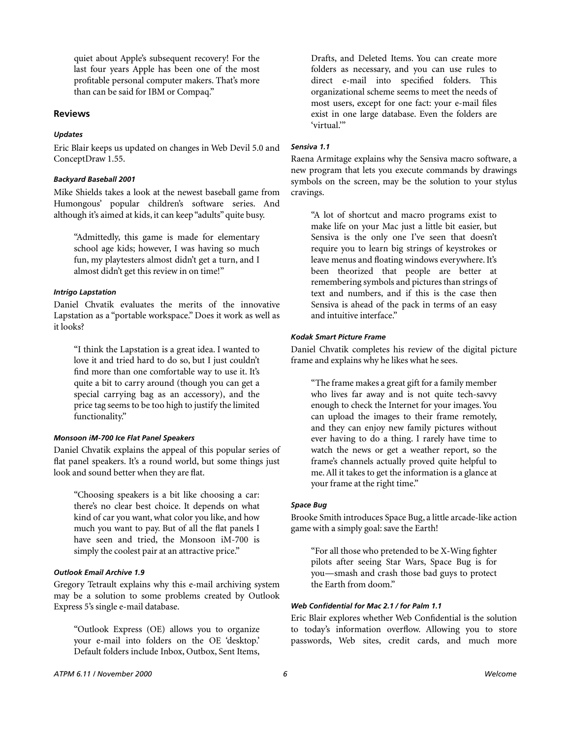quiet about Apple's subsequent recovery! For the last four years Apple has been one of the most profitable personal computer makers. That's more than can be said for IBM or Compaq."

### Reviews

#### *Updates*

Eric Blair keeps us updated on changes in Web Devil 5.0 and ConceptDraw 1.55.

#### *Backyard Baseball 2001*

Mike Shields takes a look at the newest baseball game from Humongous' popular children's software series. And although it's aimed at kids, it can keep "adults" quite busy.

> "Admittedly, this game is made for elementary school age kids; however, I was having so much fun, my playtesters almost didn't get a turn, and I almost didn't get this review in on time!"

#### *Intrigo Lapstation*

Daniel Chvatik evaluates the merits of the innovative Lapstation as a "portable workspace." Does it work as well as it looks?

> "I think the Lapstation is a great idea. I wanted to love it and tried hard to do so, but I just couldn't find more than one comfortable way to use it. It's quite a bit to carry around (though you can get a special carrying bag as an accessory), and the price tag seems to be too high to justify the limited functionality."

#### *Monsoon iM-700 Ice Flat Panel Speakers*

Daniel Chvatik explains the appeal of this popular series of flat panel speakers. It's a round world, but some things just look and sound better when they are flat.

> "Choosing speakers is a bit like choosing a car: there's no clear best choice. It depends on what kind of car you want, what color you like, and how much you want to pay. But of all the flat panels I have seen and tried, the Monsoon iM-700 is simply the coolest pair at an attractive price."

#### *Outlook Email Archive 1.9*

Gregory Tetrault explains why this e-mail archiving system may be a solution to some problems created by Outlook Express 5's single e-mail database.

> "Outlook Express (OE) allows you to organize your e-mail into folders on the OE 'desktop.' Default folders include Inbox, Outbox, Sent Items, Drafts, and Deleted Items. You can create more folders as necessary, and you can use rules to direct e-mail into specified folders. This organizational scheme seems to meet the needs of most users, except for one fact: your e-mail files exist in one large database. Even the folders are 'virtual.'"

#### *Sensiva 1.1*

Raena Armitage explains why the Sensiva macro software, a new program that lets you execute commands by drawings symbols on the screen, may be the solution to your stylus cravings.

> "A lot of shortcut and macro programs exist to make life on your Mac just a little bit easier, but Sensiva is the only one I've seen that doesn't require you to learn big strings of keystrokes or leave menus and floating windows everywhere. It's been theorized that people are better at remembering symbols and pictures than strings of text and numbers, and if this is the case then Sensiva is ahead of the pack in terms of an easy and intuitive interface."

#### *Kodak Smart Picture Frame*

Daniel Chvatik completes his review of the digital picture frame and explains why he likes what he sees.

> "The frame makes a great gift for a family member who lives far away and is not quite tech-savvy enough to check the Internet for your images. You can upload the images to their frame remotely, and they can enjoy new family pictures without ever having to do a thing. I rarely have time to watch the news or get a weather report, so the frame's channels actually proved quite helpful to me. All it takes to get the information is a glance at your frame at the right time."

#### *Space Bug*

Brooke Smith introduces Space Bug, a little arcade-like action game with a simply goal: save the Earth!

> "For all those who pretended to be X-Wing fighter pilots after seeing Star Wars, Space Bug is for you—smash and crash those bad guys to protect the Earth from doom."

#### *Web Confidential for Mac 2.1 / for Palm 1.1*

Eric Blair explores whether Web Confidential is the solution to today's information overflow. Allowing you to store passwords, Web sites, credit cards, and much more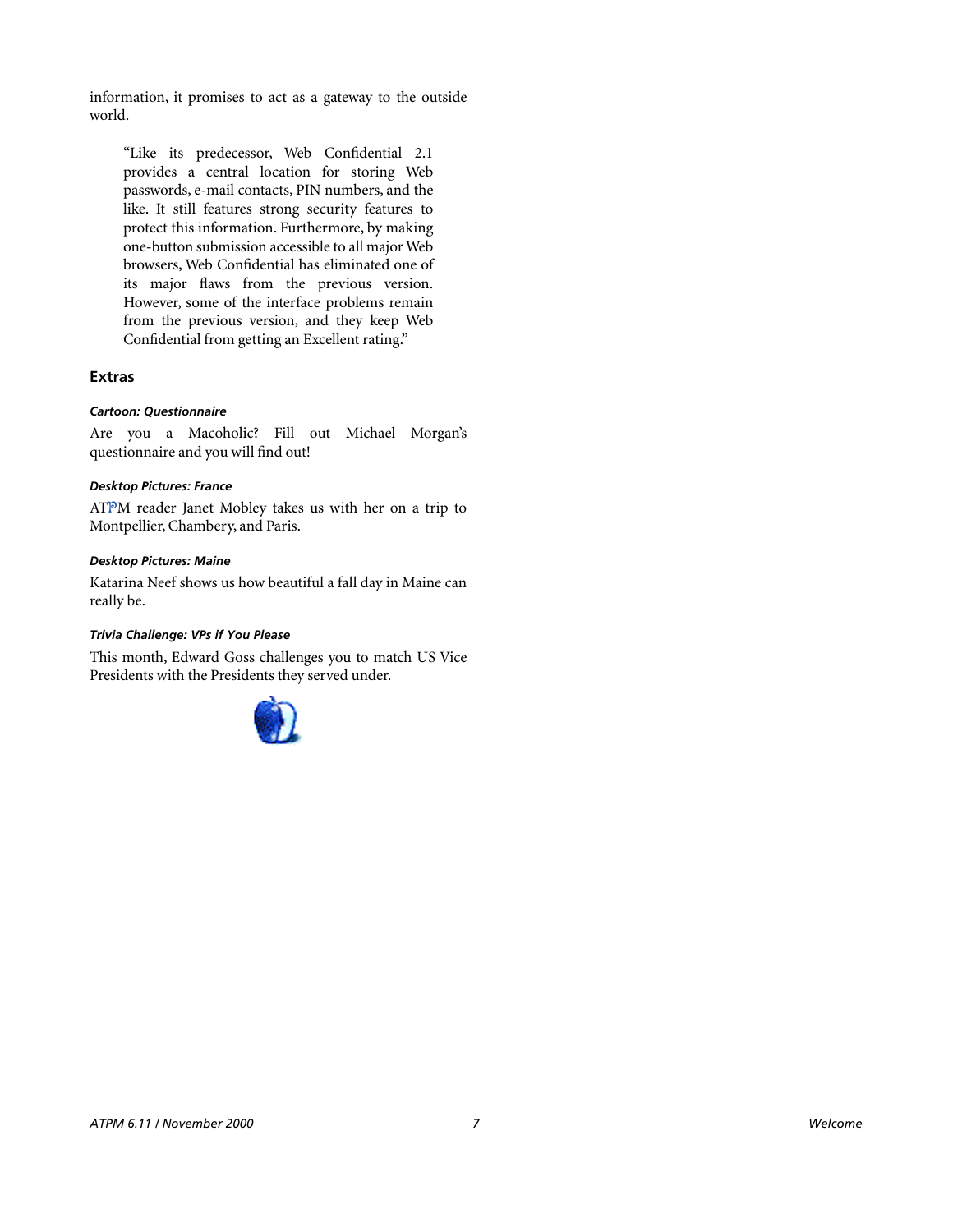information, it promises to act as a gateway to the outside world.

> “Like its predecessor, Web Confidential 2.1 provides a central location for storing Web passwords, e-mail contacts, PIN numbers, and the like. It still features strong security features to protect this information. Furthermore, by making one-button submission accessible to all major Web browsers, Web Confidential has eliminated one of its major flaws from the previous version. However, some of the interface problems remain from the previous version, and they keep Web Confidential from getting an Excellent rating.”

## Extras

#### *Cartoon: Questionnaire*

Are you a Macoholic? Fill out Michael Morgan’s questionnaire and you will find out!

#### *Desktop Pictures: France*

ATPM reader Janet Mobley takes us with her on a trip to Montpellier, Chambery, and Paris.

#### *Desktop Pictures: Maine*

Katarina Neef shows us how beautiful a fall day in Maine can really be.

#### *Trivia Challenge: VPs if You Please*

This month, Edward Goss challenges you to match US Vice Presidents with the Presidents they served under.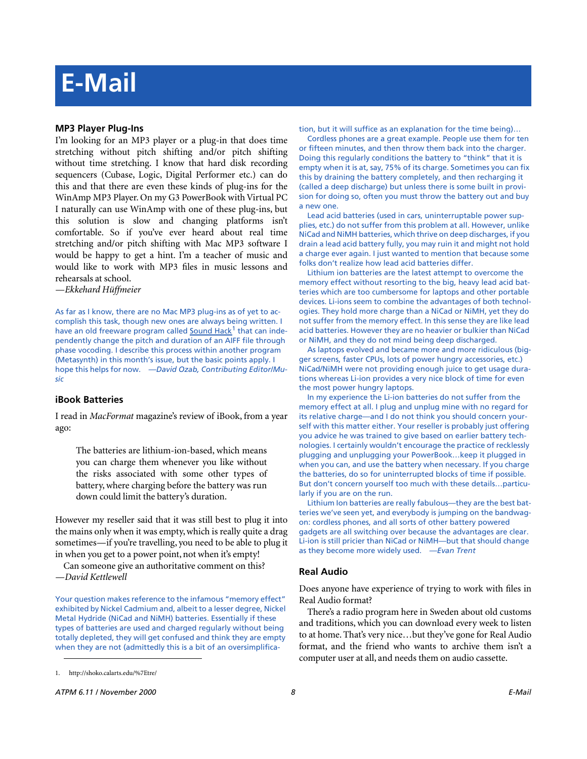# E-Mail

### MP3 Player Plug-Ins

I'm looking for an MP3 player or a plug-in that does time stretching without pitch shifting and/or pitch shifting without time stretching. I know that hard disk recording sequencers (Cubase, Logic, Digital Performer etc.) can do this and that there are even these kinds of plug-ins for the WinAmp MP3 Player. On my G3 PowerBook with Virtual PC I naturally can use WinAmp with one of these plug-ins, but this solution is slow and changing platforms isn't comfortable. So if you've ever heard about real time stretching and/or pitch shifting with Mac MP3 software I would be happy to get a hint. I'm a teacher of music and would like to work with MP3 files in music lessons and rehearsals at school.
*—Ekkehard Hüffmeier*

As far as I know, there are no Mac MP3 plug-ins as of yet to accomplish this task, though new ones are always being written. I have an old freeware program called Sound Hack[1] that can independently change the pitch and duration of an AIFF file through phase vocoding. I describe this process within another program (Metasynth) in this month's issue, but the basic points apply. I hope this helps for now. *—David Ozab, Contributing Editor/Music*

### iBook Batteries

I read in *MacFormat* magazine's review of iBook, from a year ago:

> The batteries are lithium-ion-based, which means you can charge them whenever you like without the risks associated with some other types of battery, where charging before the battery was run down could limit the battery's duration.

However my reseller said that it was still best to plug it into the mains only when it was empty, which is really quite a drag sometimes—if you're travelling, you need to be able to plug it in when you get to a power point, not when it's empty!

Can someone give an authoritative comment on this?
*—David Kettlewell*

Your question makes reference to the infamous "memory effect" exhibited by Nickel Cadmium and, albeit to a lesser degree, Nickel Metal Hydride (NiCad and NiMH) batteries. Essentially if these types of batteries are used and charged regularly without being totally depleted, they will get confused and think they are empty when they are not (admittedly this is a bit of an oversimplification, but it will suffice as an explanation for the time being)…

Cordless phones are a great example. People use them for ten or fifteen minutes, and then throw them back into the charger. Doing this regularly conditions the battery to "think" that it is empty when it is at, say, 75% of its charge. Sometimes you can fix this by draining the battery completely, and then recharging it (called a deep discharge) but unless there is some built in provision for doing so, often you must throw the battery out and buy a new one.

Lead acid batteries (used in cars, uninterruptable power supplies, etc.) do not suffer from this problem at all. However, unlike NiCad and NiMH batteries, which thrive on deep discharges, if you drain a lead acid battery fully, you may ruin it and might not hold a charge ever again. I just wanted to mention that because some folks don't realize how lead acid batteries differ.

Lithium ion batteries are the latest attempt to overcome the memory effect without resorting to the big, heavy lead acid batteries which are too cumbersome for laptops and other portable devices. Li-ions seem to combine the advantages of both technologies. They hold more charge than a NiCad or NiMH, yet they do not suffer from the memory effect. In this sense they are like lead acid batteries. However they are no heavier or bulkier than NiCad or NiMH, and they do not mind being deep discharged.

As laptops evolved and became more and more ridiculous (bigger screens, faster CPUs, lots of power hungry accessories, etc.) NiCad/NiMH were not providing enough juice to get usage durations whereas Li-ion provides a very nice block of time for even the most power hungry laptops.

In my experience the Li-ion batteries do not suffer from the memory effect at all. I plug and unplug mine with no regard for its relative charge—and I do not think you should concern yourself with this matter either. Your reseller is probably just offering you advice he was trained to give based on earlier battery technologies. I certainly wouldn't encourage the practice of recklessly plugging and unplugging your PowerBook…keep it plugged in when you can, and use the battery when necessary. If you charge the batteries, do so for uninterrupted blocks of time if possible. But don't concern yourself too much with these details…particularly if you are on the run.

Lithium Ion batteries are really fabulous—they are the best batteries we've seen yet, and everybody is jumping on the bandwagon: cordless phones, and all sorts of other battery powered gadgets are all switching over because the advantages are clear. Li-ion is still pricier than NiCad or NiMH—but that should change as they become more widely used. *—Evan Trent*

### Real Audio

Does anyone have experience of trying to work with files in Real Audio format?

There's a radio program here in Sweden about old customs and traditions, which you can download every week to listen to at home. That's very nice…but they've gone for Real Audio format, and the friend who wants to archive them isn't a computer user at all, and needs them on audio cassette.

---

1. http://shoko.calarts.edu/%7Etre/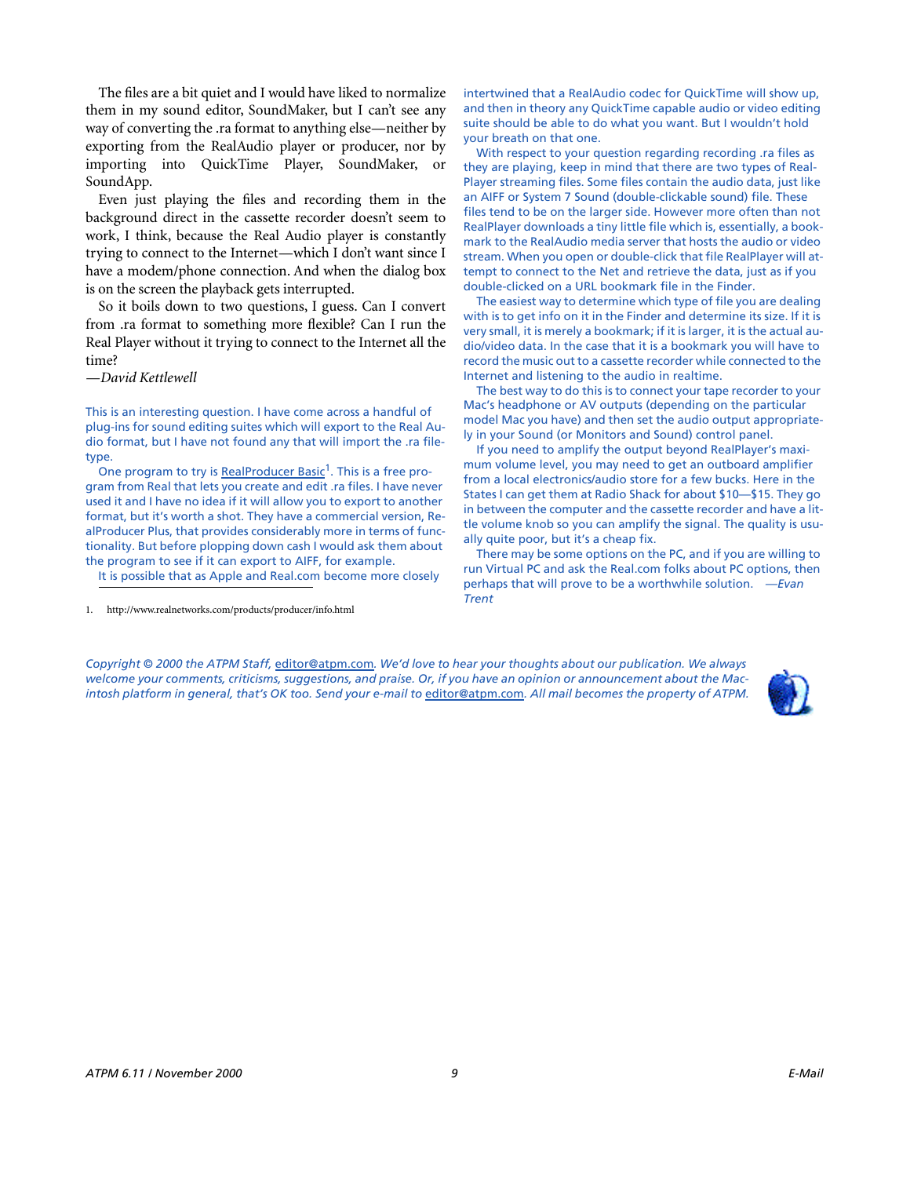The files are a bit quiet and I would have liked to normalize them in my sound editor, SoundMaker, but I can't see any way of converting the .ra format to anything else—neither by exporting from the RealAudio player or producer, nor by importing into QuickTime Player, SoundMaker, or SoundApp.

Even just playing the files and recording them in the background direct in the cassette recorder doesn't seem to work, I think, because the Real Audio player is constantly trying to connect to the Internet—which I don't want since I have a modem/phone connection. And when the dialog box is on the screen the playback gets interrupted.

So it boils down to two questions, I guess. Can I convert from .ra format to something more flexible? Can I run the Real Player without it trying to connect to the Internet all the time?

*—David Kettlewell*

This is an interesting question. I have come across a handful of plug-ins for sound editing suites which will export to the Real Audio format, but I have not found any that will import the .ra filetype.

One program to try is RealProducer Basic[1]. This is a free program from Real that lets you create and edit .ra files. I have never used it and I have no idea if it will allow you to export to another format, but it's worth a shot. They have a commercial version, RealProducer Plus, that provides considerably more in terms of functionality. But before plopping down cash I would ask them about the program to see if it can export to AIFF, for example.

It is possible that as Apple and Real.com become more closely intertwined that a RealAudio codec for QuickTime will show up, and then in theory any QuickTime capable audio or video editing suite should be able to do what you want. But I wouldn't hold your breath on that one.

With respect to your question regarding recording .ra files as they are playing, keep in mind that there are two types of RealPlayer streaming files. Some files contain the audio data, just like an AIFF or System 7 Sound (double-clickable sound) file. These files tend to be on the larger side. However more often than not RealPlayer downloads a tiny little file which is, essentially, a bookmark to the RealAudio media server that hosts the audio or video stream. When you open or double-click that file RealPlayer will attempt to connect to the Net and retrieve the data, just as if you double-clicked on a URL bookmark file in the Finder.

The easiest way to determine which type of file you are dealing with is to get info on it in the Finder and determine its size. If it is very small, it is merely a bookmark; if it is larger, it is the actual audio/video data. In the case that it is a bookmark you will have to record the music out to a cassette recorder while connected to the Internet and listening to the audio in realtime.

The best way to do this is to connect your tape recorder to your Mac's headphone or AV outputs (depending on the particular model Mac you have) and then set the audio output appropriately in your Sound (or Monitors and Sound) control panel.

If you need to amplify the output beyond RealPlayer's maximum volume level, you may need to get an outboard amplifier from a local electronics/audio store for a few bucks. Here in the States I can get them at Radio Shack for about $10—$15. They go in between the computer and the cassette recorder and have a little volume knob so you can amplify the signal. The quality is usually quite poor, but it's a cheap fix.

There may be some options on the PC, and if you are willing to run Virtual PC and ask the Real.com folks about PC options, then perhaps that will prove to be a worthwhile solution. *—Evan Trent*

1. http://www.realnetworks.com/products/producer/info.html

*Copyright © 2000 the ATPM Staff,* editor@atpm.com*. We'd love to hear your thoughts about our publication. We always welcome your comments, criticisms, suggestions, and praise. Or, if you have an opinion or announcement about the Macintosh platform in general, that's OK too. Send your e-mail to* editor@atpm.com*. All mail becomes the property of ATPM.*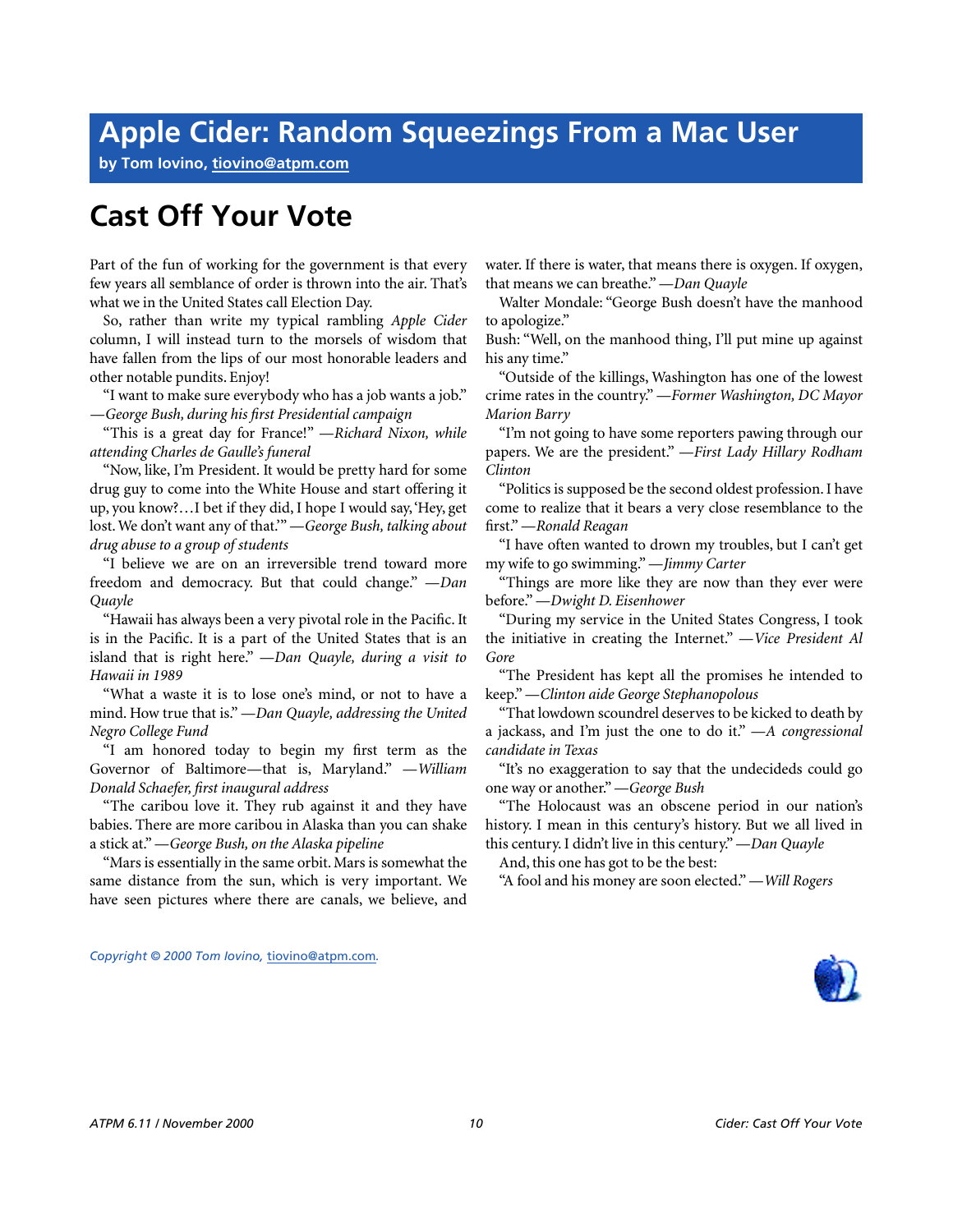# Apple Cider: Random Squeezings From a Mac User

**by Tom Iovino, tiovino@atpm.com**

## Cast Off Your Vote

Part of the fun of working for the government is that every few years all semblance of order is thrown into the air. That's what we in the United States call Election Day.

So, rather than write my typical rambling *Apple Cider* column, I will instead turn to the morsels of wisdom that have fallen from the lips of our most honorable leaders and other notable pundits. Enjoy!

"I want to make sure everybody who has a job wants a job." *—George Bush, during his first Presidential campaign*

"This is a great day for France!" *—Richard Nixon, while attending Charles de Gaulle's funeral*

"Now, like, I'm President. It would be pretty hard for some drug guy to come into the White House and start offering it up, you know?…I bet if they did, I hope I would say, 'Hey, get lost. We don't want any of that.'" *—George Bush, talking about drug abuse to a group of students*

"I believe we are on an irreversible trend toward more freedom and democracy. But that could change." *—Dan Quayle*

"Hawaii has always been a very pivotal role in the Pacific. It is in the Pacific. It is a part of the United States that is an island that is right here." *—Dan Quayle, during a visit to Hawaii in 1989*

"What a waste it is to lose one's mind, or not to have a mind. How true that is." *—Dan Quayle, addressing the United Negro College Fund*

"I am honored today to begin my first term as the Governor of Baltimore—that is, Maryland." *—William Donald Schaefer, first inaugural address*

"The caribou love it. They rub against it and they have babies. There are more caribou in Alaska than you can shake a stick at." *—George Bush, on the Alaska pipeline*

"Mars is essentially in the same orbit. Mars is somewhat the same distance from the sun, which is very important. We have seen pictures where there are canals, we believe, and water. If there is water, that means there is oxygen. If oxygen, that means we can breathe." *—Dan Quayle*

Walter Mondale: "George Bush doesn't have the manhood to apologize."

Bush: "Well, on the manhood thing, I'll put mine up against his any time."

"Outside of the killings, Washington has one of the lowest crime rates in the country." *—Former Washington, DC Mayor Marion Barry*

"I'm not going to have some reporters pawing through our papers. We are the president." *—First Lady Hillary Rodham Clinton*

"Politics is supposed be the second oldest profession. I have come to realize that it bears a very close resemblance to the first." *—Ronald Reagan*

"I have often wanted to drown my troubles, but I can't get my wife to go swimming." *—Jimmy Carter*

"Things are more like they are now than they ever were before." *—Dwight D. Eisenhower*

"During my service in the United States Congress, I took the initiative in creating the Internet." *—Vice President Al Gore*

"The President has kept all the promises he intended to keep." *—Clinton aide George Stephanopolous*

"That lowdown scoundrel deserves to be kicked to death by a jackass, and I'm just the one to do it." *—A congressional candidate in Texas*

"It's no exaggeration to say that the undecideds could go one way or another." *—George Bush*

"The Holocaust was an obscene period in our nation's history. I mean in this century's history. But we all lived in this century. I didn't live in this century." *—Dan Quayle*

And, this one has got to be the best:

"A fool and his money are soon elected." *—Will Rogers*

*Copyright © 2000 Tom Iovino, tiovino@atpm.com.*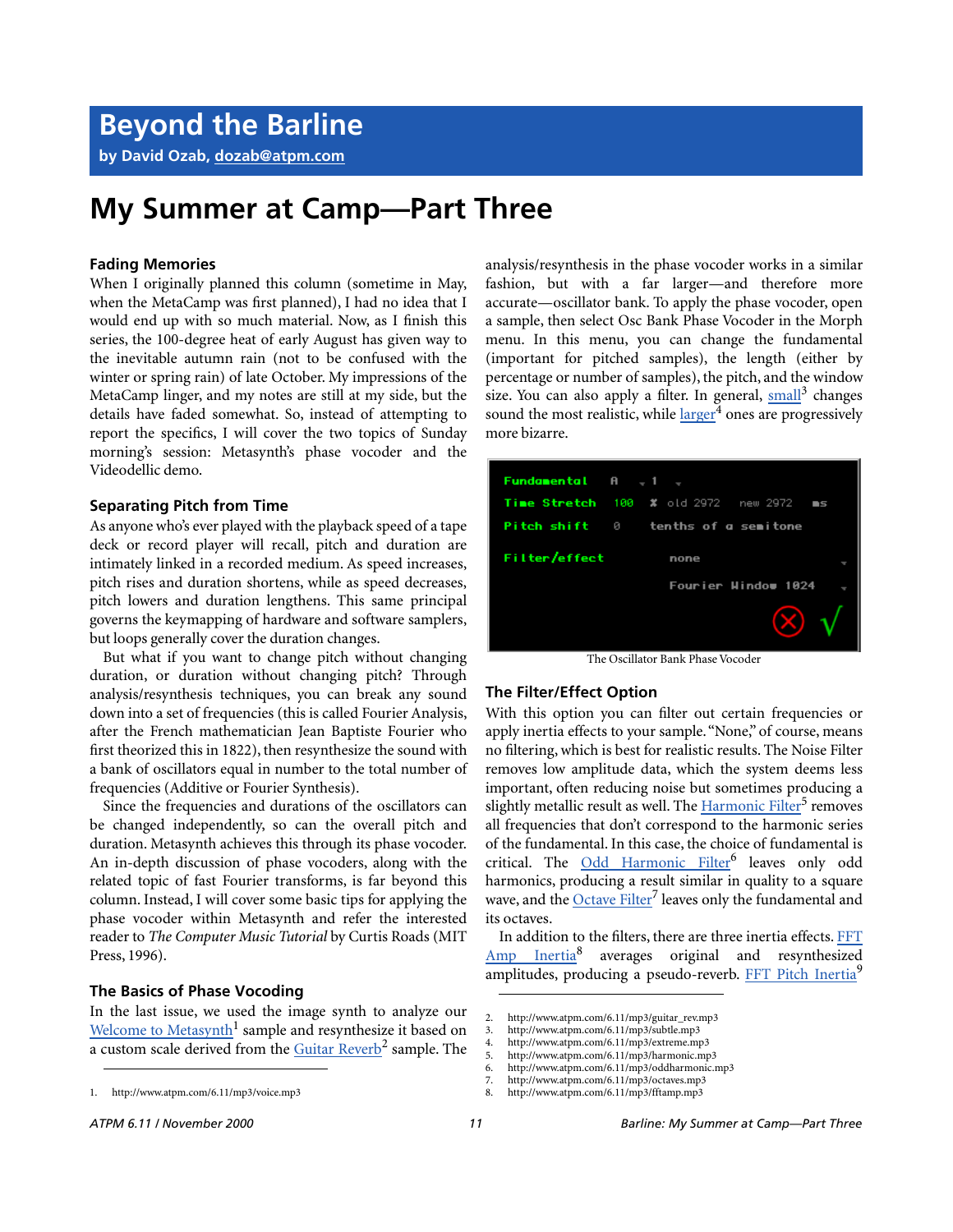# Beyond the Barline

**by David Ozab, dozab@atpm.com**

# My Summer at Camp—Part Three

### Fading Memories

When I originally planned this column (sometime in May, when the MetaCamp was first planned), I had no idea that I would end up with so much material. Now, as I finish this series, the 100-degree heat of early August has given way to the inevitable autumn rain (not to be confused with the winter or spring rain) of late October. My impressions of the MetaCamp linger, and my notes are still at my side, but the details have faded somewhat. So, instead of attempting to report the specifics, I will cover the two topics of Sunday morning's session: Metasynth's phase vocoder and the Videodellic demo.

### Separating Pitch from Time

As anyone who's ever played with the playback speed of a tape deck or record player will recall, pitch and duration are intimately linked in a recorded medium. As speed increases, pitch rises and duration shortens, while as speed decreases, pitch lowers and duration lengthens. This same principal governs the keymapping of hardware and software samplers, but loops generally cover the duration changes.

But what if you want to change pitch without changing duration, or duration without changing pitch? Through analysis/resynthesis techniques, you can break any sound down into a set of frequencies (this is called Fourier Analysis, after the French mathematician Jean Baptiste Fourier who first theorized this in 1822), then resynthesize the sound with a bank of oscillators equal in number to the total number of frequencies (Additive or Fourier Synthesis).

Since the frequencies and durations of the oscillators can be changed independently, so can the overall pitch and duration. Metasynth achieves this through its phase vocoder. An in-depth discussion of phase vocoders, along with the related topic of fast Fourier transforms, is far beyond this column. Instead, I will cover some basic tips for applying the phase vocoder within Metasynth and refer the interested reader to *The Computer Music Tutorial* by Curtis Roads (MIT Press, 1996).

### The Basics of Phase Vocoding

In the last issue, we used the image synth to analyze our Welcome to Metasynth[1] sample and resynthesize it based on a custom scale derived from the Guitar Reverb[2] sample. The analysis/resynthesis in the phase vocoder works in a similar fashion, but with a far larger—and therefore more accurate—oscillator bank. To apply the phase vocoder, open a sample, then select Osc Bank Phase Vocoder in the Morph menu. In this menu, you can change the fundamental (important for pitched samples), the length (either by percentage or number of samples), the pitch, and the window size. You can also apply a filter. In general, small[3] changes sound the most realistic, while larger[4] ones are progressively more bizarre.

The Oscillator Bank Phase Vocoder

### The Filter/Effect Option

With this option you can filter out certain frequencies or apply inertia effects to your sample. "None," of course, means no filtering, which is best for realistic results. The Noise Filter removes low amplitude data, which the system deems less important, often reducing noise but sometimes producing a slightly metallic result as well. The Harmonic Filter[5] removes all frequencies that don't correspond to the harmonic series of the fundamental. In this case, the choice of fundamental is critical. The Odd Harmonic Filter[6] leaves only odd harmonics, producing a result similar in quality to a square wave, and the Octave Filter[7] leaves only the fundamental and its octaves.

In addition to the filters, there are three inertia effects. FFT Amp Inertia[8] averages original and resynthesized amplitudes, producing a pseudo-reverb. FFT Pitch Inertia[9]

---

1. http://www.atpm.com/6.11/mp3/voice.mp3
2. http://www.atpm.com/6.11/mp3/guitar_rev.mp3
3. http://www.atpm.com/6.11/mp3/subtle.mp3
4. http://www.atpm.com/6.11/mp3/extreme.mp3
5. http://www.atpm.com/6.11/mp3/harmonic.mp3
6. http://www.atpm.com/6.11/mp3/oddharmonic.mp3
7. http://www.atpm.com/6.11/mp3/octaves.mp3
8. http://www.atpm.com/6.11/mp3/fftamp.mp3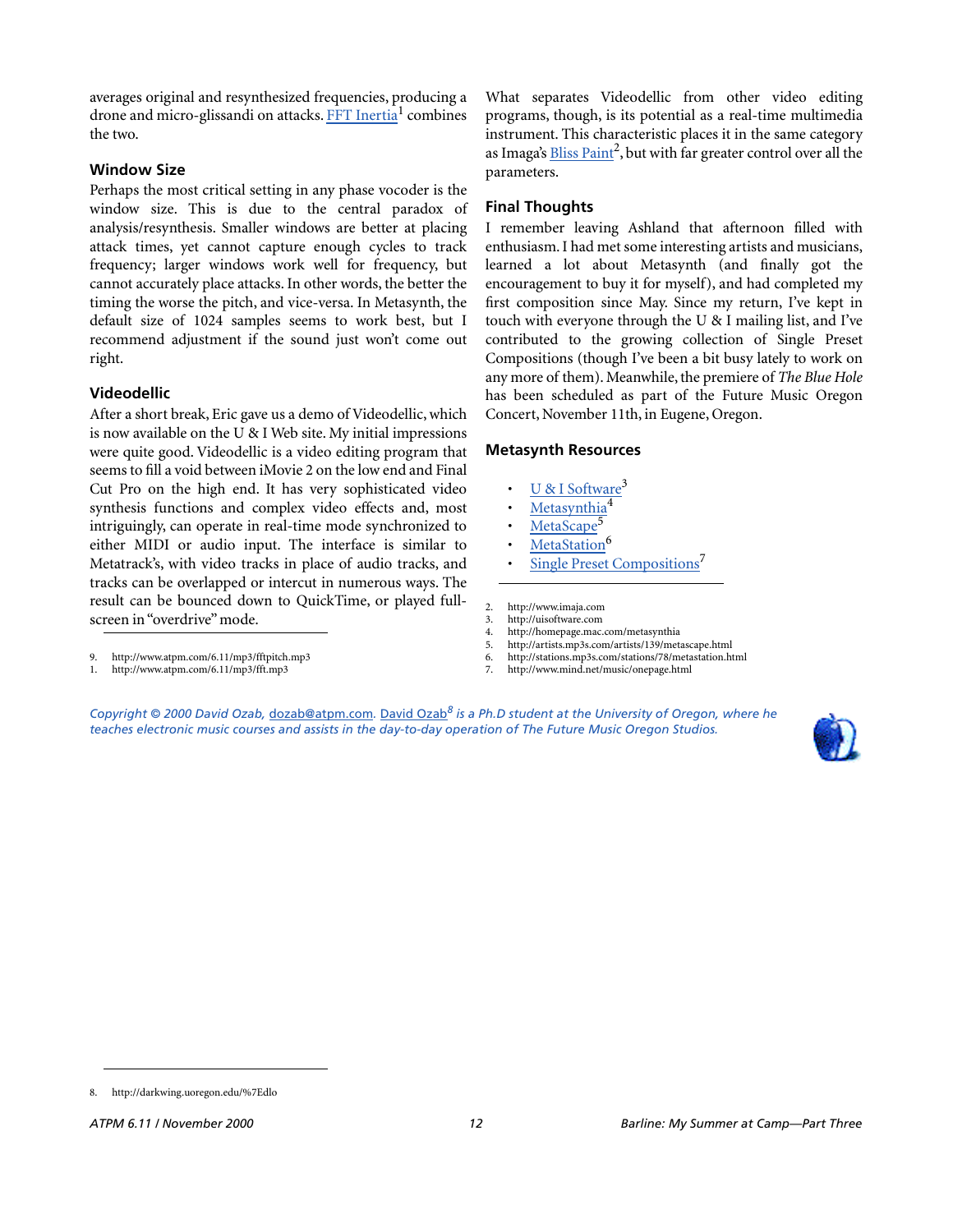averages original and resynthesized frequencies, producing a drone and micro-glissandi on attacks. FFT Inertia[1] combines the two.

### Window Size

Perhaps the most critical setting in any phase vocoder is the window size. This is due to the central paradox of analysis/resynthesis. Smaller windows are better at placing attack times, yet cannot capture enough cycles to track frequency; larger windows work well for frequency, but cannot accurately place attacks. In other words, the better the timing the worse the pitch, and vice-versa. In Metasynth, the default size of 1024 samples seems to work best, but I recommend adjustment if the sound just won't come out right.

### Videodellic

After a short break, Eric gave us a demo of Videodellic, which is now available on the U & I Web site. My initial impressions were quite good. Videodellic is a video editing program that seems to fill a void between iMovie 2 on the low end and Final Cut Pro on the high end. It has very sophisticated video synthesis functions and complex video effects and, most intriguingly, can operate in real-time mode synchronized to either MIDI or audio input. The interface is similar to Metatrack's, with video tracks in place of audio tracks, and tracks can be overlapped or intercut in numerous ways. The result can be bounced down to QuickTime, or played full-screen in "overdrive" mode.

9. http://www.atpm.com/6.11/mp3/fftpitch.mp3
1. http://www.atpm.com/6.11/mp3/fft.mp3

What separates Videodellic from other video editing programs, though, is its potential as a real-time multimedia instrument. This characteristic places it in the same category as Imaga's Bliss Paint[2], but with far greater control over all the parameters.

### Final Thoughts

I remember leaving Ashland that afternoon filled with enthusiasm. I had met some interesting artists and musicians, learned a lot about Metasynth (and finally got the encouragement to buy it for myself), and had completed my first composition since May. Since my return, I've kept in touch with everyone through the U & I mailing list, and I've contributed to the growing collection of Single Preset Compositions (though I've been a bit busy lately to work on any more of them). Meanwhile, the premiere of *The Blue Hole* has been scheduled as part of the Future Music Oregon Concert, November 11th, in Eugene, Oregon.

### Metasynth Resources

- U & I Software[3]
- Metasynthia[4]
- MetaScape[5]
- MetaStation[6]
- Single Preset Compositions[7]

2. http://www.imaja.com
3. http://uisoftware.com
4. http://homepage.mac.com/metasynthia
5. http://artists.mp3s.com/artists/139/metascape.html
6. http://stations.mp3s.com/stations/78/metastation.html
7. http://www.mind.net/music/onepage.html

*Copyright © 2000 David Ozab, dozab@atpm.com. David Ozab[8] is a Ph.D student at the University of Oregon, where he teaches electronic music courses and assists in the day-to-day operation of The Future Music Oregon Studios.*

8. http://darkwing.uoregon.edu/%7Edlo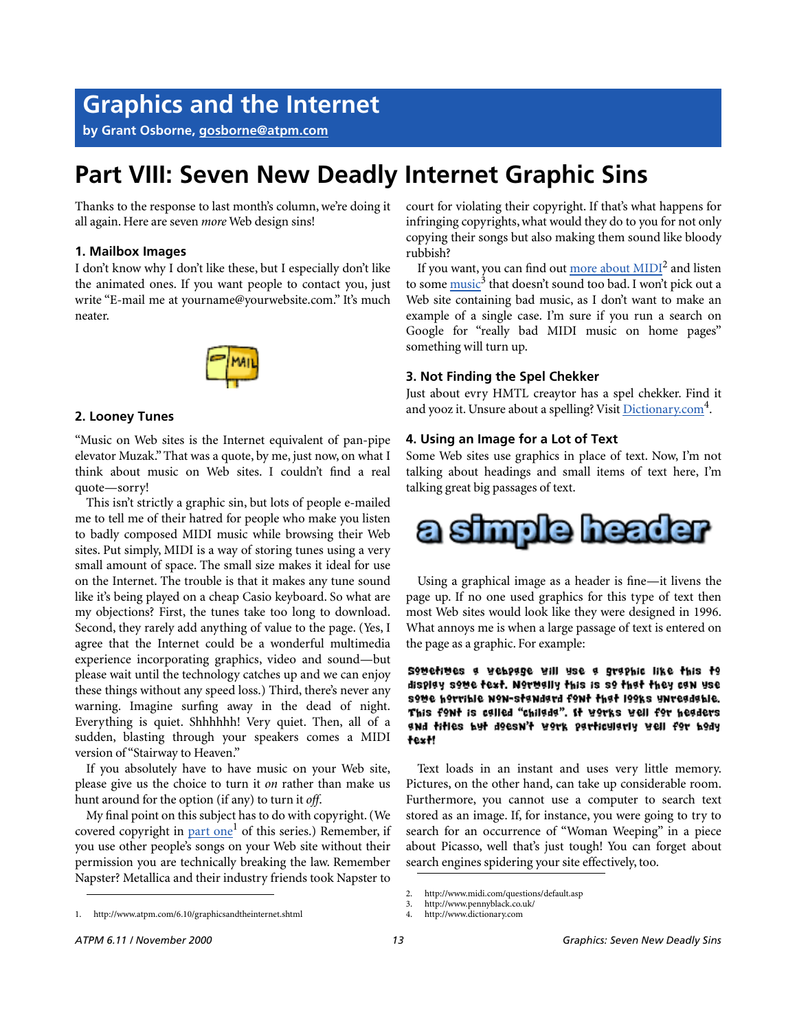# Graphics and the Internet

**by Grant Osborne, gosborne@atpm.com**

# Part VIII: Seven New Deadly Internet Graphic Sins

Thanks to the response to last month's column, we're doing it all again. Here are seven *more* Web design sins!

### 1. Mailbox Images

I don't know why I don't like these, but I especially don't like the animated ones. If you want people to contact you, just write "E-mail me at yourname@yourwebsite.com." It's much neater.

### 2. Looney Tunes

"Music on Web sites is the Internet equivalent of pan-pipe elevator Muzak." That was a quote, by me, just now, on what I think about music on Web sites. I couldn't find a real quote—sorry!

This isn't strictly a graphic sin, but lots of people e-mailed me to tell me of their hatred for people who make you listen to badly composed MIDI music while browsing their Web sites. Put simply, MIDI is a way of storing tunes using a very small amount of space. The small size makes it ideal for use on the Internet. The trouble is that it makes any tune sound like it's being played on a cheap Casio keyboard. So what are my objections? First, the tunes take too long to download. Second, they rarely add anything of value to the page. (Yes, I agree that the Internet could be a wonderful multimedia experience incorporating graphics, video and sound—but please wait until the technology catches up and we can enjoy these things without any speed loss.) Third, there's never any warning. Imagine surfing away in the dead of night. Everything is quiet. Shhhhhh! Very quiet. Then, all of a sudden, blasting through your speakers comes a MIDI version of "Stairway to Heaven."

If you absolutely have to have music on your Web site, please give us the choice to turn it *on* rather than make us hunt around for the option (if any) to turn it *off*.

My final point on this subject has to do with copyright. (We covered copyright in part one[1] of this series.) Remember, if you use other people's songs on your Web site without their permission you are technically breaking the law. Remember Napster? Metallica and their industry friends took Napster to court for violating their copyright. If that's what happens for infringing copyrights, what would they do to you for not only copying their songs but also making them sound like bloody rubbish?

If you want, you can find out more about MIDI[2] and listen to some music[3] that doesn't sound too bad. I won't pick out a Web site containing bad music, as I don't want to make an example of a single case. I'm sure if you run a search on Google for "really bad MIDI music on home pages" something will turn up.

### 3. Not Finding the Spel Chekker

Just about evry HMTL creaytor has a spel chekker. Find it and yooz it. Unsure about a spelling? Visit Dictionary.com[4].

### 4. Using an Image for a Lot of Text

Some Web sites use graphics in place of text. Now, I'm not talking about headings and small items of text here, I'm talking great big passages of text.

a simple header

Using a graphical image as a header is fine—it livens the page up. If no one used graphics for this type of text then most Web sites would look like they were designed in 1996. What annoys me is when a large passage of text is entered on the page as a graphic. For example:

Sometimes a webpage will use a graphic like this to display some text. Normally this is so that they can use some horrible non-standard font that looks unreadable. This font is called "childs". It works well for headers and titles but doesn't work particularly well for body text!

Text loads in an instant and uses very little memory. Pictures, on the other hand, can take up considerable room. Furthermore, you cannot use a computer to search text stored as an image. If, for instance, you were going to try to search for an occurrence of "Woman Weeping" in a piece about Picasso, well that's just tough! You can forget about search engines spidering your site effectively, too.

---

1. http://www.atpm.com/6.10/graphicsandtheinternet.shtml
2. http://www.midi.com/questions/default.asp
3. http://www.pennyblack.co.uk/
4. http://www.dictionary.com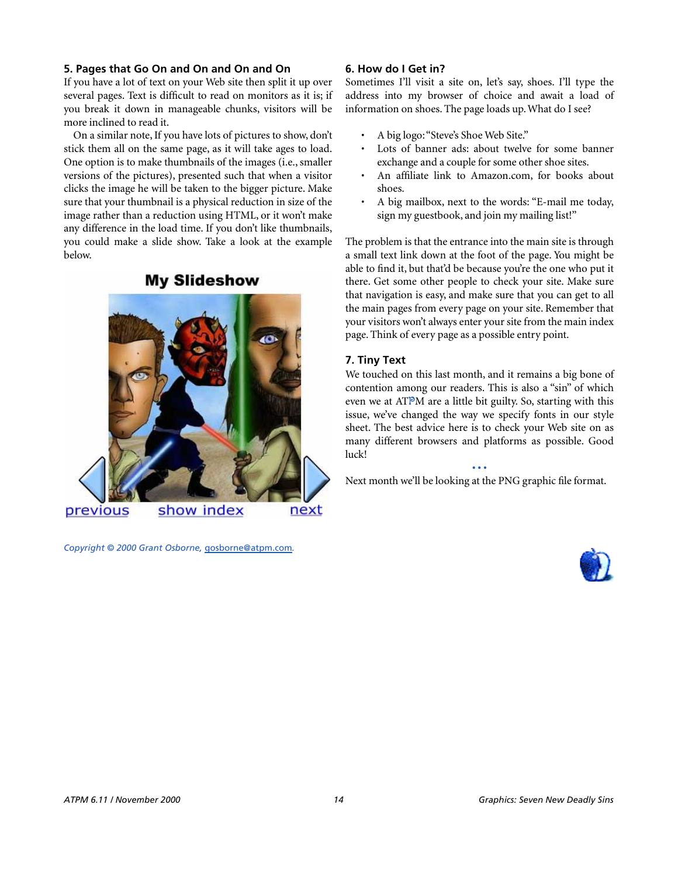## 5. Pages that Go On and On and On and On

If you have a lot of text on your Web site then split it up over several pages. Text is difficult to read on monitors as it is; if you break it down in manageable chunks, visitors will be more inclined to read it.

On a similar note, If you have lots of pictures to show, don't stick them all on the same page, as it will take ages to load. One option is to make thumbnails of the images (i.e., smaller versions of the pictures), presented such that when a visitor clicks the image he will be taken to the bigger picture. Make sure that your thumbnail is a physical reduction in size of the image rather than a reduction using HTML, or it won't make any difference in the load time. If you don't like thumbnails, you could make a slide show. Take a look at the example below.

## 6. How do I Get in?

Sometimes I'll visit a site on, let's say, shoes. I'll type the address into my browser of choice and await a load of information on shoes. The page loads up. What do I see?

- A big logo: "Steve's Shoe Web Site."
- Lots of banner ads: about twelve for some banner exchange and a couple for some other shoe sites.
- An affiliate link to Amazon.com, for books about shoes.
- A big mailbox, next to the words: "E-mail me today, sign my guestbook, and join my mailing list!"

The problem is that the entrance into the main site is through a small text link down at the foot of the page. You might be able to find it, but that'd be because you're the one who put it there. Get some other people to check your site. Make sure that navigation is easy, and make sure that you can get to all the main pages from every page on your site. Remember that your visitors won't always enter your site from the main index page. Think of every page as a possible entry point.

## 7. Tiny Text

We touched on this last month, and it remains a big bone of contention among our readers. This is also a "sin" of which even we at ATPM are a little bit guilty. So, starting with this issue, we've changed the way we specify fonts in our style sheet. The best advice here is to check your Web site on as many different browsers and platforms as possible. Good luck!

• • •

Next month we'll be looking at the PNG graphic file format.

*Copyright © 2000 Grant Osborne, gosborne@atpm.com.*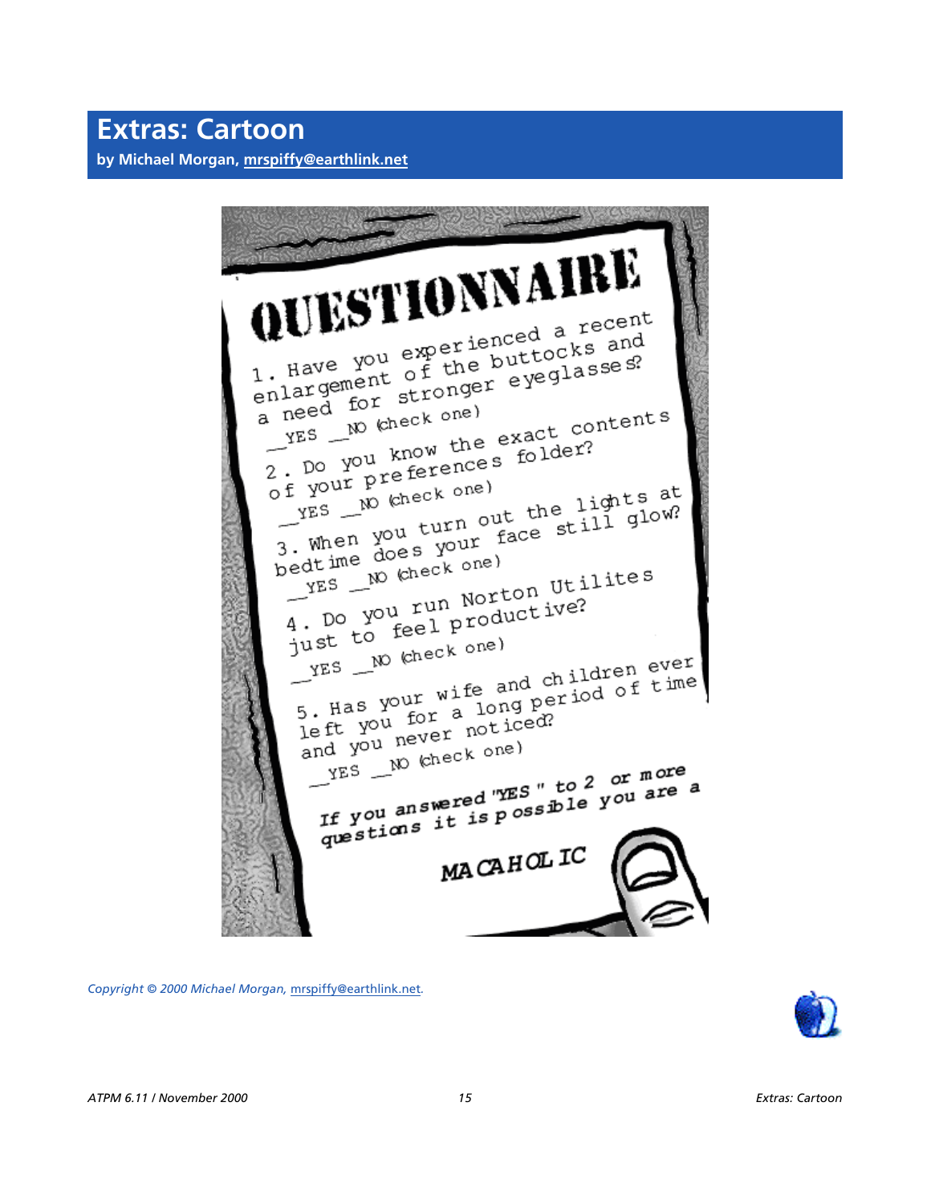# Extras: Cartoon

**by Michael Morgan, mrspiffy@earthlink.net**

**QUESTIONNAIRE**

1. Have you experienced a recent enlargement of the buttocks and a need for stronger eyeglasses?
   __YES __NO (check one)

2. Do you know the exact contents of your preferences folder?
   __YES __NO (check one)

3. When you turn out the lights at bedtime does your face still glow?
   __YES __NO (check one)

4. Do you run Norton Utilites just to feel productive?
   __YES __NO (check one)

5. Has your wife and children ever left you for a long period of time and you never noticed?
   __YES __NO (check one)

*If you answered "YES" to 2 or more questions it is possible you are a*

MACAHOLIC

*Copyright © 2000 Michael Morgan, mrspiffy@earthlink.net.*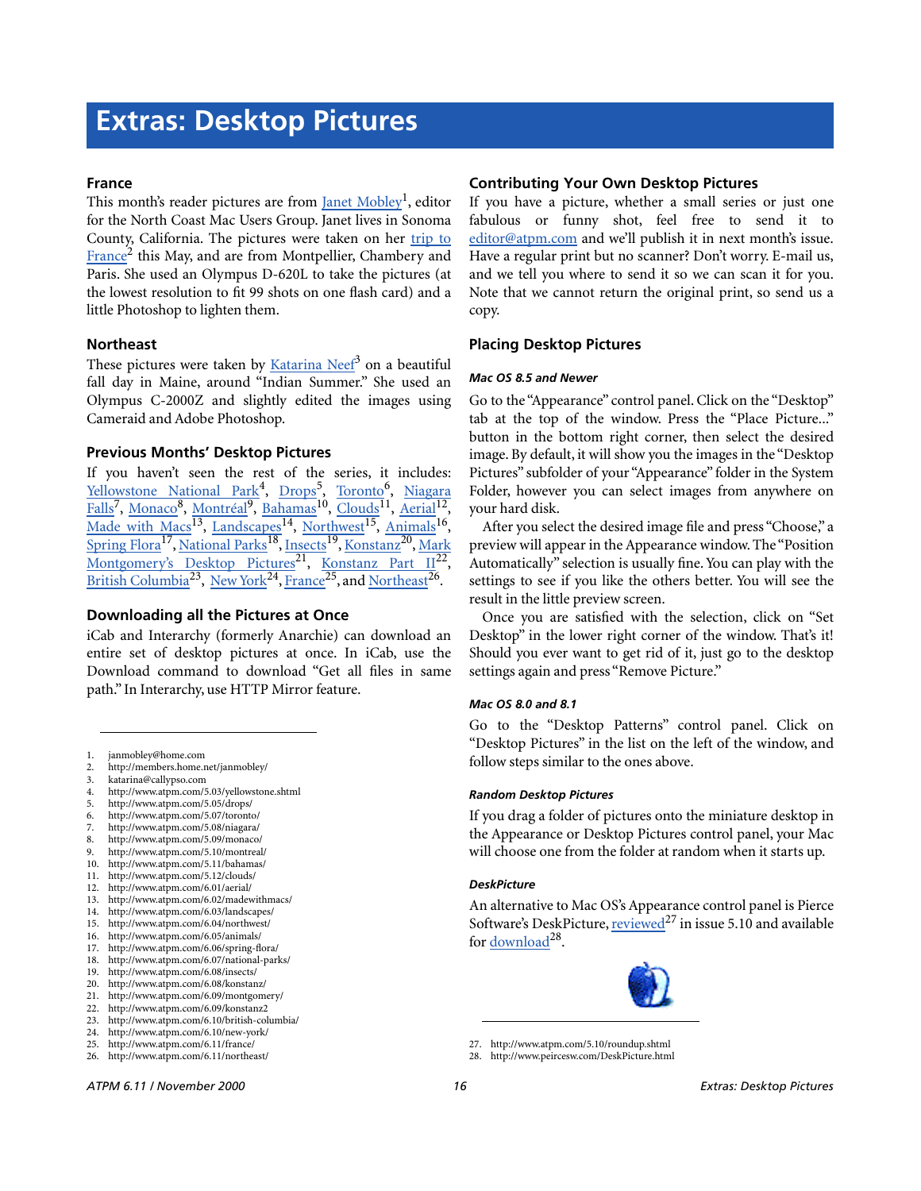# Extras: Desktop Pictures

### France

This month's reader pictures are from Janet Mobley[1], editor for the North Coast Mac Users Group. Janet lives in Sonoma County, California. The pictures were taken on her trip to France[2] this May, and are from Montpellier, Chambery and Paris. She used an Olympus D-620L to take the pictures (at the lowest resolution to fit 99 shots on one flash card) and a little Photoshop to lighten them.

### Northeast

These pictures were taken by Katarina Neef[3] on a beautiful fall day in Maine, around "Indian Summer." She used an Olympus C-2000Z and slightly edited the images using Cameraid and Adobe Photoshop.

### Previous Months' Desktop Pictures

If you haven't seen the rest of the series, it includes: Yellowstone National Park[4], Drops[5], Toronto[6], Niagara Falls[7], Monaco[8], Montréal[9], Bahamas[10], Clouds[11], Aerial[12], Made with Macs[13], Landscapes[14], Northwest[15], Animals[16], Spring Flora[17], National Parks[18], Insects[19], Konstanz[20], Mark Montgomery's Desktop Pictures[21], Konstanz Part II[22], British Columbia[23], New York[24], France[25], and Northeast[26].

### Downloading all the Pictures at Once

iCab and Interarchy (formerly Anarchie) can download an entire set of desktop pictures at once. In iCab, use the Download command to download "Get all files in same path." In Interarchy, use HTTP Mirror feature.

1. janmobley@home.com
2. http://members.home.net/janmobley/
3. katarina@callypso.com
4. http://www.atpm.com/5.03/yellowstone.shtml
5. http://www.atpm.com/5.05/drops/
6. http://www.atpm.com/5.07/toronto/
7. http://www.atpm.com/5.08/niagara/
8. http://www.atpm.com/5.09/monaco/
9. http://www.atpm.com/5.10/montreal/
10. http://www.atpm.com/5.11/bahamas/
11. http://www.atpm.com/5.12/clouds/
12. http://www.atpm.com/6.01/aerial/
13. http://www.atpm.com/6.02/madewithmacs/
14. http://www.atpm.com/6.03/landscapes/
15. http://www.atpm.com/6.04/northwest/
16. http://www.atpm.com/6.05/animals/
17. http://www.atpm.com/6.06/spring-flora/
18. http://www.atpm.com/6.07/national-parks/
19. http://www.atpm.com/6.08/insects/
20. http://www.atpm.com/6.08/konstanz/
21. http://www.atpm.com/6.09/montgomery/
22. http://www.atpm.com/6.09/konstanz2
23. http://www.atpm.com/6.10/british-columbia/
24. http://www.atpm.com/6.10/new-york/
25. http://www.atpm.com/6.11/france/
26. http://www.atpm.com/6.11/northeast/

### Contributing Your Own Desktop Pictures

If you have a picture, whether a small series or just one fabulous or funny shot, feel free to send it to editor@atpm.com and we'll publish it in next month's issue. Have a regular print but no scanner? Don't worry. E-mail us, and we tell you where to send it so we can scan it for you. Note that we cannot return the original print, so send us a copy.

### Placing Desktop Pictures

#### *Mac OS 8.5 and Newer*

Go to the "Appearance" control panel. Click on the "Desktop" tab at the top of the window. Press the "Place Picture..." button in the bottom right corner, then select the desired image. By default, it will show you the images in the "Desktop Pictures" subfolder of your "Appearance" folder in the System Folder, however you can select images from anywhere on your hard disk.

After you select the desired image file and press "Choose," a preview will appear in the Appearance window. The "Position Automatically" selection is usually fine. You can play with the settings to see if you like the others better. You will see the result in the little preview screen.

Once you are satisfied with the selection, click on "Set Desktop" in the lower right corner of the window. That's it! Should you ever want to get rid of it, just go to the desktop settings again and press "Remove Picture."

#### *Mac OS 8.0 and 8.1*

Go to the "Desktop Patterns" control panel. Click on "Desktop Pictures" in the list on the left of the window, and follow steps similar to the ones above.

#### *Random Desktop Pictures*

If you drag a folder of pictures onto the miniature desktop in the Appearance or Desktop Pictures control panel, your Mac will choose one from the folder at random when it starts up.

#### *DeskPicture*

An alternative to Mac OS's Appearance control panel is Pierce Software's DeskPicture, reviewed[27] in issue 5.10 and available for download[28].

27. http://www.atpm.com/5.10/roundup.shtml
28. http://www.peircesw.com/DeskPicture.html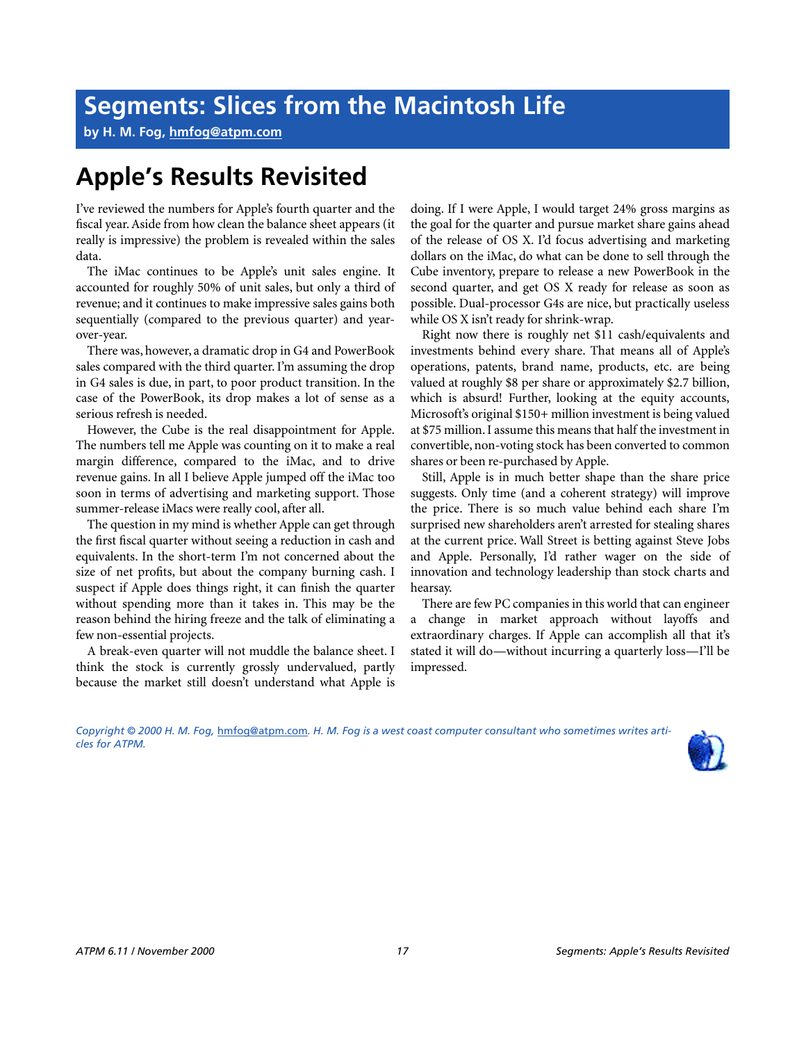# Segments: Slices from the Macintosh Life

**by H. M. Fog, hmfog@atpm.com**

## Apple's Results Revisited

I've reviewed the numbers for Apple's fourth quarter and the fiscal year. Aside from how clean the balance sheet appears (it really is impressive) the problem is revealed within the sales data.

The iMac continues to be Apple's unit sales engine. It accounted for roughly 50% of unit sales, but only a third of revenue; and it continues to make impressive sales gains both sequentially (compared to the previous quarter) and year-over-year.

There was, however, a dramatic drop in G4 and PowerBook sales compared with the third quarter. I'm assuming the drop in G4 sales is due, in part, to poor product transition. In the case of the PowerBook, its drop makes a lot of sense as a serious refresh is needed.

However, the Cube is the real disappointment for Apple. The numbers tell me Apple was counting on it to make a real margin difference, compared to the iMac, and to drive revenue gains. In all I believe Apple jumped off the iMac too soon in terms of advertising and marketing support. Those summer-release iMacs were really cool, after all.

The question in my mind is whether Apple can get through the first fiscal quarter without seeing a reduction in cash and equivalents. In the short-term I'm not concerned about the size of net profits, but about the company burning cash. I suspect if Apple does things right, it can finish the quarter without spending more than it takes in. This may be the reason behind the hiring freeze and the talk of eliminating a few non-essential projects.

A break-even quarter will not muddle the balance sheet. I think the stock is currently grossly undervalued, partly because the market still doesn't understand what Apple is doing. If I were Apple, I would target 24% gross margins as the goal for the quarter and pursue market share gains ahead of the release of OS X. I'd focus advertising and marketing dollars on the iMac, do what can be done to sell through the Cube inventory, prepare to release a new PowerBook in the second quarter, and get OS X ready for release as soon as possible. Dual-processor G4s are nice, but practically useless while OS X isn't ready for shrink-wrap.

Right now there is roughly net $11 cash/equivalents and investments behind every share. That means all of Apple's operations, patents, brand name, products, etc. are being valued at roughly $8 per share or approximately $2.7 billion, which is absurd! Further, looking at the equity accounts, Microsoft's original $150+ million investment is being valued at $75 million. I assume this means that half the investment in convertible, non-voting stock has been converted to common shares or been re-purchased by Apple.

Still, Apple is in much better shape than the share price suggests. Only time (and a coherent strategy) will improve the price. There is so much value behind each share I'm surprised new shareholders aren't arrested for stealing shares at the current price. Wall Street is betting against Steve Jobs and Apple. Personally, I'd rather wager on the side of innovation and technology leadership than stock charts and hearsay.

There are few PC companies in this world that can engineer a change in market approach without layoffs and extraordinary charges. If Apple can accomplish all that it's stated it will do—without incurring a quarterly loss—I'll be impressed.

*Copyright © 2000 H. M. Fog, hmfog@atpm.com. H. M. Fog is a west coast computer consultant who sometimes writes articles for ATPM.*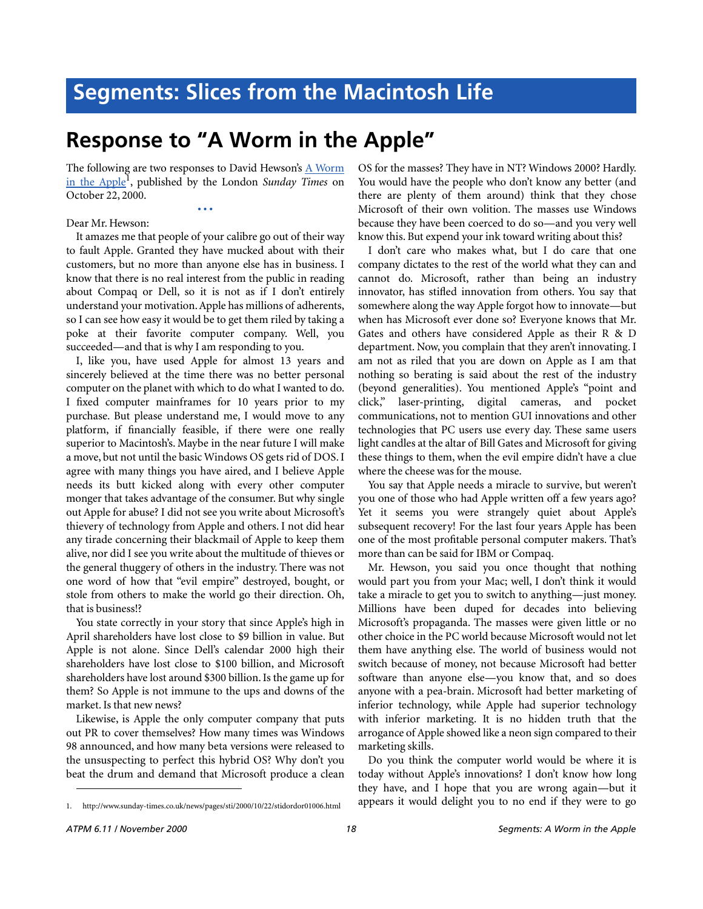# Segments: Slices from the Macintosh Life

## Response to "A Worm in the Apple"

The following are two responses to David Hewson's A Worm in the Apple[1], published by the London *Sunday Times* on October 22, 2000.

• • •

Dear Mr. Hewson:

It amazes me that people of your calibre go out of their way to fault Apple. Granted they have mucked about with their customers, but no more than anyone else has in business. I know that there is no real interest from the public in reading about Compaq or Dell, so it is not as if I don't entirely understand your motivation. Apple has millions of adherents, so I can see how easy it would be to get them riled by taking a poke at their favorite computer company. Well, you succeeded—and that is why I am responding to you.

I, like you, have used Apple for almost 13 years and sincerely believed at the time there was no better personal computer on the planet with which to do what I wanted to do. I fixed computer mainframes for 10 years prior to my purchase. But please understand me, I would move to any platform, if financially feasible, if there were one really superior to Macintosh's. Maybe in the near future I will make a move, but not until the basic Windows OS gets rid of DOS. I agree with many things you have aired, and I believe Apple needs its butt kicked along with every other computer monger that takes advantage of the consumer. But why single out Apple for abuse? I did not see you write about Microsoft's thievery of technology from Apple and others. I not did hear any tirade concerning their blackmail of Apple to keep them alive, nor did I see you write about the multitude of thieves or the general thuggery of others in the industry. There was not one word of how that "evil empire" destroyed, bought, or stole from others to make the world go their direction. Oh, that is business!?

You state correctly in your story that since Apple's high in April shareholders have lost close to $9 billion in value. But Apple is not alone. Since Dell's calendar 2000 high their shareholders have lost close to $100 billion, and Microsoft shareholders have lost around $300 billion. Is the game up for them? So Apple is not immune to the ups and downs of the market. Is that new news?

Likewise, is Apple the only computer company that puts out PR to cover themselves? How many times was Windows 98 announced, and how many beta versions were released to the unsuspecting to perfect this hybrid OS? Why don't you beat the drum and demand that Microsoft produce a clean OS for the masses? They have in NT? Windows 2000? Hardly. You would have the people who don't know any better (and there are plenty of them around) think that they chose Microsoft of their own volition. The masses use Windows because they have been coerced to do so—and you very well know this. But expend your ink toward writing about this?

I don't care who makes what, but I do care that one company dictates to the rest of the world what they can and cannot do. Microsoft, rather than being an industry innovator, has stifled innovation from others. You say that somewhere along the way Apple forgot how to innovate—but when has Microsoft ever done so? Everyone knows that Mr. Gates and others have considered Apple as their R & D department. Now, you complain that they aren't innovating. I am not as riled that you are down on Apple as I am that nothing so berating is said about the rest of the industry (beyond generalities). You mentioned Apple's "point and click," laser-printing, digital cameras, and pocket communications, not to mention GUI innovations and other technologies that PC users use every day. These same users light candles at the altar of Bill Gates and Microsoft for giving these things to them, when the evil empire didn't have a clue where the cheese was for the mouse.

You say that Apple needs a miracle to survive, but weren't you one of those who had Apple written off a few years ago? Yet it seems you were strangely quiet about Apple's subsequent recovery! For the last four years Apple has been one of the most profitable personal computer makers. That's more than can be said for IBM or Compaq.

Mr. Hewson, you said you once thought that nothing would part you from your Mac; well, I don't think it would take a miracle to get you to switch to anything—just money. Millions have been duped for decades into believing Microsoft's propaganda. The masses were given little or no other choice in the PC world because Microsoft would not let them have anything else. The world of business would not switch because of money, not because Microsoft had better software than anyone else—you know that, and so does anyone with a pea-brain. Microsoft had better marketing of inferior technology, while Apple had superior technology with inferior marketing. It is no hidden truth that the arrogance of Apple showed like a neon sign compared to their marketing skills.

Do you think the computer world would be where it is today without Apple's innovations? I don't know how long they have, and I hope that you are wrong again—but it appears it would delight you to no end if they were to go

1. http://www.sunday-times.co.uk/news/pages/sti/2000/10/22/stidordor01006.html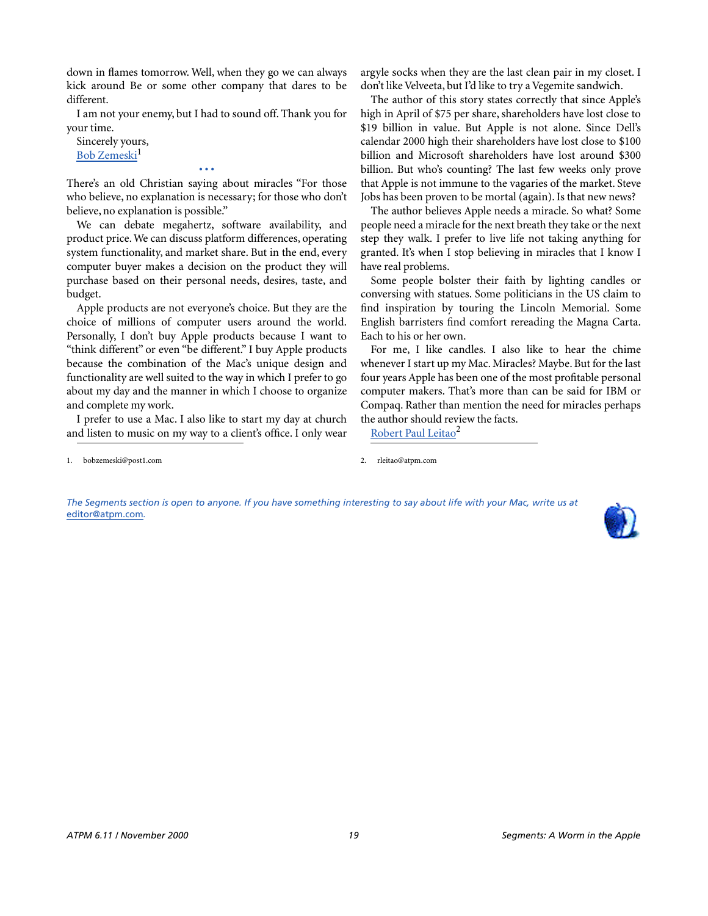down in flames tomorrow. Well, when they go we can always kick around Be or some other company that dares to be different.

I am not your enemy, but I had to sound off. Thank you for your time.

Sincerely yours,
Bob Zemeski[1]

• • •

There's an old Christian saying about miracles "For those who believe, no explanation is necessary; for those who don't believe, no explanation is possible."

We can debate megahertz, software availability, and product price. We can discuss platform differences, operating system functionality, and market share. But in the end, every computer buyer makes a decision on the product they will purchase based on their personal needs, desires, taste, and budget.

Apple products are not everyone's choice. But they are the choice of millions of computer users around the world. Personally, I don't buy Apple products because I want to "think different" or even "be different." I buy Apple products because the combination of the Mac's unique design and functionality are well suited to the way in which I prefer to go about my day and the manner in which I choose to organize and complete my work.

I prefer to use a Mac. I also like to start my day at church and listen to music on my way to a client's office. I only wear argyle socks when they are the last clean pair in my closet. I don't like Velveeta, but I'd like to try a Vegemite sandwich.

The author of this story states correctly that since Apple's high in April of $75 per share, shareholders have lost close to $19 billion in value. But Apple is not alone. Since Dell's calendar 2000 high their shareholders have lost close to $100 billion and Microsoft shareholders have lost around $300 billion. But who's counting? The last few weeks only prove that Apple is not immune to the vagaries of the market. Steve Jobs has been proven to be mortal (again). Is that new news?

The author believes Apple needs a miracle. So what? Some people need a miracle for the next breath they take or the next step they walk. I prefer to live life not taking anything for granted. It's when I stop believing in miracles that I know I have real problems.

Some people bolster their faith by lighting candles or conversing with statues. Some politicians in the US claim to find inspiration by touring the Lincoln Memorial. Some English barristers find comfort rereading the Magna Carta. Each to his or her own.

For me, I like candles. I also like to hear the chime whenever I start up my Mac. Miracles? Maybe. But for the last four years Apple has been one of the most profitable personal computer makers. That's more than can be said for IBM or Compaq. Rather than mention the need for miracles perhaps the author should review the facts.

Robert Paul Leitao[2]

1. bobzemeski@post1.com

2. rleitao@atpm.com

*The Segments section is open to anyone. If you have something interesting to say about life with your Mac, write us at* editor@atpm.com.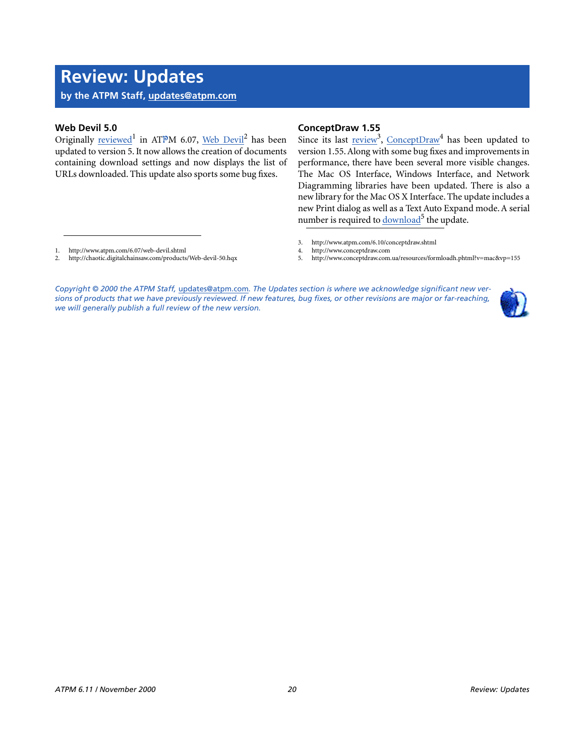# Review: Updates

**by the ATPM Staff, updates@atpm.com**

### Web Devil 5.0

Originally reviewed[1] in ATPM 6.07, Web Devil[2] has been updated to version 5. It now allows the creation of documents containing download settings and now displays the list of URLs downloaded. This update also sports some bug fixes.

1. http://www.atpm.com/6.07/web-devil.shtml
2. http://chaotic.digitalchainsaw.com/products/Web-devil-50.hqx

### ConceptDraw 1.55

Since its last review[3], ConceptDraw[4] has been updated to version 1.55. Along with some bug fixes and improvements in performance, there have been several more visible changes. The Mac OS Interface, Windows Interface, and Network Diagramming libraries have been updated. There is also a new library for the Mac OS X Interface. The update includes a new Print dialog as well as a Text Auto Expand mode. A serial number is required to download[5] the update.

3. http://www.atpm.com/6.10/conceptdraw.shtml
4. http://www.conceptdraw.com
5. http://www.conceptdraw.com.ua/resources/formloadh.phtml?v=mac&vp=155

*Copyright © 2000 the ATPM Staff, updates@atpm.com. The Updates section is where we acknowledge significant new versions of products that we have previously reviewed. If new features, bug fixes, or other revisions are major or far-reaching, we will generally publish a full review of the new version.*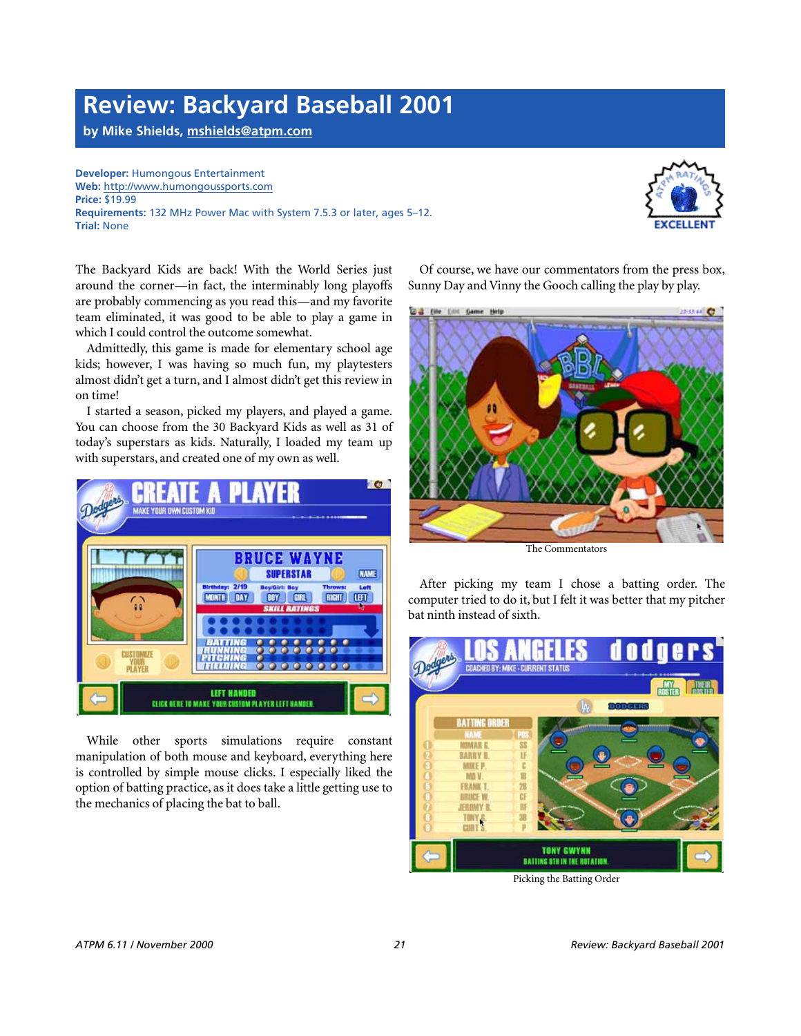# Review: Backyard Baseball 2001

**by Mike Shields, mshields@atpm.com**

**Developer:** Humongous Entertainment
**Web:** http://www.humongoussports.com
**Price:** $19.99
**Requirements:** 132 MHz Power Mac with System 7.5.3 or later, ages 5–12.
**Trial:** None

EXCELLENT

The Backyard Kids are back! With the World Series just around the corner—in fact, the interminably long playoffs are probably commencing as you read this—and my favorite team eliminated, it was good to be able to play a game in which I could control the outcome somewhat.

Admittedly, this game is made for elementary school age kids; however, I was having so much fun, my playtesters almost didn't get a turn, and I almost didn't get this review in on time!

I started a season, picked my players, and played a game. You can choose from the 30 Backyard Kids as well as 31 of today's superstars as kids. Naturally, I loaded my team up with superstars, and created one of my own as well.

While other sports simulations require constant manipulation of both mouse and keyboard, everything here is controlled by simple mouse clicks. I especially liked the option of batting practice, as it does take a little getting use to the mechanics of placing the bat to ball.

Of course, we have our commentators from the press box, Sunny Day and Vinny the Gooch calling the play by play.

The Commentators

After picking my team I chose a batting order. The computer tried to do it, but I felt it was better that my pitcher bat ninth instead of sixth.

Picking the Batting Order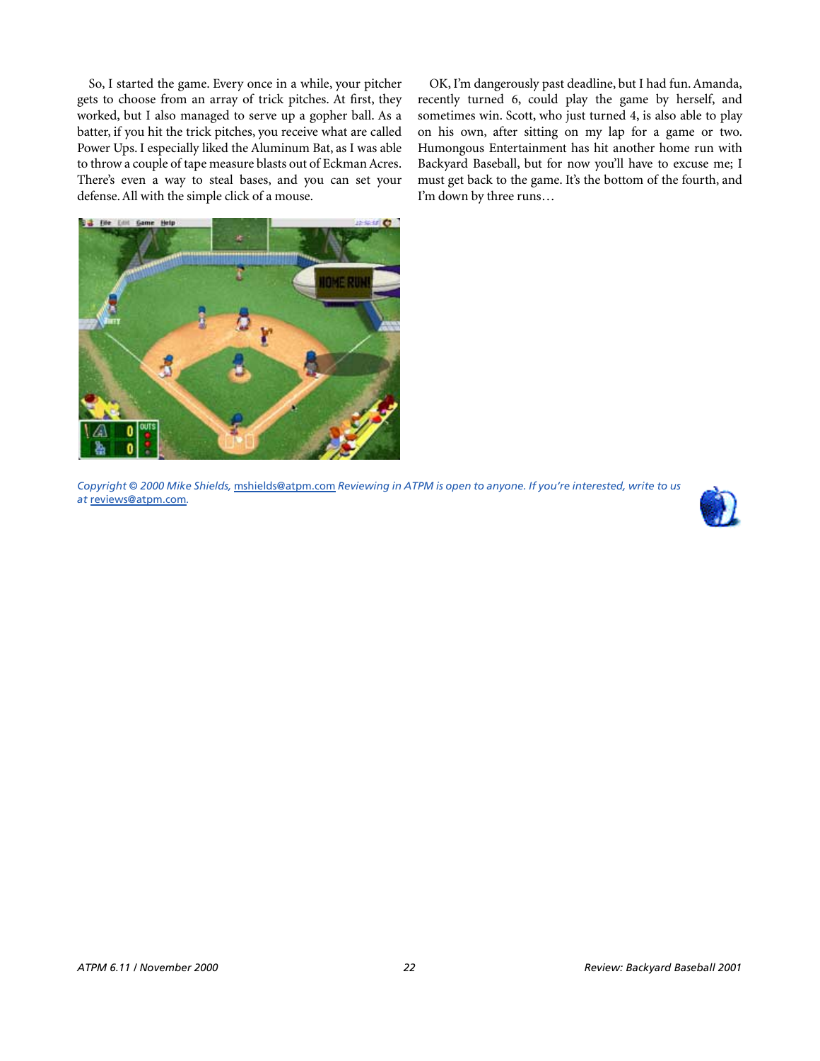So, I started the game. Every once in a while, your pitcher gets to choose from an array of trick pitches. At first, they worked, but I also managed to serve up a gopher ball. As a batter, if you hit the trick pitches, you receive what are called Power Ups. I especially liked the Aluminum Bat, as I was able to throw a couple of tape measure blasts out of Eckman Acres. There's even a way to steal bases, and you can set your defense. All with the simple click of a mouse.

OK, I'm dangerously past deadline, but I had fun. Amanda, recently turned 6, could play the game by herself, and sometimes win. Scott, who just turned 4, is also able to play on his own, after sitting on my lap for a game or two. Humongous Entertainment has hit another home run with Backyard Baseball, but for now you'll have to excuse me; I must get back to the game. It's the bottom of the fourth, and I'm down by three runs…

*Copyright © 2000 Mike Shields, mshields@atpm.com Reviewing in ATPM is open to anyone. If you're interested, write to us at reviews@atpm.com.*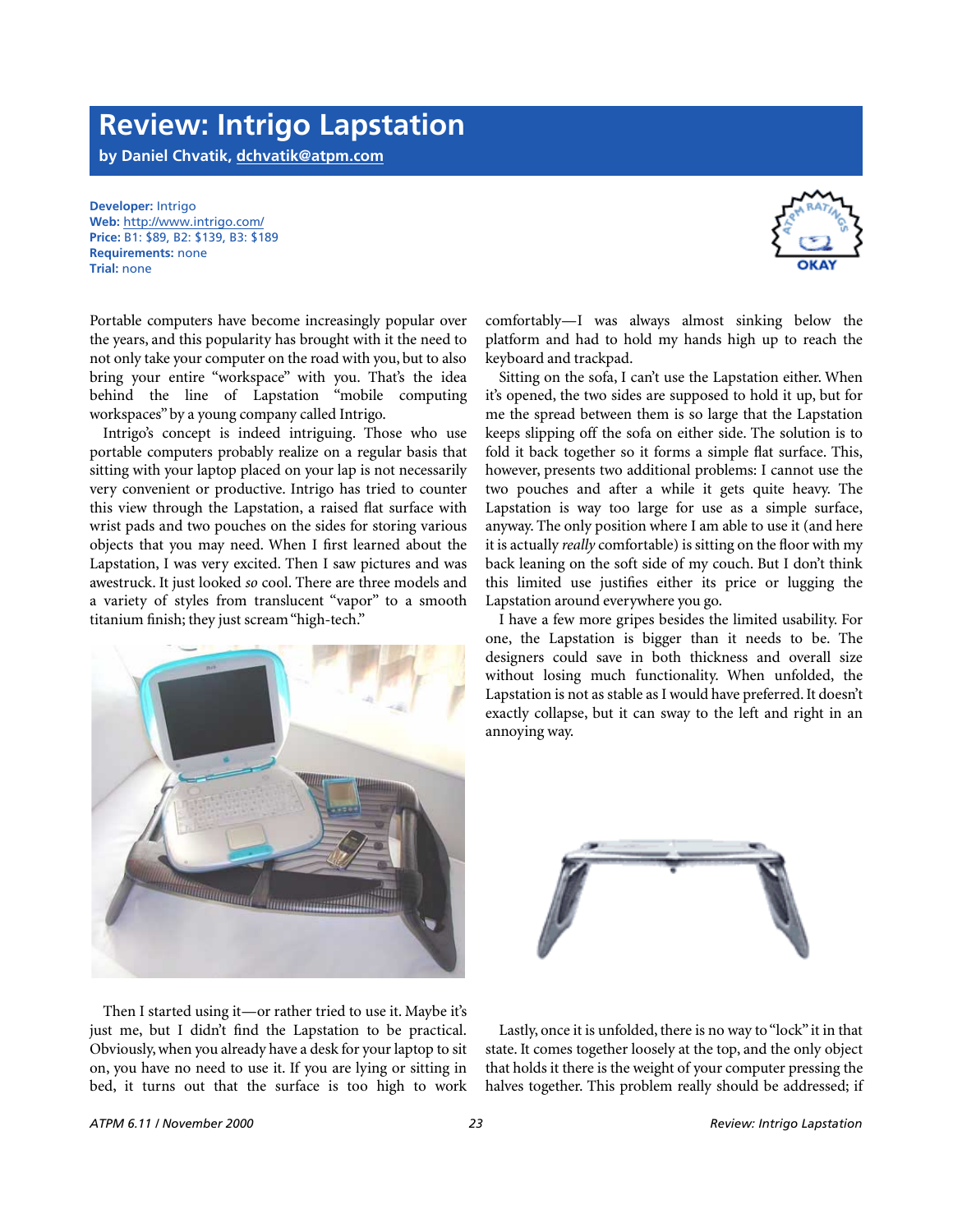# Review: Intrigo Lapstation

**by Daniel Chvatik, dchvatik@atpm.com**

**Developer:** Intrigo
**Web:** http://www.intrigo.com/
**Price:** B1: $89, B2: $139, B3: $189
**Requirements:** none
**Trial:** none

Portable computers have become increasingly popular over the years, and this popularity has brought with it the need to not only take your computer on the road with you, but to also bring your entire "workspace" with you. That's the idea behind the line of Lapstation "mobile computing workspaces" by a young company called Intrigo.

Intrigo's concept is indeed intriguing. Those who use portable computers probably realize on a regular basis that sitting with your laptop placed on your lap is not necessarily very convenient or productive. Intrigo has tried to counter this view through the Lapstation, a raised flat surface with wrist pads and two pouches on the sides for storing various objects that you may need. When I first learned about the Lapstation, I was very excited. Then I saw pictures and was awestruck. It just looked *so* cool. There are three models and a variety of styles from translucent "vapor" to a smooth titanium finish; they just scream "high-tech."

Then I started using it—or rather tried to use it. Maybe it's just me, but I didn't find the Lapstation to be practical. Obviously, when you already have a desk for your laptop to sit on, you have no need to use it. If you are lying or sitting in bed, it turns out that the surface is too high to work comfortably—I was always almost sinking below the platform and had to hold my hands high up to reach the keyboard and trackpad.

Sitting on the sofa, I can't use the Lapstation either. When it's opened, the two sides are supposed to hold it up, but for me the spread between them is so large that the Lapstation keeps slipping off the sofa on either side. The solution is to fold it back together so it forms a simple flat surface. This, however, presents two additional problems: I cannot use the two pouches and after a while it gets quite heavy. The Lapstation is way too large for use as a simple surface, anyway. The only position where I am able to use it (and here it is actually *really* comfortable) is sitting on the floor with my back leaning on the soft side of my couch. But I don't think this limited use justifies either its price or lugging the Lapstation around everywhere you go.

I have a few more gripes besides the limited usability. For one, the Lapstation is bigger than it needs to be. The designers could save in both thickness and overall size without losing much functionality. When unfolded, the Lapstation is not as stable as I would have preferred. It doesn't exactly collapse, but it can sway to the left and right in an annoying way.

Lastly, once it is unfolded, there is no way to "lock" it in that state. It comes together loosely at the top, and the only object that holds it there is the weight of your computer pressing the halves together. This problem really should be addressed; if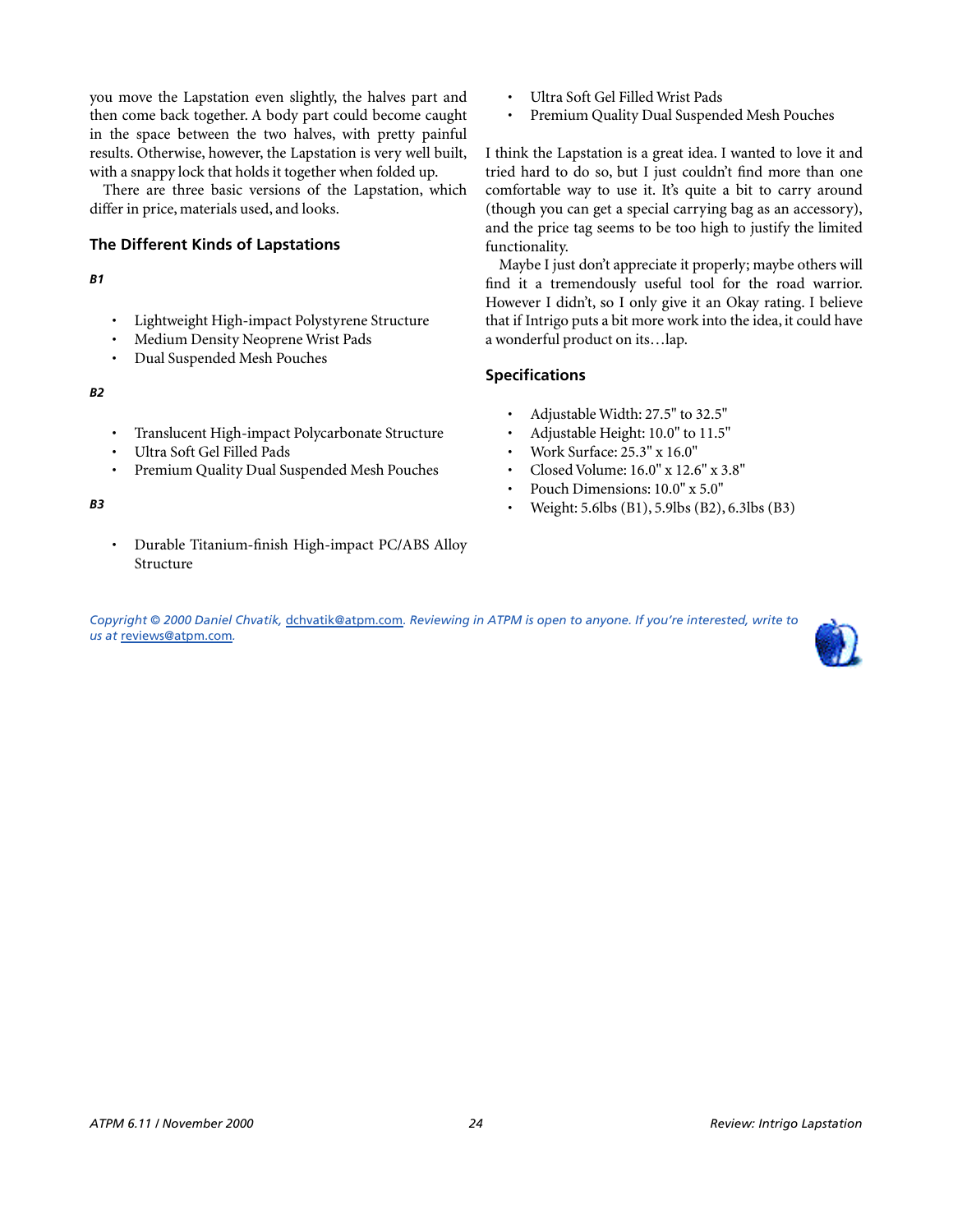you move the Lapstation even slightly, the halves part and then come back together. A body part could become caught in the space between the two halves, with pretty painful results. Otherwise, however, the Lapstation is very well built, with a snappy lock that holds it together when folded up.

There are three basic versions of the Lapstation, which differ in price, materials used, and looks.

### The Different Kinds of Lapstations

***B1***

- Lightweight High-impact Polystyrene Structure
- Medium Density Neoprene Wrist Pads
- Dual Suspended Mesh Pouches

***B2***

- Translucent High-impact Polycarbonate Structure
- Ultra Soft Gel Filled Pads
- Premium Quality Dual Suspended Mesh Pouches

***B3***

- Durable Titanium-finish High-impact PC/ABS Alloy Structure
- Ultra Soft Gel Filled Wrist Pads
- Premium Quality Dual Suspended Mesh Pouches

I think the Lapstation is a great idea. I wanted to love it and tried hard to do so, but I just couldn't find more than one comfortable way to use it. It's quite a bit to carry around (though you can get a special carrying bag as an accessory), and the price tag seems to be too high to justify the limited functionality.

Maybe I just don't appreciate it properly; maybe others will find it a tremendously useful tool for the road warrior. However I didn't, so I only give it an Okay rating. I believe that if Intrigo puts a bit more work into the idea, it could have a wonderful product on its…lap.

### Specifications

- Adjustable Width: 27.5" to 32.5"
- Adjustable Height: 10.0" to 11.5"
- Work Surface: 25.3" x 16.0"
- Closed Volume: 16.0" x 12.6" x 3.8"
- Pouch Dimensions: 10.0" x 5.0"
- Weight: 5.6lbs (B1), 5.9lbs (B2), 6.3lbs (B3)

*Copyright © 2000 Daniel Chvatik, dchvatik@atpm.com. Reviewing in ATPM is open to anyone. If you're interested, write to us at reviews@atpm.com.*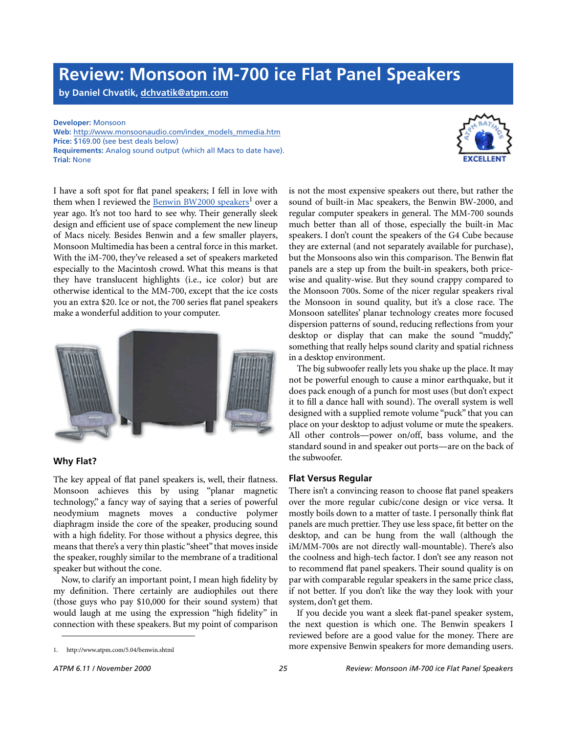# Review: Monsoon iM-700 ice Flat Panel Speakers

**by Daniel Chvatik, dchvatik@atpm.com**

**Developer:** Monsoon
**Web:** http://www.monsoonaudio.com/index_models_mmedia.htm
**Price:** $169.00 (see best deals below)
**Requirements:** Analog sound output (which all Macs to date have).
**Trial:** None

EXCELLENT

I have a soft spot for flat panel speakers; I fell in love with them when I reviewed the Benwin BW2000 speakers[1] over a year ago. It's not too hard to see why. Their generally sleek design and efficient use of space complement the new lineup of Macs nicely. Besides Benwin and a few smaller players, Monsoon Multimedia has been a central force in this market. With the iM-700, they've released a set of speakers marketed especially to the Macintosh crowd. What this means is that they have translucent highlights (i.e., ice color) but are otherwise identical to the MM-700, except that the ice costs you an extra $20. Ice or not, the 700 series flat panel speakers make a wonderful addition to your computer.

## Why Flat?

The key appeal of flat panel speakers is, well, their flatness. Monsoon achieves this by using "planar magnetic technology," a fancy way of saying that a series of powerful neodymium magnets moves a conductive polymer diaphragm inside the core of the speaker, producing sound with a high fidelity. For those without a physics degree, this means that there's a very thin plastic "sheet" that moves inside the speaker, roughly similar to the membrane of a traditional speaker but without the cone.

Now, to clarify an important point, I mean high fidelity by my definition. There certainly are audiophiles out there (those guys who pay $10,000 for their sound system) that would laugh at me using the expression "high fidelity" in connection with these speakers. But my point of comparison is not the most expensive speakers out there, but rather the sound of built-in Mac speakers, the Benwin BW-2000, and regular computer speakers in general. The MM-700 sounds much better than all of those, especially the built-in Mac speakers. I don't count the speakers of the G4 Cube because they are external (and not separately available for purchase), but the Monsoons also win this comparison. The Benwin flat panels are a step up from the built-in speakers, both price-wise and quality-wise. But they sound crappy compared to the Monsoon 700s. Some of the nicer regular speakers rival the Monsoon in sound quality, but it's a close race. The Monsoon satellites' planar technology creates more focused dispersion patterns of sound, reducing reflections from your desktop or display that can make the sound "muddy," something that really helps sound clarity and spatial richness in a desktop environment.

The big subwoofer really lets you shake up the place. It may not be powerful enough to cause a minor earthquake, but it does pack enough of a punch for most uses (but don't expect it to fill a dance hall with sound). The overall system is well designed with a supplied remote volume "puck" that you can place on your desktop to adjust volume or mute the speakers. All other controls—power on/off, bass volume, and the standard sound in and speaker out ports—are on the back of the subwoofer.

## Flat Versus Regular

There isn't a convincing reason to choose flat panel speakers over the more regular cubic/cone design or vice versa. It mostly boils down to a matter of taste. I personally think flat panels are much prettier. They use less space, fit better on the desktop, and can be hung from the wall (although the iM/MM-700s are not directly wall-mountable). There's also the coolness and high-tech factor. I don't see any reason not to recommend flat panel speakers. Their sound quality is on par with comparable regular speakers in the same price class, if not better. If you don't like the way they look with your system, don't get them.

If you decide you want a sleek flat-panel speaker system, the next question is which one. The Benwin speakers I reviewed before are a good value for the money. There are more expensive Benwin speakers for more demanding users.

1. http://www.atpm.com/5.04/benwin.shtml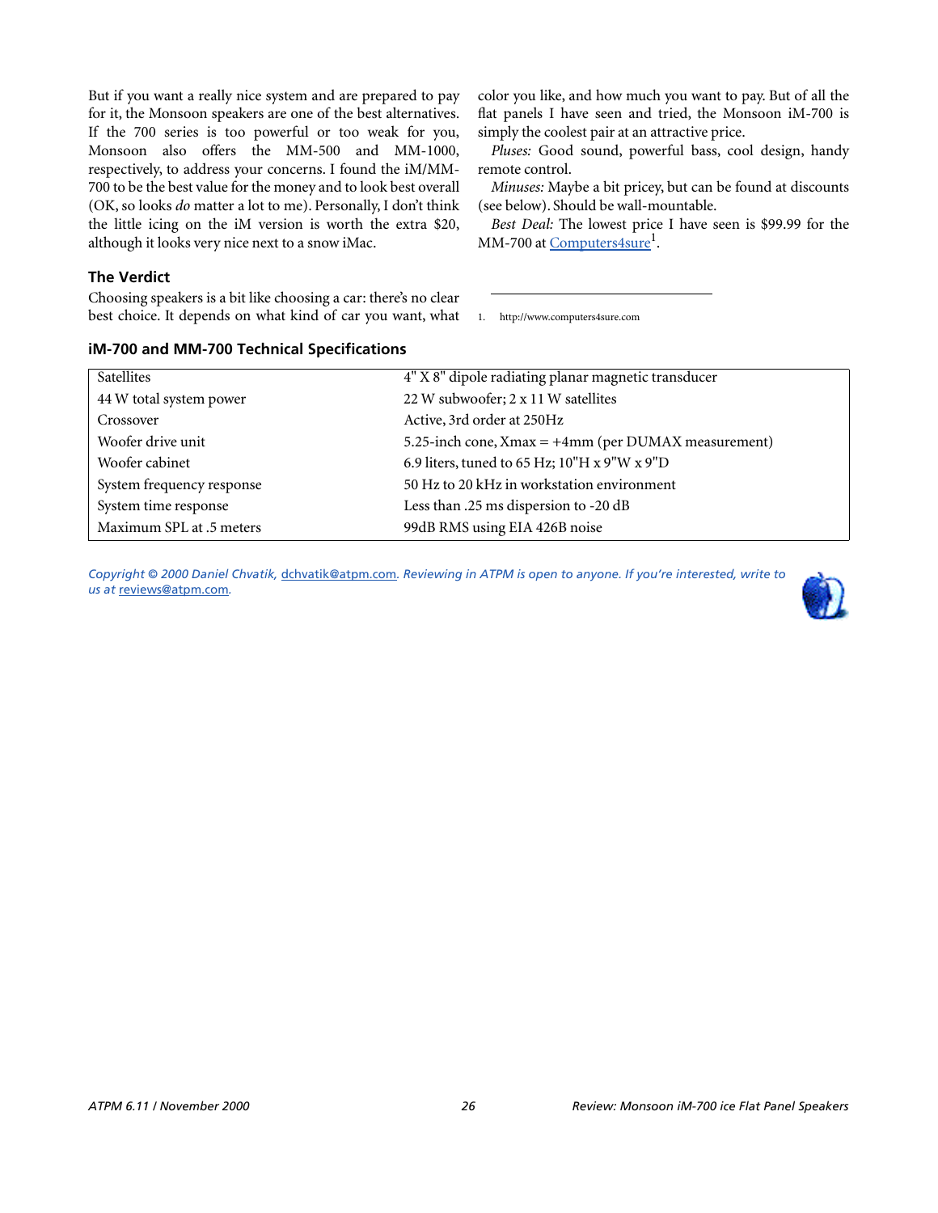But if you want a really nice system and are prepared to pay for it, the Monsoon speakers are one of the best alternatives. If the 700 series is too powerful or too weak for you, Monsoon also offers the MM-500 and MM-1000, respectively, to address your concerns. I found the iM/MM-700 to be the best value for the money and to look best overall (OK, so looks *do* matter a lot to me). Personally, I don't think the little icing on the iM version is worth the extra $20, although it looks very nice next to a snow iMac.

### The Verdict

Choosing speakers is a bit like choosing a car: there's no clear best choice. It depends on what kind of car you want, what color you like, and how much you want to pay. But of all the flat panels I have seen and tried, the Monsoon iM-700 is simply the coolest pair at an attractive price.

*Pluses:* Good sound, powerful bass, cool design, handy remote control.

*Minuses:* Maybe a bit pricey, but can be found at discounts (see below). Should be wall-mountable.

*Best Deal:* The lowest price I have seen is $99.99 for the MM-700 at Computers4sure[1].

1. http://www.computers4sure.com

### iM-700 and MM-700 Technical Specifications

| | |
|---|---|
| Satellites | 4" X 8" dipole radiating planar magnetic transducer |
| 44 W total system power | 22 W subwoofer; 2 x 11 W satellites |
| Crossover | Active, 3rd order at 250Hz |
| Woofer drive unit | 5.25-inch cone, Xmax = +4mm (per DUMAX measurement) |
| Woofer cabinet | 6.9 liters, tuned to 65 Hz; 10"H x 9"W x 9"D |
| System frequency response | 50 Hz to 20 kHz in workstation environment |
| System time response | Less than .25 ms dispersion to -20 dB |
| Maximum SPL at .5 meters | 99dB RMS using EIA 426B noise |

*Copyright © 2000 Daniel Chvatik, dchvatik@atpm.com. Reviewing in ATPM is open to anyone. If you're interested, write to us at reviews@atpm.com.*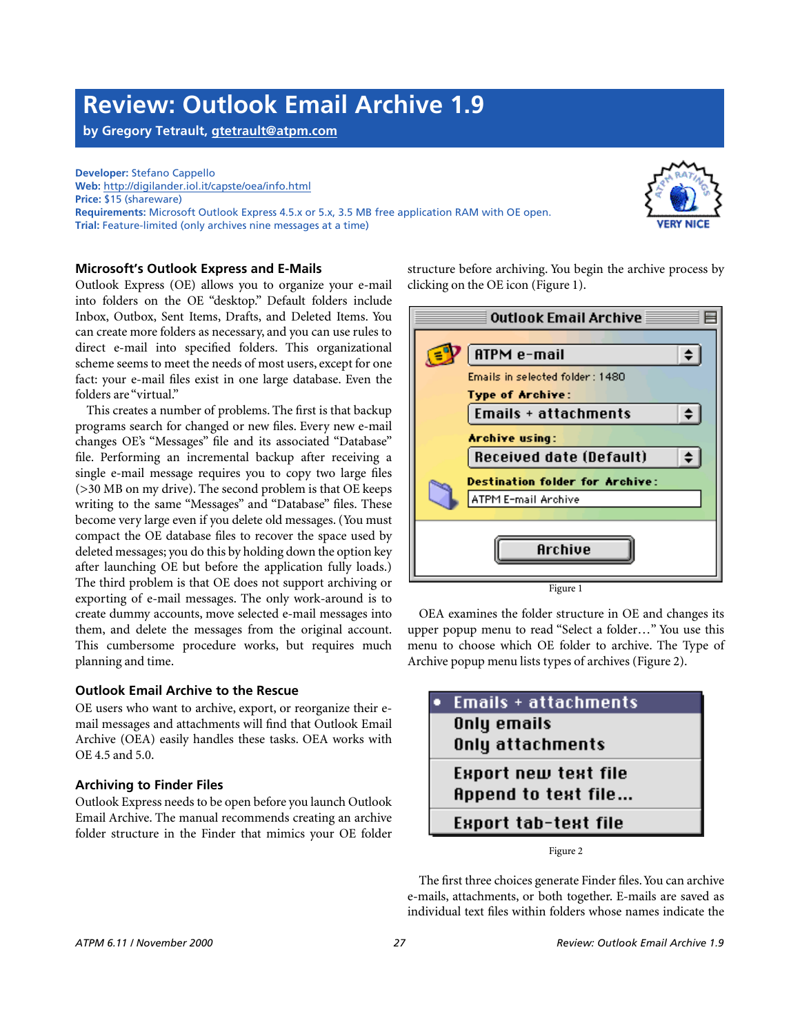# Review: Outlook Email Archive 1.9

**by Gregory Tetrault, gtetrault@atpm.com**

**Developer:** Stefano Cappello
**Web:** http://digilander.iol.it/capste/oea/info.html
**Price:** $15 (shareware)
**Requirements:** Microsoft Outlook Express 4.5.x or 5.x, 3.5 MB free application RAM with OE open.
**Trial:** Feature-limited (only archives nine messages at a time)

VERY NICE

### Microsoft's Outlook Express and E-Mails

Outlook Express (OE) allows you to organize your e-mail into folders on the OE "desktop." Default folders include Inbox, Outbox, Sent Items, Drafts, and Deleted Items. You can create more folders as necessary, and you can use rules to direct e-mail into specified folders. This organizational scheme seems to meet the needs of most users, except for one fact: your e-mail files exist in one large database. Even the folders are "virtual."

This creates a number of problems. The first is that backup programs search for changed or new files. Every new e-mail changes OE's "Messages" file and its associated "Database" file. Performing an incremental backup after receiving a single e-mail message requires you to copy two large files (>30 MB on my drive). The second problem is that OE keeps writing to the same "Messages" and "Database" files. These become very large even if you delete old messages. (You must compact the OE database files to recover the space used by deleted messages; you do this by holding down the option key after launching OE but before the application fully loads.) The third problem is that OE does not support archiving or exporting of e-mail messages. The only work-around is to create dummy accounts, move selected e-mail messages into them, and delete the messages from the original account. This cumbersome procedure works, but requires much planning and time.

### Outlook Email Archive to the Rescue

OE users who want to archive, export, or reorganize their e-mail messages and attachments will find that Outlook Email Archive (OEA) easily handles these tasks. OEA works with OE 4.5 and 5.0.

### Archiving to Finder Files

Outlook Express needs to be open before you launch Outlook Email Archive. The manual recommends creating an archive folder structure in the Finder that mimics your OE folder structure before archiving. You begin the archive process by clicking on the OE icon (Figure 1).

Figure 1

OEA examines the folder structure in OE and changes its upper popup menu to read "Select a folder…" You use this menu to choose which OE folder to archive. The Type of Archive popup menu lists types of archives (Figure 2).

Figure 2

The first three choices generate Finder files. You can archive e-mails, attachments, or both together. E-mails are saved as individual text files within folders whose names indicate the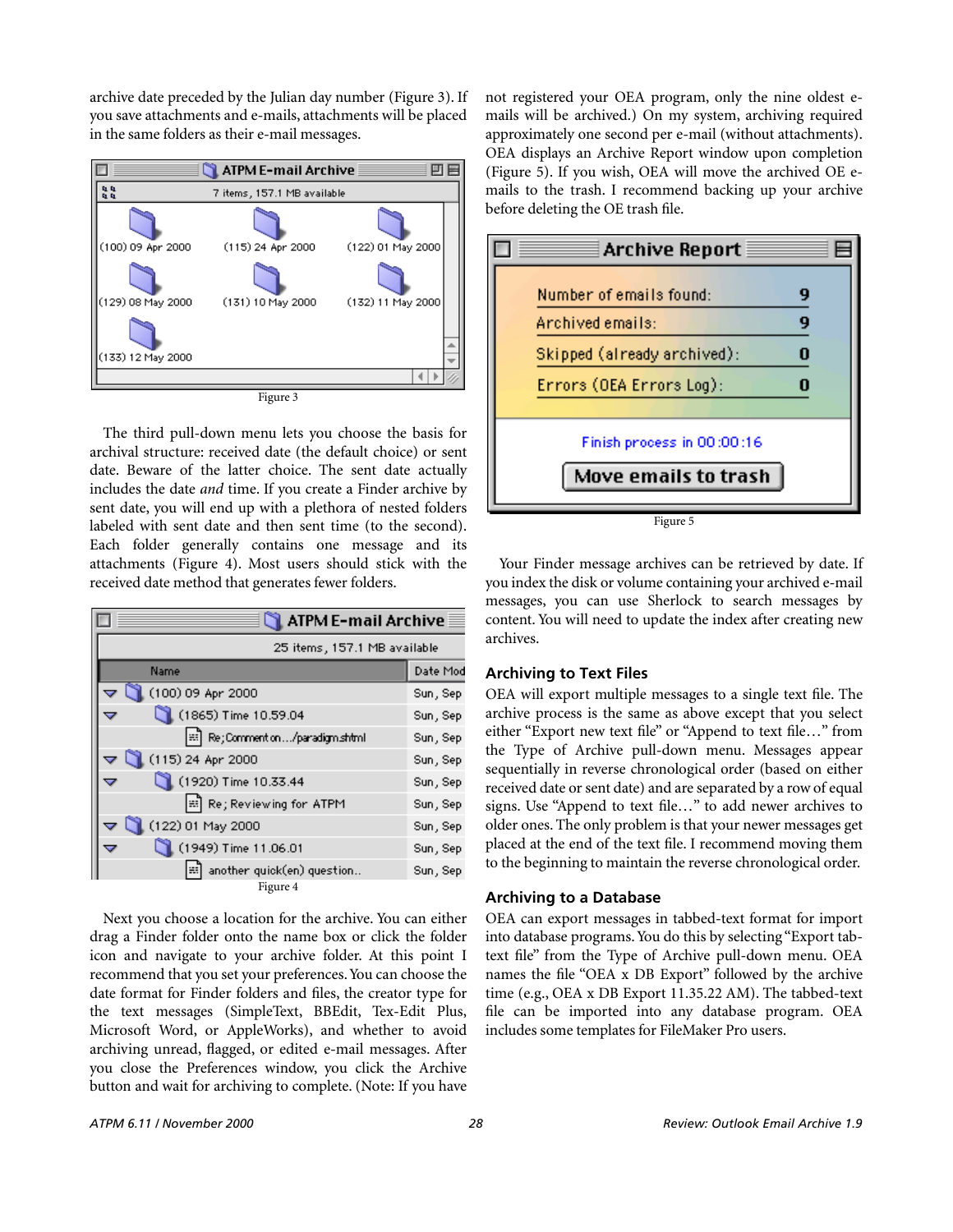archive date preceded by the Julian day number (Figure 3). If you save attachments and e-mails, attachments will be placed in the same folders as their e-mail messages.

Figure 3

The third pull-down menu lets you choose the basis for archival structure: received date (the default choice) or sent date. Beware of the latter choice. The sent date actually includes the date *and* time. If you create a Finder archive by sent date, you will end up with a plethora of nested folders labeled with sent date and then sent time (to the second). Each folder generally contains one message and its attachments (Figure 4). Most users should stick with the received date method that generates fewer folders.

Figure 4

Next you choose a location for the archive. You can either drag a Finder folder onto the name box or click the folder icon and navigate to your archive folder. At this point I recommend that you set your preferences. You can choose the date format for Finder folders and files, the creator type for the text messages (SimpleText, BBEdit, Tex-Edit Plus, Microsoft Word, or AppleWorks), and whether to avoid archiving unread, flagged, or edited e-mail messages. After you close the Preferences window, you click the Archive button and wait for archiving to complete. (Note: If you have not registered your OEA program, only the nine oldest e-mails will be archived.) On my system, archiving required approximately one second per e-mail (without attachments). OEA displays an Archive Report window upon completion (Figure 5). If you wish, OEA will move the archived OE e-mails to the trash. I recommend backing up your archive before deleting the OE trash file.

Figure 5

Your Finder message archives can be retrieved by date. If you index the disk or volume containing your archived e-mail messages, you can use Sherlock to search messages by content. You will need to update the index after creating new archives.

### Archiving to Text Files

OEA will export multiple messages to a single text file. The archive process is the same as above except that you select either "Export new text file" or "Append to text file…" from the Type of Archive pull-down menu. Messages appear sequentially in reverse chronological order (based on either received date or sent date) and are separated by a row of equal signs. Use "Append to text file…" to add newer archives to older ones. The only problem is that your newer messages get placed at the end of the text file. I recommend moving them to the beginning to maintain the reverse chronological order.

### Archiving to a Database

OEA can export messages in tabbed-text format for import into database programs. You do this by selecting "Export tab-text file" from the Type of Archive pull-down menu. OEA names the file "OEA x DB Export" followed by the archive time (e.g., OEA x DB Export 11.35.22 AM). The tabbed-text file can be imported into any database program. OEA includes some templates for FileMaker Pro users.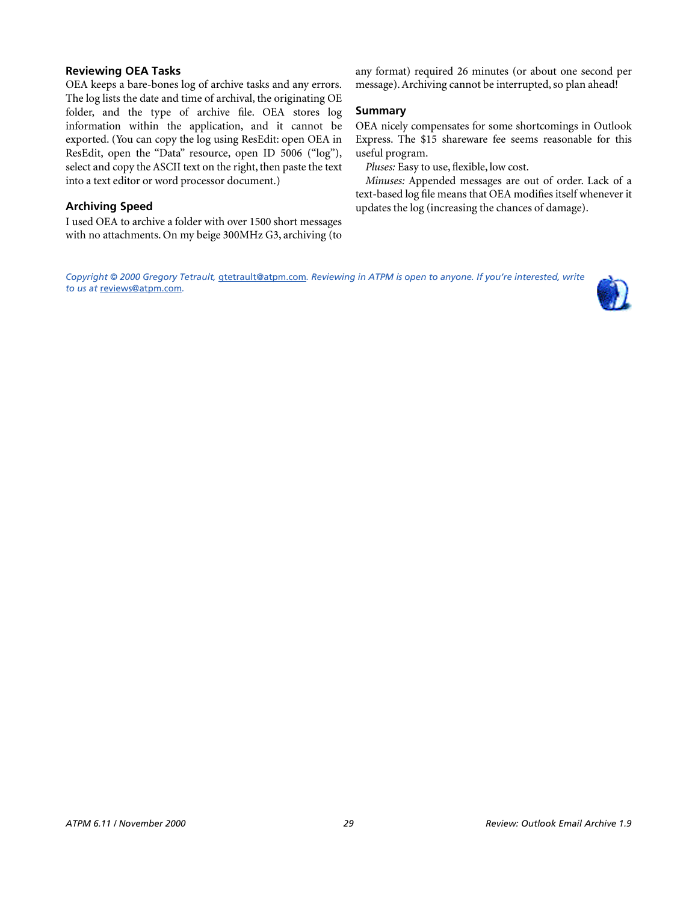### Reviewing OEA Tasks

OEA keeps a bare-bones log of archive tasks and any errors. The log lists the date and time of archival, the originating OE folder, and the type of archive file. OEA stores log information within the application, and it cannot be exported. (You can copy the log using ResEdit: open OEA in ResEdit, open the "Data" resource, open ID 5006 ("log"), select and copy the ASCII text on the right, then paste the text into a text editor or word processor document.)

### Archiving Speed

I used OEA to archive a folder with over 1500 short messages with no attachments. On my beige 300MHz G3, archiving (to any format) required 26 minutes (or about one second per message). Archiving cannot be interrupted, so plan ahead!

### Summary

OEA nicely compensates for some shortcomings in Outlook Express. The $15 shareware fee seems reasonable for this useful program.

*Pluses:* Easy to use, flexible, low cost.

*Minuses:* Appended messages are out of order. Lack of a text-based log file means that OEA modifies itself whenever it updates the log (increasing the chances of damage).

*Copyright © 2000 Gregory Tetrault, gtetrault@atpm.com. Reviewing in ATPM is open to anyone. If you're interested, write to us at reviews@atpm.com.*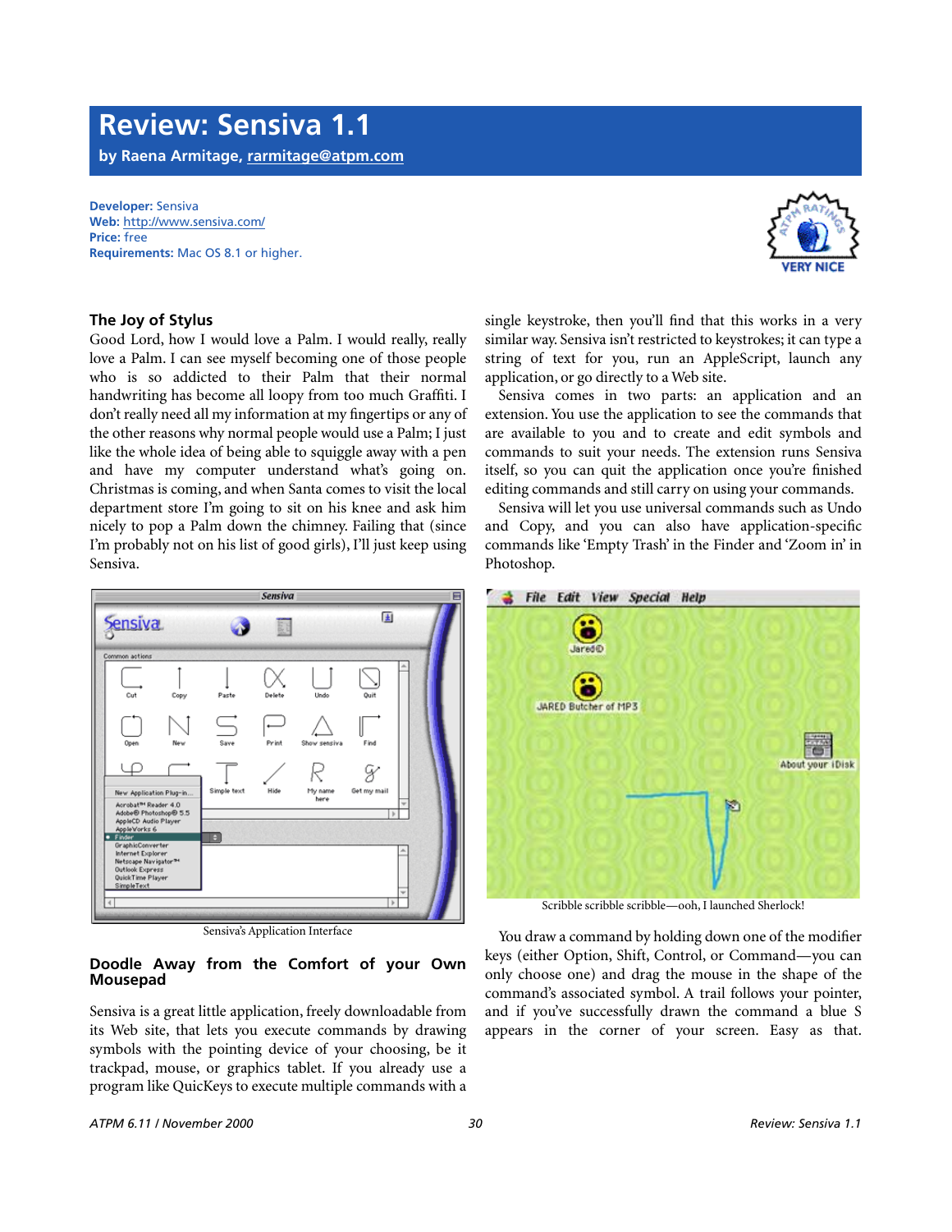# Review: Sensiva 1.1

**by Raena Armitage, rarmitage@atpm.com**

**Developer:** Sensiva
**Web:** http://www.sensiva.com/
**Price:** free
**Requirements:** Mac OS 8.1 or higher.

VERY NICE

### The Joy of Stylus

Good Lord, how I would love a Palm. I would really, really love a Palm. I can see myself becoming one of those people who is so addicted to their Palm that their normal handwriting has become all loopy from too much Graffiti. I don't really need all my information at my fingertips or any of the other reasons why normal people would use a Palm; I just like the whole idea of being able to squiggle away with a pen and have my computer understand what's going on. Christmas is coming, and when Santa comes to visit the local department store I'm going to sit on his knee and ask him nicely to pop a Palm down the chimney. Failing that (since I'm probably not on his list of good girls), I'll just keep using Sensiva.

Sensiva's Application Interface

### Doodle Away from the Comfort of your Own Mousepad

Sensiva is a great little application, freely downloadable from its Web site, that lets you execute commands by drawing symbols with the pointing device of your choosing, be it trackpad, mouse, or graphics tablet. If you already use a program like QuicKeys to execute multiple commands with a single keystroke, then you'll find that this works in a very similar way. Sensiva isn't restricted to keystrokes; it can type a string of text for you, run an AppleScript, launch any application, or go directly to a Web site.

Sensiva comes in two parts: an application and an extension. You use the application to see the commands that are available to you and to create and edit symbols and commands to suit your needs. The extension runs Sensiva itself, so you can quit the application once you're finished editing commands and still carry on using your commands.

Sensiva will let you use universal commands such as Undo and Copy, and you can also have application-specific commands like 'Empty Trash' in the Finder and 'Zoom in' in Photoshop.

Scribble scribble scribble—ooh, I launched Sherlock!

You draw a command by holding down one of the modifier keys (either Option, Shift, Control, or Command—you can only choose one) and drag the mouse in the shape of the command's associated symbol. A trail follows your pointer, and if you've successfully drawn the command a blue S appears in the corner of your screen. Easy as that.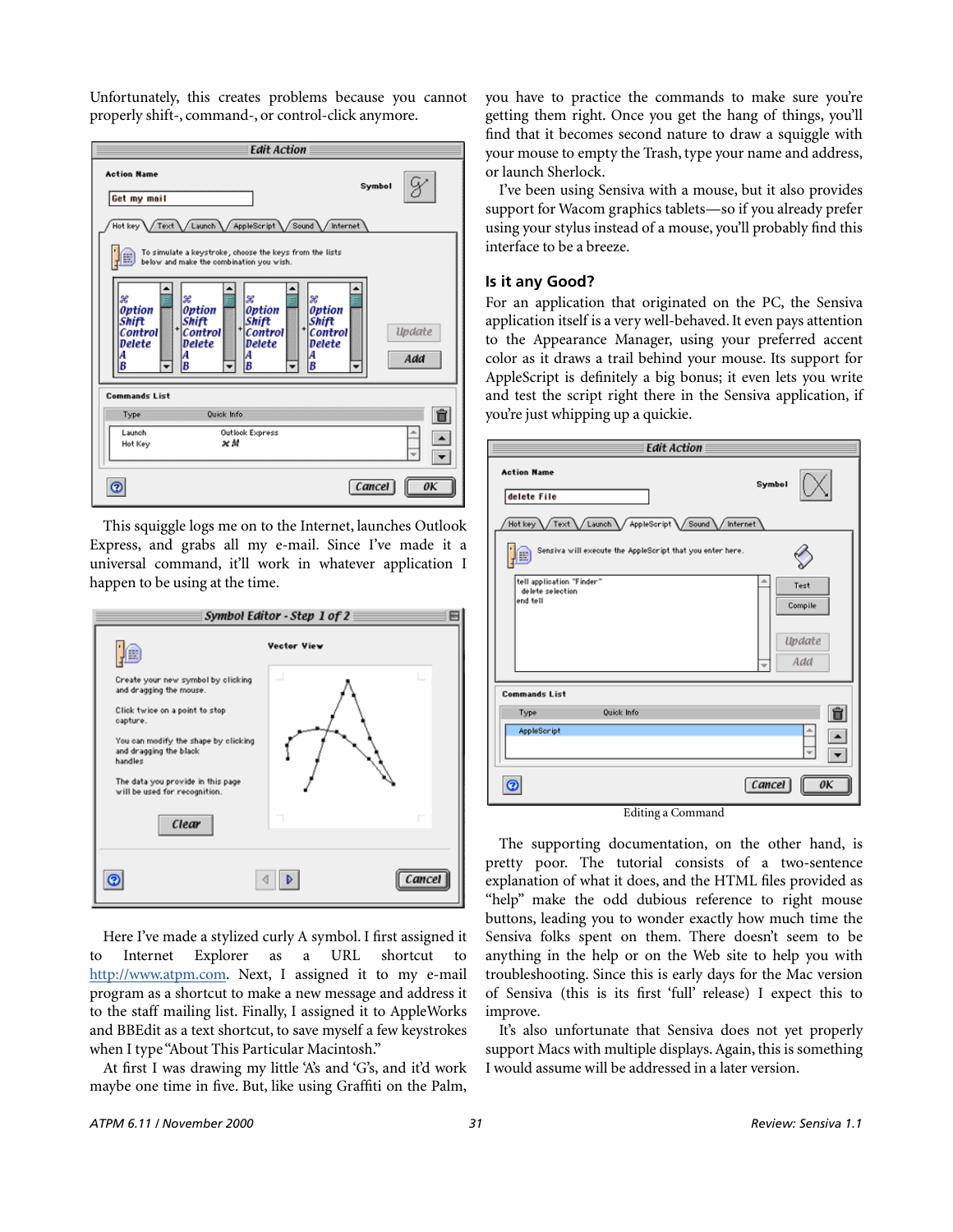Unfortunately, this creates problems because you cannot properly shift-, command-, or control-click anymore.

This squiggle logs me on to the Internet, launches Outlook Express, and grabs all my e-mail. Since I've made it a universal command, it'll work in whatever application I happen to be using at the time.

Here I've made a stylized curly A symbol. I first assigned it to Internet Explorer as a URL shortcut to http://www.atpm.com. Next, I assigned it to my e-mail program as a shortcut to make a new message and address it to the staff mailing list. Finally, I assigned it to AppleWorks and BBEdit as a text shortcut, to save myself a few keystrokes when I type "About This Particular Macintosh."

At first I was drawing my little 'A's and 'G's, and it'd work maybe one time in five. But, like using Graffiti on the Palm, you have to practice the commands to make sure you're getting them right. Once you get the hang of things, you'll find that it becomes second nature to draw a squiggle with your mouse to empty the Trash, type your name and address, or launch Sherlock.

I've been using Sensiva with a mouse, but it also provides support for Wacom graphics tablets—so if you already prefer using your stylus instead of a mouse, you'll probably find this interface to be a breeze.

## Is it any Good?

For an application that originated on the PC, the Sensiva application itself is a very well-behaved. It even pays attention to the Appearance Manager, using your preferred accent color as it draws a trail behind your mouse. Its support for AppleScript is definitely a big bonus; it even lets you write and test the script right there in the Sensiva application, if you're just whipping up a quickie.

Editing a Command

The supporting documentation, on the other hand, is pretty poor. The tutorial consists of a two-sentence explanation of what it does, and the HTML files provided as "help" make the odd dubious reference to right mouse buttons, leading you to wonder exactly how much time the Sensiva folks spent on them. There doesn't seem to be anything in the help or on the Web site to help you with troubleshooting. Since this is early days for the Mac version of Sensiva (this is its first 'full' release) I expect this to improve.

It's also unfortunate that Sensiva does not yet properly support Macs with multiple displays. Again, this is something I would assume will be addressed in a later version.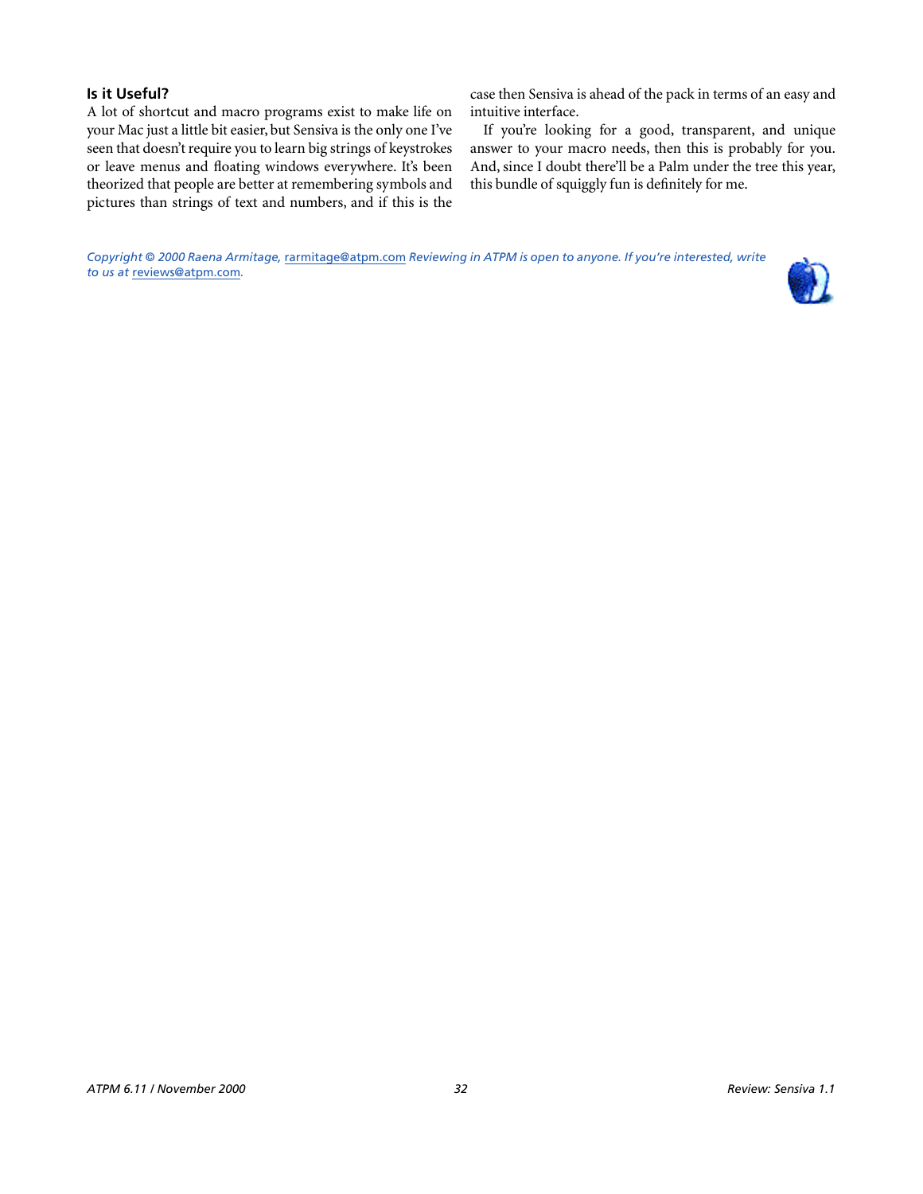### Is it Useful?

A lot of shortcut and macro programs exist to make life on your Mac just a little bit easier, but Sensiva is the only one I've seen that doesn't require you to learn big strings of keystrokes or leave menus and floating windows everywhere. It's been theorized that people are better at remembering symbols and pictures than strings of text and numbers, and if this is the case then Sensiva is ahead of the pack in terms of an easy and intuitive interface.

If you're looking for a good, transparent, and unique answer to your macro needs, then this is probably for you. And, since I doubt there'll be a Palm under the tree this year, this bundle of squiggly fun is definitely for me.

*Copyright © 2000 Raena Armitage,* rarmitage@atpm.com *Reviewing in ATPM is open to anyone. If you're interested, write to us at* reviews@atpm.com*.*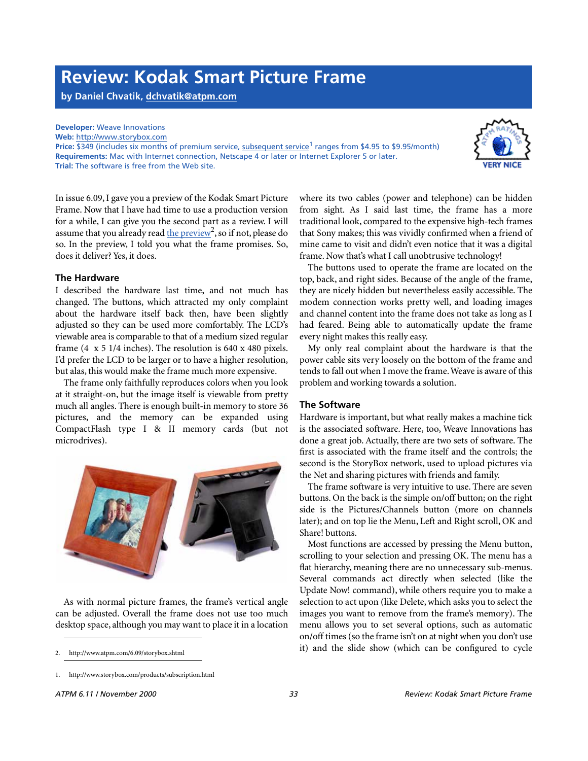# Review: Kodak Smart Picture Frame

**by Daniel Chvatik, dchvatik@atpm.com**

**Developer:** Weave Innovations
**Web:** http://www.storybox.com
**Price:** $349 (includes six months of premium service, subsequent service[1] ranges from $4.95 to $9.95/month)
**Requirements:** Mac with Internet connection, Netscape 4 or later or Internet Explorer 5 or later.
**Trial:** The software is free from the Web site.

VERY NICE

In issue 6.09, I gave you a preview of the Kodak Smart Picture Frame. Now that I have had time to use a production version for a while, I can give you the second part as a review. I will assume that you already read the preview[2], so if not, please do so. In the preview, I told you what the frame promises. So, does it deliver? Yes, it does.

### The Hardware

I described the hardware last time, and not much has changed. The buttons, which attracted my only complaint about the hardware itself back then, have been slightly adjusted so they can be used more comfortably. The LCD's viewable area is comparable to that of a medium sized regular frame (4 x 5 1/4 inches). The resolution is 640 x 480 pixels. I'd prefer the LCD to be larger or to have a higher resolution, but alas, this would make the frame much more expensive.

The frame only faithfully reproduces colors when you look at it straight-on, but the image itself is viewable from pretty much all angles. There is enough built-in memory to store 36 pictures, and the memory can be expanded using CompactFlash type I & II memory cards (but not microdrives).

As with normal picture frames, the frame's vertical angle can be adjusted. Overall the frame does not use too much desktop space, although you may want to place it in a location where its two cables (power and telephone) can be hidden from sight. As I said last time, the frame has a more traditional look, compared to the expensive high-tech frames that Sony makes; this was vividly confirmed when a friend of mine came to visit and didn't even notice that it was a digital frame. Now that's what I call unobtrusive technology!

The buttons used to operate the frame are located on the top, back, and right sides. Because of the angle of the frame, they are nicely hidden but nevertheless easily accessible. The modem connection works pretty well, and loading images and channel content into the frame does not take as long as I had feared. Being able to automatically update the frame every night makes this really easy.

My only real complaint about the hardware is that the power cable sits very loosely on the bottom of the frame and tends to fall out when I move the frame. Weave is aware of this problem and working towards a solution.

### The Software

Hardware is important, but what really makes a machine tick is the associated software. Here, too, Weave Innovations has done a great job. Actually, there are two sets of software. The first is associated with the frame itself and the controls; the second is the StoryBox network, used to upload pictures via the Net and sharing pictures with friends and family.

The frame software is very intuitive to use. There are seven buttons. On the back is the simple on/off button; on the right side is the Pictures/Channels button (more on channels later); and on top lie the Menu, Left and Right scroll, OK and Share! buttons.

Most functions are accessed by pressing the Menu button, scrolling to your selection and pressing OK. The menu has a flat hierarchy, meaning there are no unnecessary sub-menus. Several commands act directly when selected (like the Update Now! command), while others require you to make a selection to act upon (like Delete, which asks you to select the images you want to remove from the frame's memory). The menu allows you to set several options, such as automatic on/off times (so the frame isn't on at night when you don't use it) and the slide show (which can be configured to cycle

---

2. http://www.atpm.com/6.09/storybox.shtml

1. http://www.storybox.com/products/subscription.html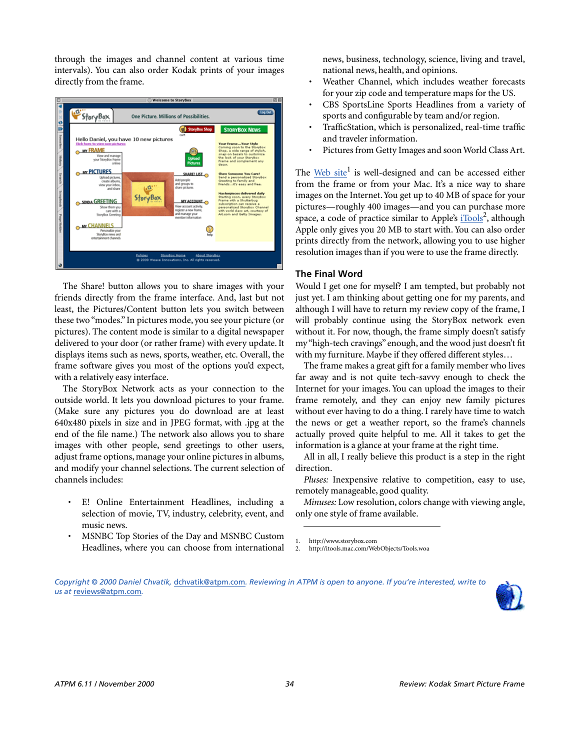through the images and channel content at various time intervals). You can also order Kodak prints of your images directly from the frame.

The Share! button allows you to share images with your friends directly from the frame interface. And, last but not least, the Pictures/Content button lets you switch between these two "modes." In pictures mode, you see your picture (or pictures). The content mode is similar to a digital newspaper delivered to your door (or rather frame) with every update. It displays items such as news, sports, weather, etc. Overall, the frame software gives you most of the options you'd expect, with a relatively easy interface.

The StoryBox Network acts as your connection to the outside world. It lets you download pictures to your frame. (Make sure any pictures you do download are at least 640x480 pixels in size and in JPEG format, with .jpg at the end of the file name.) The network also allows you to share images with other people, send greetings to other users, adjust frame options, manage your online pictures in albums, and modify your channel selections. The current selection of channels includes:

- E! Online Entertainment Headlines, including a selection of movie, TV, industry, celebrity, event, and music news.
- MSNBC Top Stories of the Day and MSNBC Custom Headlines, where you can choose from international news, business, technology, science, living and travel, national news, health, and opinions.
- Weather Channel, which includes weather forecasts for your zip code and temperature maps for the US.
- CBS SportsLine Sports Headlines from a variety of sports and configurable by team and/or region.
- TrafficStation, which is personalized, real-time traffic and traveler information.
- Pictures from Getty Images and soon World Class Art.

The Web site[1] is well-designed and can be accessed either from the frame or from your Mac. It's a nice way to share images on the Internet. You get up to 40 MB of space for your pictures—roughly 400 images—and you can purchase more space, a code of practice similar to Apple's iTools[2], although Apple only gives you 20 MB to start with. You can also order prints directly from the network, allowing you to use higher resolution images than if you were to use the frame directly.

## The Final Word

Would I get one for myself? I am tempted, but probably not just yet. I am thinking about getting one for my parents, and although I will have to return my review copy of the frame, I will probably continue using the StoryBox network even without it. For now, though, the frame simply doesn't satisfy my "high-tech cravings" enough, and the wood just doesn't fit with my furniture. Maybe if they offered different styles…

The frame makes a great gift for a family member who lives far away and is not quite tech-savvy enough to check the Internet for your images. You can upload the images to their frame remotely, and they can enjoy new family pictures without ever having to do a thing. I rarely have time to watch the news or get a weather report, so the frame's channels actually proved quite helpful to me. All it takes to get the information is a glance at your frame at the right time.

All in all, I really believe this product is a step in the right direction.

*Pluses:* Inexpensive relative to competition, easy to use, remotely manageable, good quality.

*Minuses:* Low resolution, colors change with viewing angle, only one style of frame available.

1. http://www.storybox.com
2. http://itools.mac.com/WebObjects/Tools.woa

*Copyright © 2000 Daniel Chvatik, dchvatik@atpm.com. Reviewing in ATPM is open to anyone. If you're interested, write to us at reviews@atpm.com.*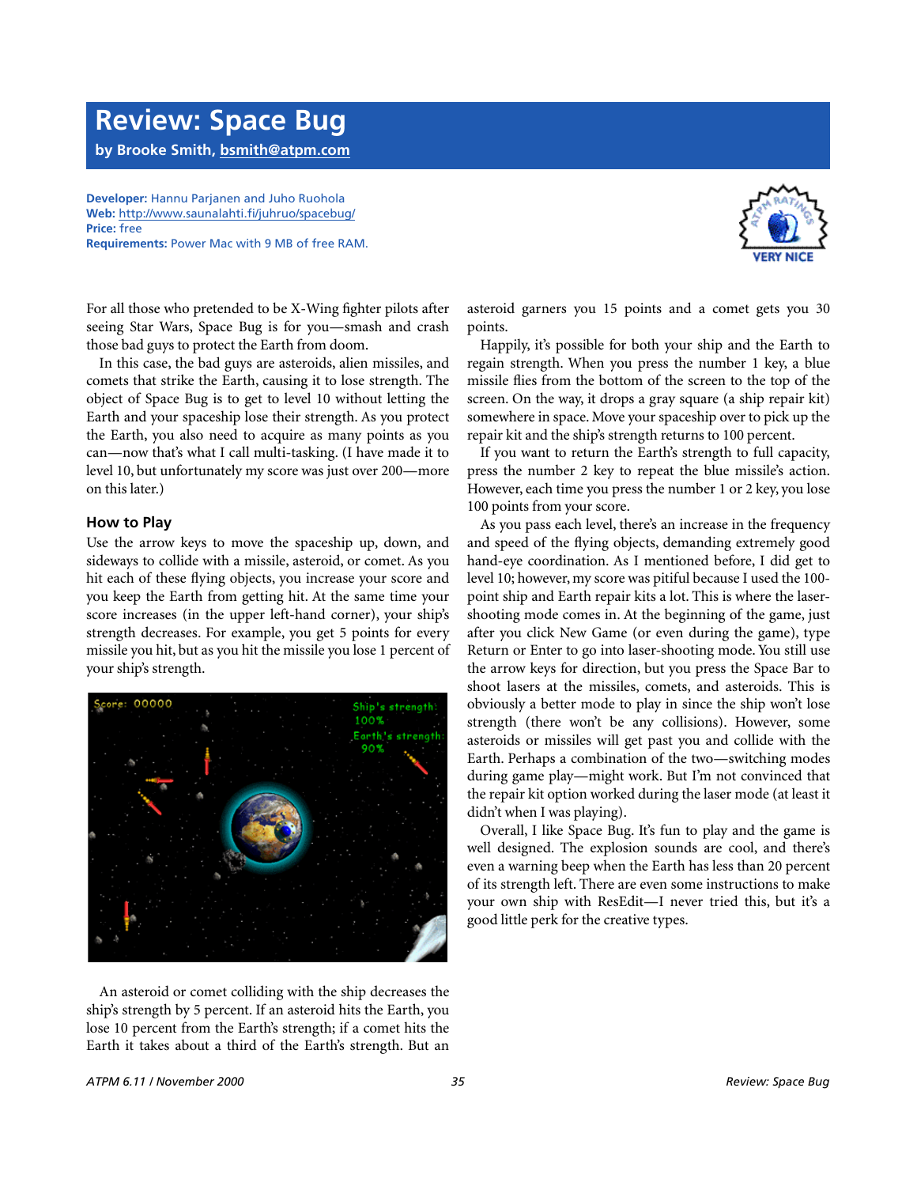# Review: Space Bug

**by Brooke Smith, bsmith@atpm.com**

**Developer:** Hannu Parjanen and Juho Ruohola
**Web:** http://www.saunalahti.fi/juhruo/spacebug/
**Price:** free
**Requirements:** Power Mac with 9 MB of free RAM.

For all those who pretended to be X-Wing fighter pilots after seeing Star Wars, Space Bug is for you—smash and crash those bad guys to protect the Earth from doom.

In this case, the bad guys are asteroids, alien missiles, and comets that strike the Earth, causing it to lose strength. The object of Space Bug is to get to level 10 without letting the Earth and your spaceship lose their strength. As you protect the Earth, you also need to acquire as many points as you can—now that's what I call multi-tasking. (I have made it to level 10, but unfortunately my score was just over 200—more on this later.)

## How to Play

Use the arrow keys to move the spaceship up, down, and sideways to collide with a missile, asteroid, or comet. As you hit each of these flying objects, you increase your score and you keep the Earth from getting hit. At the same time your score increases (in the upper left-hand corner), your ship's strength decreases. For example, you get 5 points for every missile you hit, but as you hit the missile you lose 1 percent of your ship's strength.

An asteroid or comet colliding with the ship decreases the ship's strength by 5 percent. If an asteroid hits the Earth, you lose 10 percent from the Earth's strength; if a comet hits the Earth it takes about a third of the Earth's strength. But an asteroid garners you 15 points and a comet gets you 30 points.

Happily, it's possible for both your ship and the Earth to regain strength. When you press the number 1 key, a blue missile flies from the bottom of the screen to the top of the screen. On the way, it drops a gray square (a ship repair kit) somewhere in space. Move your spaceship over to pick up the repair kit and the ship's strength returns to 100 percent.

If you want to return the Earth's strength to full capacity, press the number 2 key to repeat the blue missile's action. However, each time you press the number 1 or 2 key, you lose 100 points from your score.

As you pass each level, there's an increase in the frequency and speed of the flying objects, demanding extremely good hand-eye coordination. As I mentioned before, I did get to level 10; however, my score was pitiful because I used the 100-point ship and Earth repair kits a lot. This is where the laser-shooting mode comes in. At the beginning of the game, just after you click New Game (or even during the game), type Return or Enter to go into laser-shooting mode. You still use the arrow keys for direction, but you press the Space Bar to shoot lasers at the missiles, comets, and asteroids. This is obviously a better mode to play in since the ship won't lose strength (there won't be any collisions). However, some asteroids or missiles will get past you and collide with the Earth. Perhaps a combination of the two—switching modes during game play—might work. But I'm not convinced that the repair kit option worked during the laser mode (at least it didn't when I was playing).

Overall, I like Space Bug. It's fun to play and the game is well designed. The explosion sounds are cool, and there's even a warning beep when the Earth has less than 20 percent of its strength left. There are even some instructions to make your own ship with ResEdit—I never tried this, but it's a good little perk for the creative types.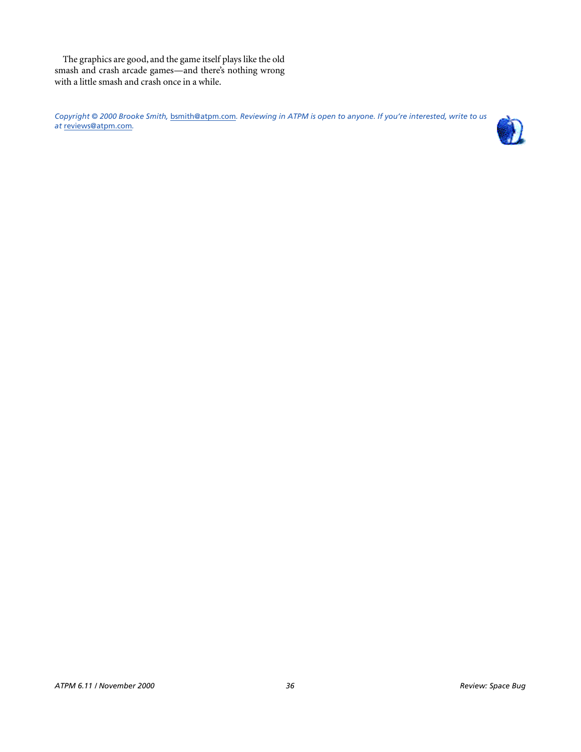The graphics are good, and the game itself plays like the old smash and crash arcade games—and there's nothing wrong with a little smash and crash once in a while.

*Copyright © 2000 Brooke Smith,* bsmith@atpm.com*. Reviewing in ATPM is open to anyone. If you're interested, write to us at* reviews@atpm.com*.*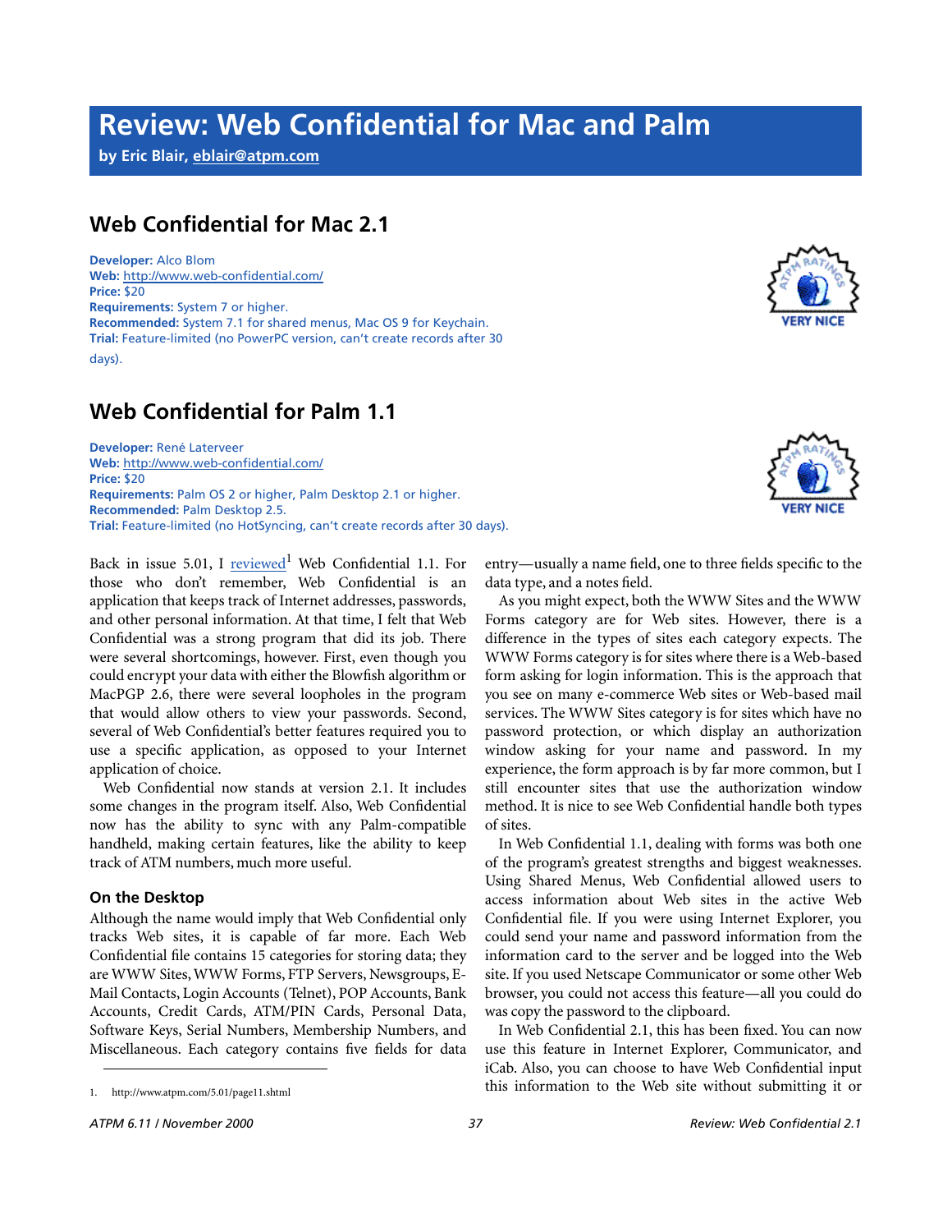# Review: Web Confidential for Mac and Palm

**by Eric Blair, eblair@atpm.com**

## Web Confidential for Mac 2.1

**Developer:** Alco Blom
**Web:** http://www.web-confidential.com/
**Price:** $20
**Requirements:** System 7 or higher.
**Recommended:** System 7.1 for shared menus, Mac OS 9 for Keychain.
**Trial:** Feature-limited (no PowerPC version, can't create records after 30 days).

VERY NICE

## Web Confidential for Palm 1.1

**Developer:** René Laterveer
**Web:** http://www.web-confidential.com/
**Price:** $20
**Requirements:** Palm OS 2 or higher, Palm Desktop 2.1 or higher.
**Recommended:** Palm Desktop 2.5.
**Trial:** Feature-limited (no HotSyncing, can't create records after 30 days).

VERY NICE

Back in issue 5.01, I reviewed[1] Web Confidential 1.1. For those who don't remember, Web Confidential is an application that keeps track of Internet addresses, passwords, and other personal information. At that time, I felt that Web Confidential was a strong program that did its job. There were several shortcomings, however. First, even though you could encrypt your data with either the Blowfish algorithm or MacPGP 2.6, there were several loopholes in the program that would allow others to view your passwords. Second, several of Web Confidential's better features required you to use a specific application, as opposed to your Internet application of choice.

Web Confidential now stands at version 2.1. It includes some changes in the program itself. Also, Web Confidential now has the ability to sync with any Palm-compatible handheld, making certain features, like the ability to keep track of ATM numbers, much more useful.

### On the Desktop

Although the name would imply that Web Confidential only tracks Web sites, it is capable of far more. Each Web Confidential file contains 15 categories for storing data; they are WWW Sites, WWW Forms, FTP Servers, Newsgroups, E-Mail Contacts, Login Accounts (Telnet), POP Accounts, Bank Accounts, Credit Cards, ATM/PIN Cards, Personal Data, Software Keys, Serial Numbers, Membership Numbers, and Miscellaneous. Each category contains five fields for data entry—usually a name field, one to three fields specific to the data type, and a notes field.

As you might expect, both the WWW Sites and the WWW Forms category are for Web sites. However, there is a difference in the types of sites each category expects. The WWW Forms category is for sites where there is a Web-based form asking for login information. This is the approach that you see on many e-commerce Web sites or Web-based mail services. The WWW Sites category is for sites which have no password protection, or which display an authorization window asking for your name and password. In my experience, the form approach is by far more common, but I still encounter sites that use the authorization window method. It is nice to see Web Confidential handle both types of sites.

In Web Confidential 1.1, dealing with forms was both one of the program's greatest strengths and biggest weaknesses. Using Shared Menus, Web Confidential allowed users to access information about Web sites in the active Web Confidential file. If you were using Internet Explorer, you could send your name and password information from the information card to the server and be logged into the Web site. If you used Netscape Communicator or some other Web browser, you could not access this feature—all you could do was copy the password to the clipboard.

In Web Confidential 2.1, this has been fixed. You can now use this feature in Internet Explorer, Communicator, and iCab. Also, you can choose to have Web Confidential input this information to the Web site without submitting it or

1. http://www.atpm.com/5.01/page11.shtml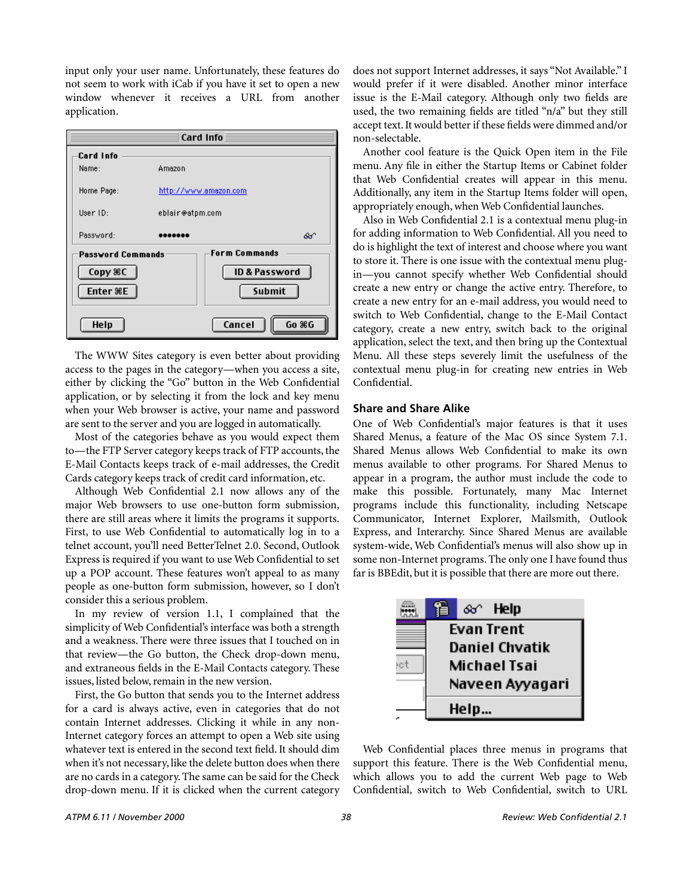input only your user name. Unfortunately, these features do not seem to work with iCab if you have it set to open a new window whenever it receives a URL from another application.

The WWW Sites category is even better about providing access to the pages in the category—when you access a site, either by clicking the "Go" button in the Web Confidential application, or by selecting it from the lock and key menu when your Web browser is active, your name and password are sent to the server and you are logged in automatically.

Most of the categories behave as you would expect them to—the FTP Server category keeps track of FTP accounts, the E-Mail Contacts keeps track of e-mail addresses, the Credit Cards category keeps track of credit card information, etc.

Although Web Confidential 2.1 now allows any of the major Web browsers to use one-button form submission, there are still areas where it limits the programs it supports. First, to use Web Confidential to automatically log in to a telnet account, you'll need BetterTelnet 2.0. Second, Outlook Express is required if you want to use Web Confidential to set up a POP account. These features won't appeal to as many people as one-button form submission, however, so I don't consider this a serious problem.

In my review of version 1.1, I complained that the simplicity of Web Confidential's interface was both a strength and a weakness. There were three issues that I touched on in that review—the Go button, the Check drop-down menu, and extraneous fields in the E-Mail Contacts category. These issues, listed below, remain in the new version.

First, the Go button that sends you to the Internet address for a card is always active, even in categories that do not contain Internet addresses. Clicking it while in any non-Internet category forces an attempt to open a Web site using whatever text is entered in the second text field. It should dim when it's not necessary, like the delete button does when there are no cards in a category. The same can be said for the Check drop-down menu. If it is clicked when the current category does not support Internet addresses, it says "Not Available." I would prefer if it were disabled. Another minor interface issue is the E-Mail category. Although only two fields are used, the two remaining fields are titled "n/a" but they still accept text. It would better if these fields were dimmed and/or non-selectable.

Another cool feature is the Quick Open item in the File menu. Any file in either the Startup Items or Cabinet folder that Web Confidential creates will appear in this menu. Additionally, any item in the Startup Items folder will open, appropriately enough, when Web Confidential launches.

Also in Web Confidential 2.1 is a contextual menu plug-in for adding information to Web Confidential. All you need to do is highlight the text of interest and choose where you want to store it. There is one issue with the contextual menu plug-in—you cannot specify whether Web Confidential should create a new entry or change the active entry. Therefore, to create a new entry for an e-mail address, you would need to switch to Web Confidential, change to the E-Mail Contact category, create a new entry, switch back to the original application, select the text, and then bring up the Contextual Menu. All these steps severely limit the usefulness of the contextual menu plug-in for creating new entries in Web Confidential.

## Share and Share Alike

One of Web Confidential's major features is that it uses Shared Menus, a feature of the Mac OS since System 7.1. Shared Menus allows Web Confidential to make its own menus available to other programs. For Shared Menus to appear in a program, the author must include the code to make this possible. Fortunately, many Mac Internet programs include this functionality, including Netscape Communicator, Internet Explorer, Mailsmith, Outlook Express, and Interarchy. Since Shared Menus are available system-wide, Web Confidential's menus will also show up in some non-Internet programs. The only one I have found thus far is BBEdit, but it is possible that there are more out there.

Web Confidential places three menus in programs that support this feature. There is the Web Confidential menu, which allows you to add the current Web page to Web Confidential, switch to Web Confidential, switch to URL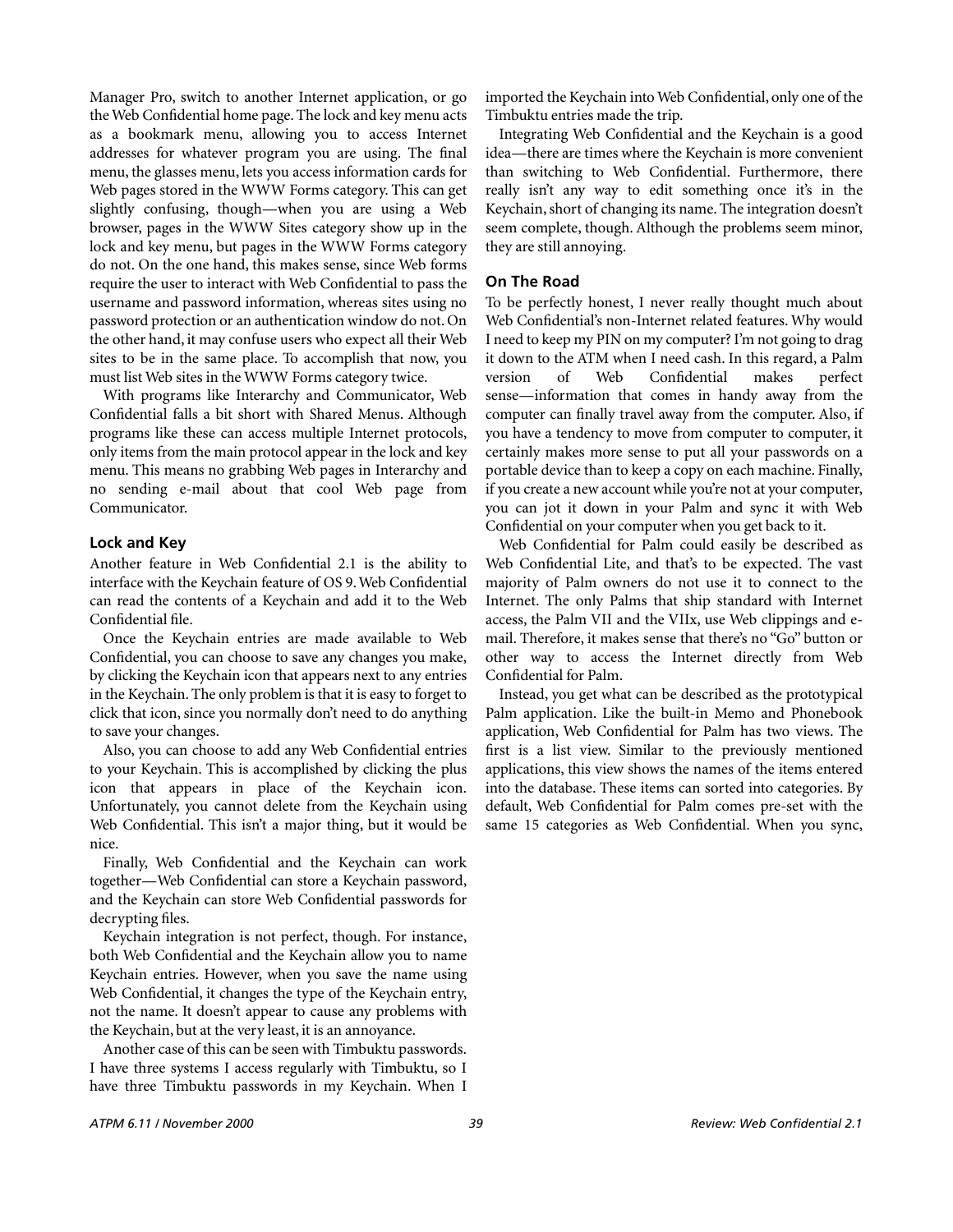Manager Pro, switch to another Internet application, or go the Web Confidential home page. The lock and key menu acts as a bookmark menu, allowing you to access Internet addresses for whatever program you are using. The final menu, the glasses menu, lets you access information cards for Web pages stored in the WWW Forms category. This can get slightly confusing, though—when you are using a Web browser, pages in the WWW Sites category show up in the lock and key menu, but pages in the WWW Forms category do not. On the one hand, this makes sense, since Web forms require the user to interact with Web Confidential to pass the username and password information, whereas sites using no password protection or an authentication window do not. On the other hand, it may confuse users who expect all their Web sites to be in the same place. To accomplish that now, you must list Web sites in the WWW Forms category twice.

With programs like Interarchy and Communicator, Web Confidential falls a bit short with Shared Menus. Although programs like these can access multiple Internet protocols, only items from the main protocol appear in the lock and key menu. This means no grabbing Web pages in Interarchy and no sending e-mail about that cool Web page from Communicator.

### Lock and Key

Another feature in Web Confidential 2.1 is the ability to interface with the Keychain feature of OS 9. Web Confidential can read the contents of a Keychain and add it to the Web Confidential file.

Once the Keychain entries are made available to Web Confidential, you can choose to save any changes you make, by clicking the Keychain icon that appears next to any entries in the Keychain. The only problem is that it is easy to forget to click that icon, since you normally don't need to do anything to save your changes.

Also, you can choose to add any Web Confidential entries to your Keychain. This is accomplished by clicking the plus icon that appears in place of the Keychain icon. Unfortunately, you cannot delete from the Keychain using Web Confidential. This isn't a major thing, but it would be nice.

Finally, Web Confidential and the Keychain can work together—Web Confidential can store a Keychain password, and the Keychain can store Web Confidential passwords for decrypting files.

Keychain integration is not perfect, though. For instance, both Web Confidential and the Keychain allow you to name Keychain entries. However, when you save the name using Web Confidential, it changes the type of the Keychain entry, not the name. It doesn't appear to cause any problems with the Keychain, but at the very least, it is an annoyance.

Another case of this can be seen with Timbuktu passwords. I have three systems I access regularly with Timbuktu, so I have three Timbuktu passwords in my Keychain. When I imported the Keychain into Web Confidential, only one of the Timbuktu entries made the trip.

Integrating Web Confidential and the Keychain is a good idea—there are times where the Keychain is more convenient than switching to Web Confidential. Furthermore, there really isn't any way to edit something once it's in the Keychain, short of changing its name. The integration doesn't seem complete, though. Although the problems seem minor, they are still annoying.

### On The Road

To be perfectly honest, I never really thought much about Web Confidential's non-Internet related features. Why would I need to keep my PIN on my computer? I'm not going to drag it down to the ATM when I need cash. In this regard, a Palm version of Web Confidential makes perfect sense—information that comes in handy away from the computer can finally travel away from the computer. Also, if you have a tendency to move from computer to computer, it certainly makes more sense to put all your passwords on a portable device than to keep a copy on each machine. Finally, if you create a new account while you're not at your computer, you can jot it down in your Palm and sync it with Web Confidential on your computer when you get back to it.

Web Confidential for Palm could easily be described as Web Confidential Lite, and that's to be expected. The vast majority of Palm owners do not use it to connect to the Internet. The only Palms that ship standard with Internet access, the Palm VII and the VIIx, use Web clippings and e-mail. Therefore, it makes sense that there's no "Go" button or other way to access the Internet directly from Web Confidential for Palm.

Instead, you get what can be described as the prototypical Palm application. Like the built-in Memo and Phonebook application, Web Confidential for Palm has two views. The first is a list view. Similar to the previously mentioned applications, this view shows the names of the items entered into the database. These items can sorted into categories. By default, Web Confidential for Palm comes pre-set with the same 15 categories as Web Confidential. When you sync,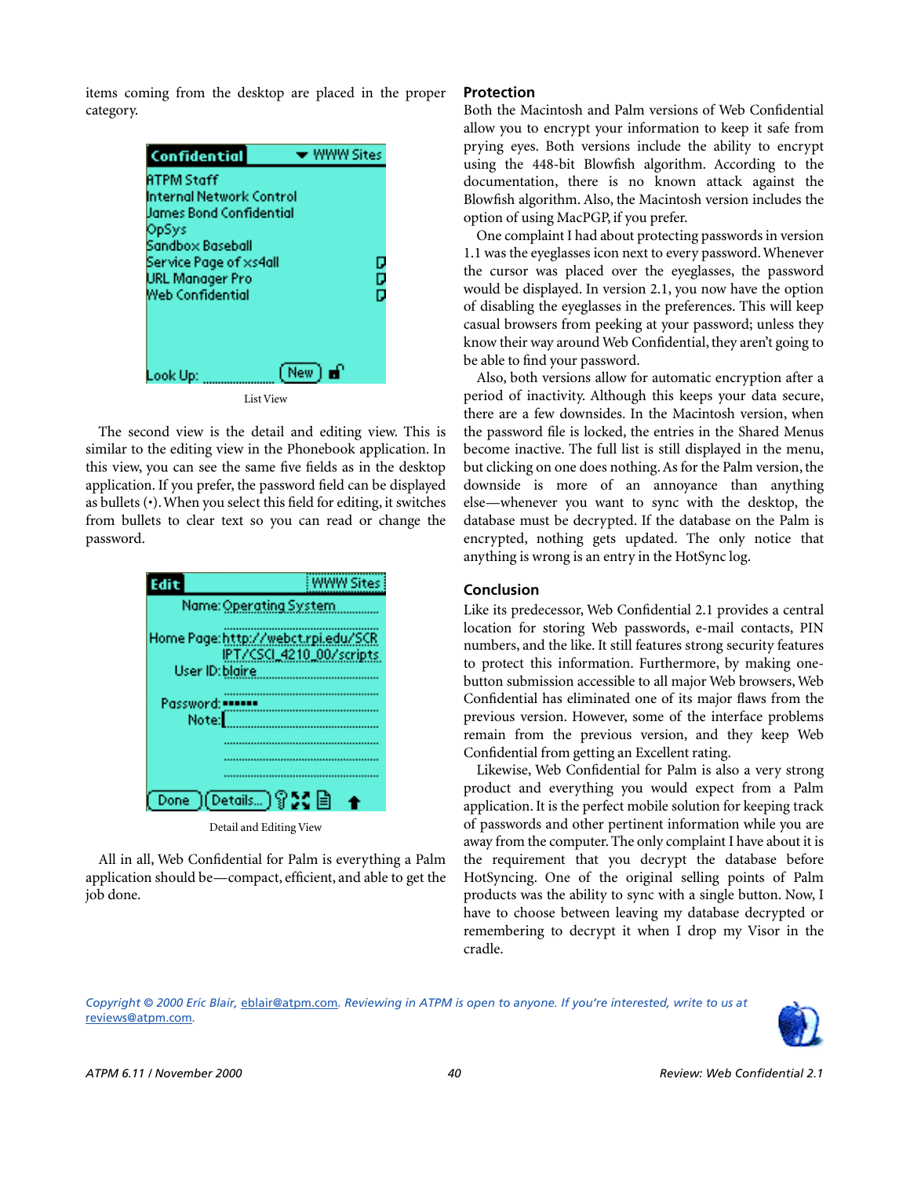items coming from the desktop are placed in the proper category.

List View

The second view is the detail and editing view. This is similar to the editing view in the Phonebook application. In this view, you can see the same five fields as in the desktop application. If you prefer, the password field can be displayed as bullets (•). When you select this field for editing, it switches from bullets to clear text so you can read or change the password.

Detail and Editing View

All in all, Web Confidential for Palm is everything a Palm application should be—compact, efficient, and able to get the job done.

## Protection

Both the Macintosh and Palm versions of Web Confidential allow you to encrypt your information to keep it safe from prying eyes. Both versions include the ability to encrypt using the 448-bit Blowfish algorithm. According to the documentation, there is no known attack against the Blowfish algorithm. Also, the Macintosh version includes the option of using MacPGP, if you prefer.

One complaint I had about protecting passwords in version 1.1 was the eyeglasses icon next to every password. Whenever the cursor was placed over the eyeglasses, the password would be displayed. In version 2.1, you now have the option of disabling the eyeglasses in the preferences. This will keep casual browsers from peeking at your password; unless they know their way around Web Confidential, they aren't going to be able to find your password.

Also, both versions allow for automatic encryption after a period of inactivity. Although this keeps your data secure, there are a few downsides. In the Macintosh version, when the password file is locked, the entries in the Shared Menus become inactive. The full list is still displayed in the menu, but clicking on one does nothing. As for the Palm version, the downside is more of an annoyance than anything else—whenever you want to sync with the desktop, the database must be decrypted. If the database on the Palm is encrypted, nothing gets updated. The only notice that anything is wrong is an entry in the HotSync log.

## Conclusion

Like its predecessor, Web Confidential 2.1 provides a central location for storing Web passwords, e-mail contacts, PIN numbers, and the like. It still features strong security features to protect this information. Furthermore, by making one-button submission accessible to all major Web browsers, Web Confidential has eliminated one of its major flaws from the previous version. However, some of the interface problems remain from the previous version, and they keep Web Confidential from getting an Excellent rating.

Likewise, Web Confidential for Palm is also a very strong product and everything you would expect from a Palm application. It is the perfect mobile solution for keeping track of passwords and other pertinent information while you are away from the computer. The only complaint I have about it is the requirement that you decrypt the database before HotSyncing. One of the original selling points of Palm products was the ability to sync with a single button. Now, I have to choose between leaving my database decrypted or remembering to decrypt it when I drop my Visor in the cradle.

*Copyright © 2000 Eric Blair, eblair@atpm.com. Reviewing in ATPM is open to anyone. If you're interested, write to us at reviews@atpm.com.*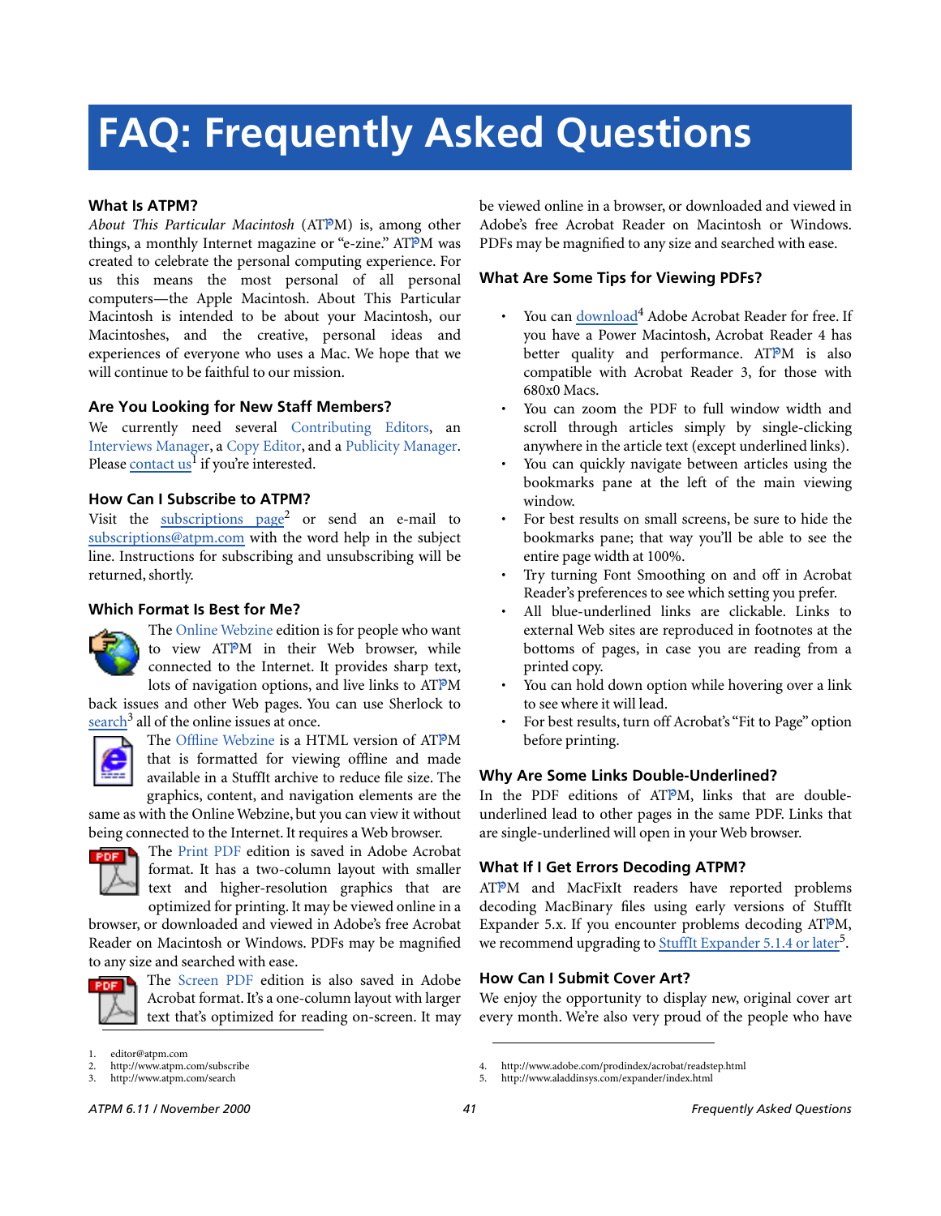# FAQ: Frequently Asked Questions

### What Is ATPM?

*About This Particular Macintosh* (ATPM) is, among other things, a monthly Internet magazine or "e-zine." ATPM was created to celebrate the personal computing experience. For us this means the most personal of all personal computers—the Apple Macintosh. About This Particular Macintosh is intended to be about your Macintosh, our Macintoshes, and the creative, personal ideas and experiences of everyone who uses a Mac. We hope that we will continue to be faithful to our mission.

### Are You Looking for New Staff Members?

We currently need several Contributing Editors, an Interviews Manager, a Copy Editor, and a Publicity Manager. Please contact us[1] if you're interested.

### How Can I Subscribe to ATPM?

Visit the subscriptions page[2] or send an e-mail to subscriptions@atpm.com with the word help in the subject line. Instructions for subscribing and unsubscribing will be returned, shortly.

### Which Format Is Best for Me?

The Online Webzine edition is for people who want to view ATPM in their Web browser, while connected to the Internet. It provides sharp text, lots of navigation options, and live links to ATPM back issues and other Web pages. You can use Sherlock to search[3] all of the online issues at once.

The Offline Webzine is a HTML version of ATPM that is formatted for viewing offline and made available in a StuffIt archive to reduce file size. The graphics, content, and navigation elements are the same as with the Online Webzine, but you can view it without being connected to the Internet. It requires a Web browser.

The Print PDF edition is saved in Adobe Acrobat format. It has a two-column layout with smaller text and higher-resolution graphics that are optimized for printing. It may be viewed online in a browser, or downloaded and viewed in Adobe's free Acrobat Reader on Macintosh or Windows. PDFs may be magnified to any size and searched with ease.

The Screen PDF edition is also saved in Adobe Acrobat format. It's a one-column layout with larger text that's optimized for reading on-screen. It may be viewed online in a browser, or downloaded and viewed in Adobe's free Acrobat Reader on Macintosh or Windows. PDFs may be magnified to any size and searched with ease.

### What Are Some Tips for Viewing PDFs?

- You can download[4] Adobe Acrobat Reader for free. If you have a Power Macintosh, Acrobat Reader 4 has better quality and performance. ATPM is also compatible with Acrobat Reader 3, for those with 680x0 Macs.
- You can zoom the PDF to full window width and scroll through articles simply by single-clicking anywhere in the article text (except underlined links).
- You can quickly navigate between articles using the bookmarks pane at the left of the main viewing window.
- For best results on small screens, be sure to hide the bookmarks pane; that way you'll be able to see the entire page width at 100%.
- Try turning Font Smoothing on and off in Acrobat Reader's preferences to see which setting you prefer.
- All blue-underlined links are clickable. Links to external Web sites are reproduced in footnotes at the bottoms of pages, in case you are reading from a printed copy.
- You can hold down option while hovering over a link to see where it will lead.
- For best results, turn off Acrobat's "Fit to Page" option before printing.

### Why Are Some Links Double-Underlined?

In the PDF editions of ATPM, links that are double-underlined lead to other pages in the same PDF. Links that are single-underlined will open in your Web browser.

### What If I Get Errors Decoding ATPM?

ATPM and MacFixIt readers have reported problems decoding MacBinary files using early versions of StuffIt Expander 5.x. If you encounter problems decoding ATPM, we recommend upgrading to StuffIt Expander 5.1.4 or later[5].

### How Can I Submit Cover Art?

We enjoy the opportunity to display new, original cover art every month. We're also very proud of the people who have

1. editor@atpm.com
2. http://www.atpm.com/subscribe
3. http://www.atpm.com/search
4. http://www.adobe.com/prodindex/acrobat/readstep.html
5. http://www.aladdinsys.com/expander/index.html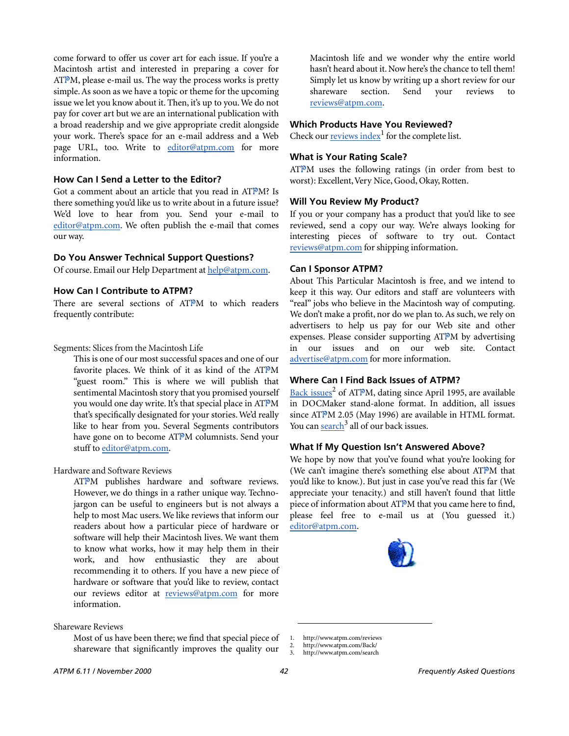come forward to offer us cover art for each issue. If you're a Macintosh artist and interested in preparing a cover for ATPM, please e-mail us. The way the process works is pretty simple. As soon as we have a topic or theme for the upcoming issue we let you know about it. Then, it's up to you. We do not pay for cover art but we are an international publication with a broad readership and we give appropriate credit alongside your work. There's space for an e-mail address and a Web page URL, too. Write to editor@atpm.com for more information.

### How Can I Send a Letter to the Editor?

Got a comment about an article that you read in ATPM? Is there something you'd like us to write about in a future issue? We'd love to hear from you. Send your e-mail to editor@atpm.com. We often publish the e-mail that comes our way.

### Do You Answer Technical Support Questions?

Of course. Email our Help Department at help@atpm.com.

### How Can I Contribute to ATPM?

There are several sections of ATPM to which readers frequently contribute:

Segments: Slices from the Macintosh Life

> This is one of our most successful spaces and one of our favorite places. We think of it as kind of the ATPM "guest room." This is where we will publish that sentimental Macintosh story that you promised yourself you would one day write. It's that special place in ATPM that's specifically designated for your stories. We'd really like to hear from you. Several Segments contributors have gone on to become ATPM columnists. Send your stuff to editor@atpm.com.

Hardware and Software Reviews

> ATPM publishes hardware and software reviews. However, we do things in a rather unique way. Technojargon can be useful to engineers but is not always a help to most Mac users. We like reviews that inform our readers about how a particular piece of hardware or software will help their Macintosh lives. We want them to know what works, how it may help them in their work, and how enthusiastic they are about recommending it to others. If you have a new piece of hardware or software that you'd like to review, contact our reviews editor at reviews@atpm.com for more information.

Shareware Reviews

> Most of us have been there; we find that special piece of shareware that significantly improves the quality our Macintosh life and we wonder why the entire world hasn't heard about it. Now here's the chance to tell them! Simply let us know by writing up a short review for our shareware section. Send your reviews to reviews@atpm.com.

### Which Products Have You Reviewed?

Check our reviews index[1] for the complete list.

### What is Your Rating Scale?

ATPM uses the following ratings (in order from best to worst): Excellent, Very Nice, Good, Okay, Rotten.

### Will You Review My Product?

If you or your company has a product that you'd like to see reviewed, send a copy our way. We're always looking for interesting pieces of software to try out. Contact reviews@atpm.com for shipping information.

### Can I Sponsor ATPM?

About This Particular Macintosh is free, and we intend to keep it this way. Our editors and staff are volunteers with "real" jobs who believe in the Macintosh way of computing. We don't make a profit, nor do we plan to. As such, we rely on advertisers to help us pay for our Web site and other expenses. Please consider supporting ATPM by advertising in our issues and on our web site. Contact advertise@atpm.com for more information.

### Where Can I Find Back Issues of ATPM?

Back issues[2] of ATPM, dating since April 1995, are available in DOCMaker stand-alone format. In addition, all issues since ATPM 2.05 (May 1996) are available in HTML format. You can search[3] all of our back issues.

### What If My Question Isn't Answered Above?

We hope by now that you've found what you're looking for (We can't imagine there's something else about ATPM that you'd like to know.). But just in case you've read this far (We appreciate your tenacity.) and still haven't found that little piece of information about ATPM that you came here to find, please feel free to e-mail us at (You guessed it.) editor@atpm.com.

1. http://www.atpm.com/reviews
2. http://www.atpm.com/Back/
3. http://www.atpm.com/search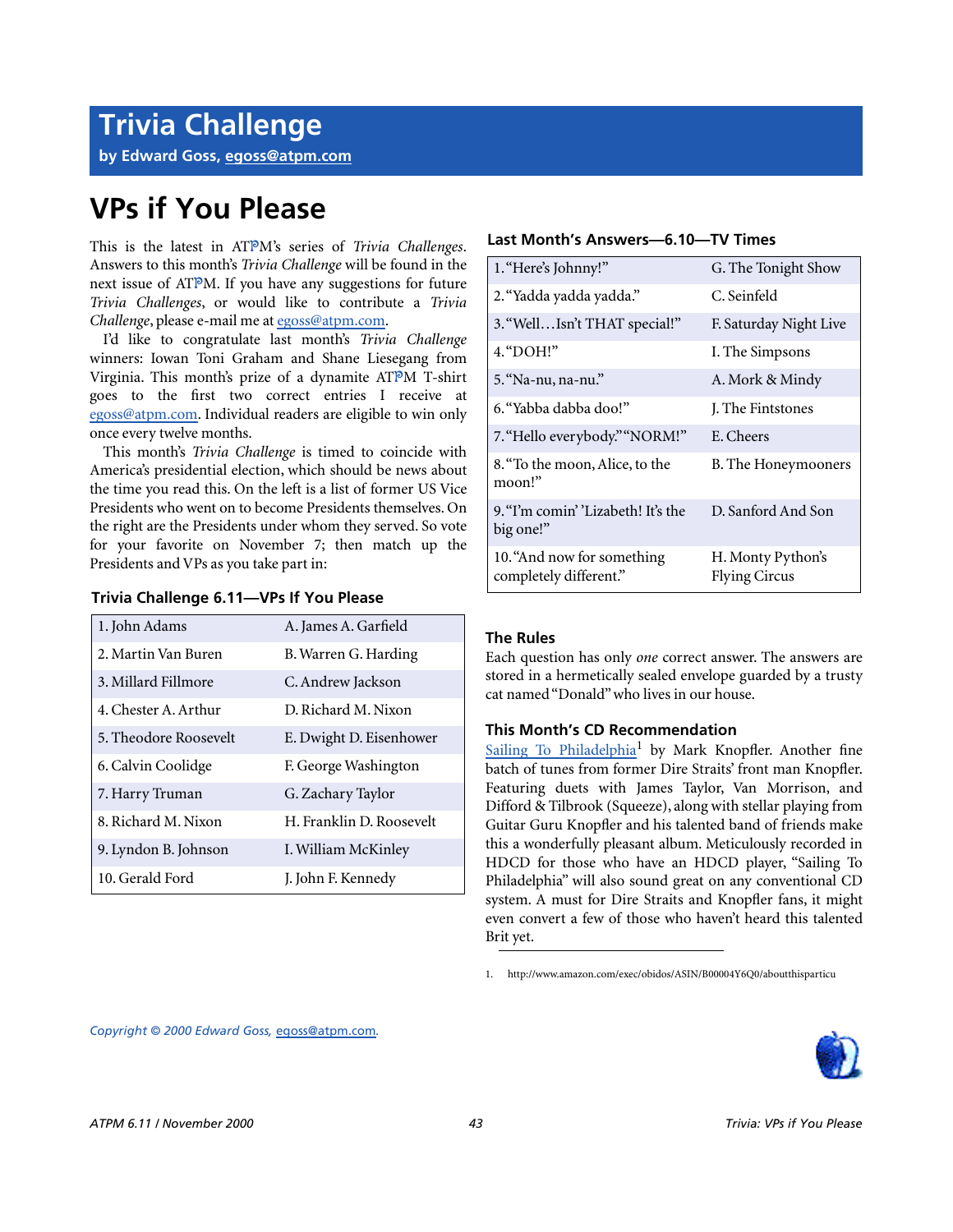# Trivia Challenge

**by Edward Goss, egoss@atpm.com**

## VPs if You Please

This is the latest in ATPM's series of *Trivia Challenges*. Answers to this month's *Trivia Challenge* will be found in the next issue of ATPM. If you have any suggestions for future *Trivia Challenges*, or would like to contribute a *Trivia Challenge*, please e-mail me at egoss@atpm.com.

I'd like to congratulate last month's *Trivia Challenge* winners: Iowan Toni Graham and Shane Liesegang from Virginia. This month's prize of a dynamite ATPM T-shirt goes to the first two correct entries I receive at egoss@atpm.com. Individual readers are eligible to win only once every twelve months.

This month's *Trivia Challenge* is timed to coincide with America's presidential election, which should be news about the time you read this. On the left is a list of former US Vice Presidents who went on to become Presidents themselves. On the right are the Presidents under whom they served. So vote for your favorite on November 7; then match up the Presidents and VPs as you take part in:

### Trivia Challenge 6.11—VPs If You Please

| | |
|---|---|
| 1. John Adams | A. James A. Garfield |
| 2. Martin Van Buren | B. Warren G. Harding |
| 3. Millard Fillmore | C. Andrew Jackson |
| 4. Chester A. Arthur | D. Richard M. Nixon |
| 5. Theodore Roosevelt | E. Dwight D. Eisenhower |
| 6. Calvin Coolidge | F. George Washington |
| 7. Harry Truman | G. Zachary Taylor |
| 8. Richard M. Nixon | H. Franklin D. Roosevelt |
| 9. Lyndon B. Johnson | I. William McKinley |
| 10. Gerald Ford | J. John F. Kennedy |

### Last Month's Answers—6.10—TV Times

| | |
|---|---|
| 1. "Here's Johnny!" | G. The Tonight Show |
| 2. "Yadda yadda yadda." | C. Seinfeld |
| 3. "Well…Isn't THAT special!" | F. Saturday Night Live |
| 4. "DOH!" | I. The Simpsons |
| 5. "Na-nu, na-nu." | A. Mork & Mindy |
| 6. "Yabba dabba doo!" | J. The Fintstones |
| 7. "Hello everybody." "NORM!" | E. Cheers |
| 8. "To the moon, Alice, to the moon!" | B. The Honeymooners |
| 9. "I'm comin' 'Lizabeth! It's the big one!" | D. Sanford And Son |
| 10. "And now for something completely different." | H. Monty Python's Flying Circus |

### The Rules

Each question has only *one* correct answer. The answers are stored in a hermetically sealed envelope guarded by a trusty cat named "Donald" who lives in our house.

### This Month's CD Recommendation

Sailing To Philadelphia[1] by Mark Knopfler. Another fine batch of tunes from former Dire Straits' front man Knopfler. Featuring duets with James Taylor, Van Morrison, and Difford & Tilbrook (Squeeze), along with stellar playing from Guitar Guru Knopfler and his talented band of friends make this a wonderfully pleasant album. Meticulously recorded in HDCD for those who have an HDCD player, "Sailing To Philadelphia" will also sound great on any conventional CD system. A must for Dire Straits and Knopfler fans, it might even convert a few of those who haven't heard this talented Brit yet.

1. http://www.amazon.com/exec/obidos/ASIN/B00004Y6Q0/aboutthisparticu

*Copyright © 2000 Edward Goss, egoss@atpm.com.*